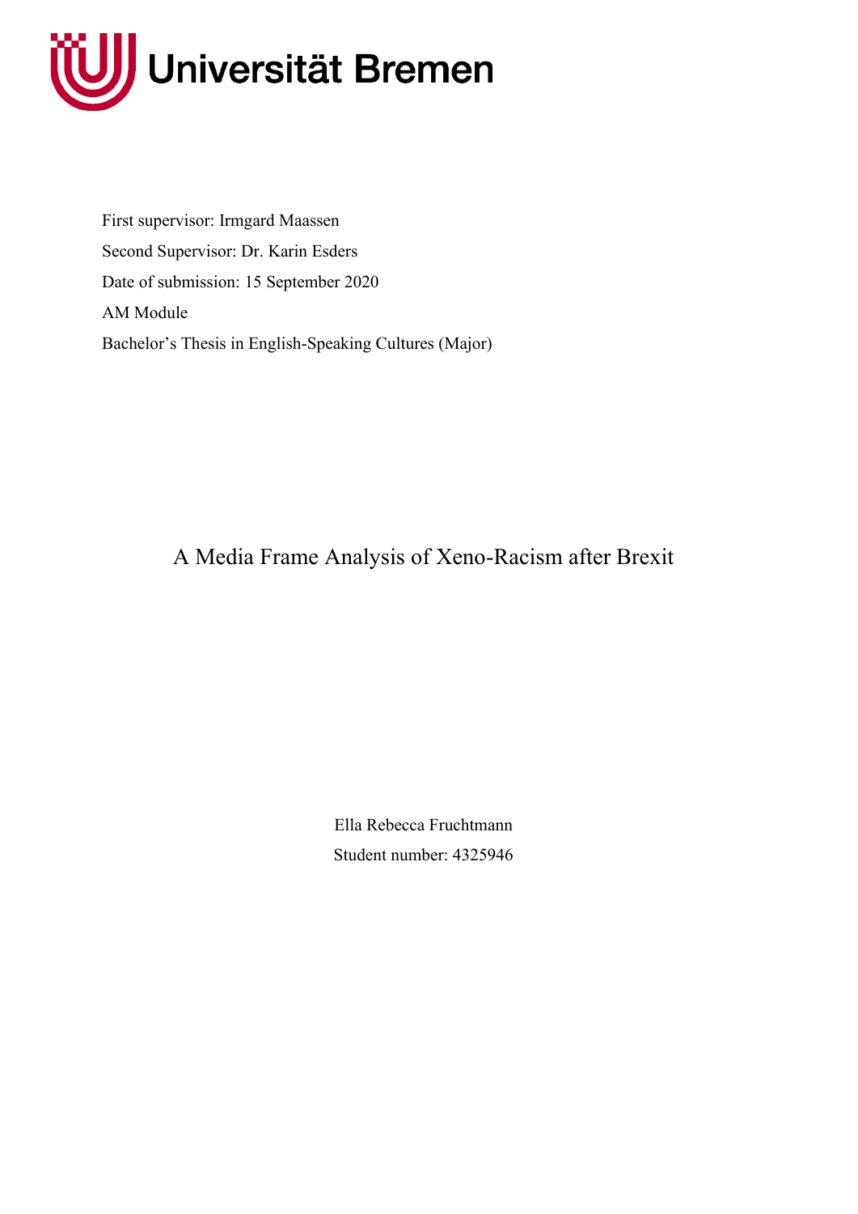Universität Bremen

First supervisor: Irmgard Maassen

Second Supervisor: Dr. Karin Esders

Date of submission: 15 September 2020

AM Module

Bachelor's Thesis in English-Speaking Cultures (Major)

# A Media Frame Analysis of Xeno-Racism after Brexit

Ella Rebecca Fruchtmann

Student number: 4325946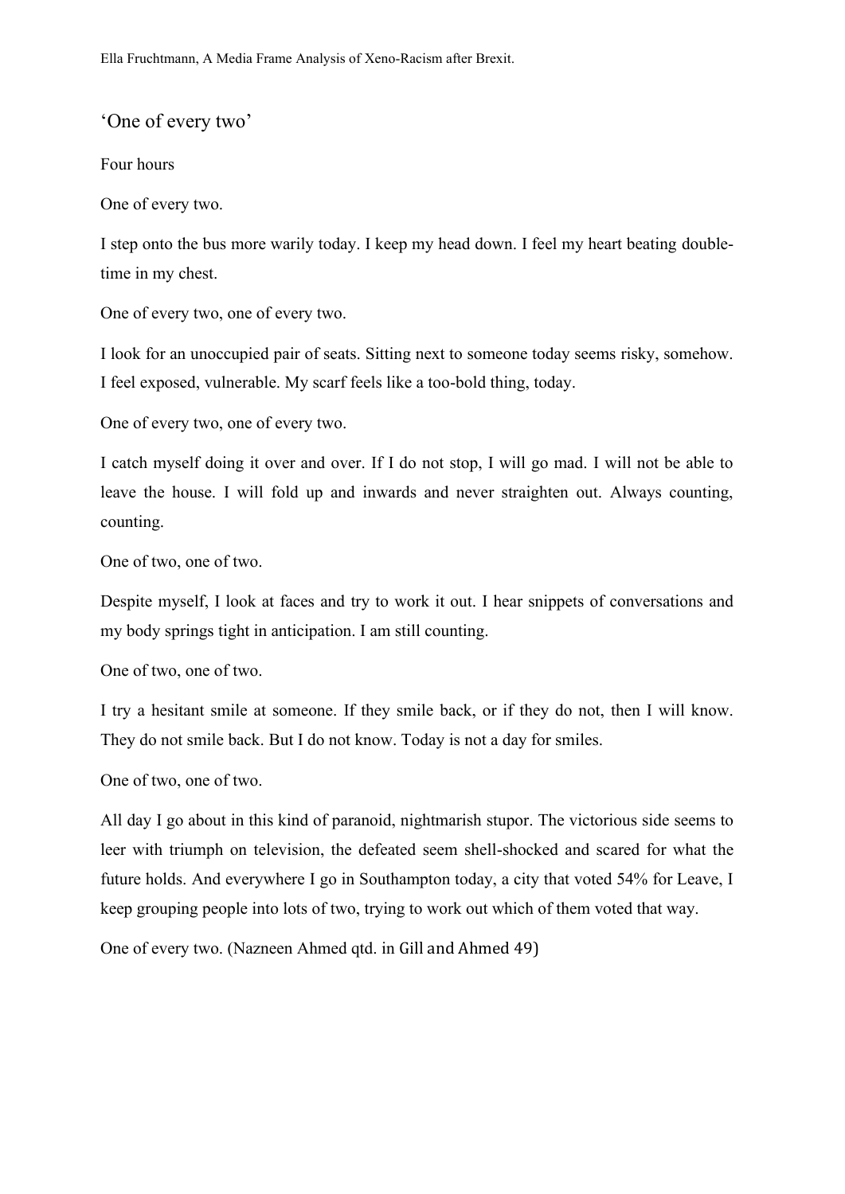‘One of every two’

Four hours

One of every two.

I step onto the bus more warily today. I keep my head down. I feel my heart beating double-time in my chest.

One of every two, one of every two.

I look for an unoccupied pair of seats. Sitting next to someone today seems risky, somehow. I feel exposed, vulnerable. My scarf feels like a too-bold thing, today.

One of every two, one of every two.

I catch myself doing it over and over. If I do not stop, I will go mad. I will not be able to leave the house. I will fold up and inwards and never straighten out. Always counting, counting.

One of two, one of two.

Despite myself, I look at faces and try to work it out. I hear snippets of conversations and my body springs tight in anticipation. I am still counting.

One of two, one of two.

I try a hesitant smile at someone. If they smile back, or if they do not, then I will know. They do not smile back. But I do not know. Today is not a day for smiles.

One of two, one of two.

All day I go about in this kind of paranoid, nightmarish stupor. The victorious side seems to leer with triumph on television, the defeated seem shell-shocked and scared for what the future holds. And everywhere I go in Southampton today, a city that voted 54% for Leave, I keep grouping people into lots of two, trying to work out which of them voted that way.

One of every two. (Nazneen Ahmed qtd. in Gill and Ahmed 49)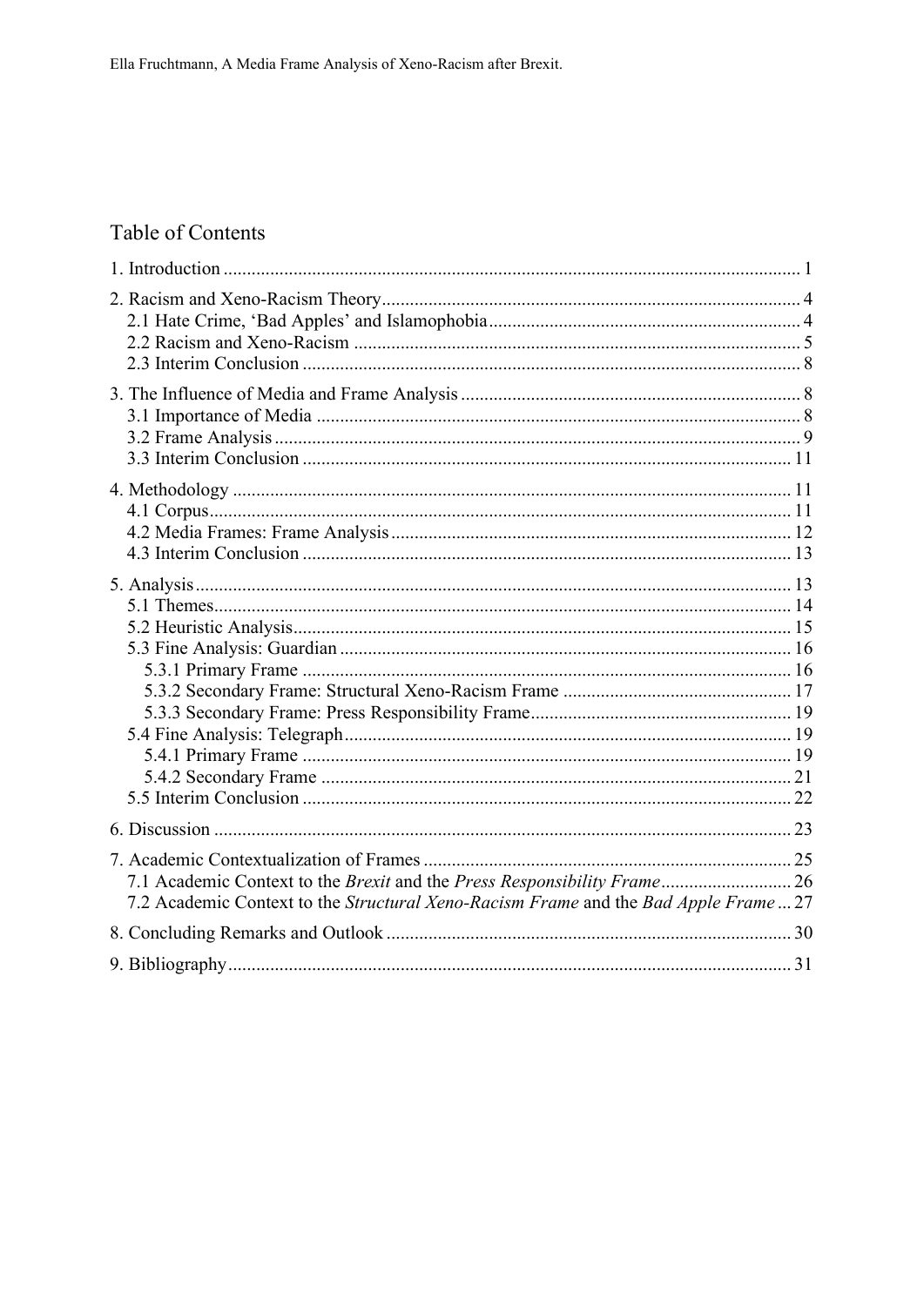## Table of Contents

| | |
|---|---|
| 1. Introduction | 1 |
| 2. Racism and Xeno-Racism Theory | 4 |
| 2.1 Hate Crime, 'Bad Apples' and Islamophobia | 4 |
| 2.2 Racism and Xeno-Racism | 5 |
| 2.3 Interim Conclusion | 8 |
| 3. The Influence of Media and Frame Analysis | 8 |
| 3.1 Importance of Media | 8 |
| 3.2 Frame Analysis | 9 |
| 3.3 Interim Conclusion | 11 |
| 4. Methodology | 11 |
| 4.1 Corpus | 11 |
| 4.2 Media Frames: Frame Analysis | 12 |
| 4.3 Interim Conclusion | 13 |
| 5. Analysis | 13 |
| 5.1 Themes | 14 |
| 5.2 Heuristic Analysis | 15 |
| 5.3 Fine Analysis: Guardian | 16 |
| 5.3.1 Primary Frame | 16 |
| 5.3.2 Secondary Frame: Structural Xeno-Racism Frame | 17 |
| 5.3.3 Secondary Frame: Press Responsibility Frame | 19 |
| 5.4 Fine Analysis: Telegraph | 19 |
| 5.4.1 Primary Frame | 19 |
| 5.4.2 Secondary Frame | 21 |
| 5.5 Interim Conclusion | 22 |
| 6. Discussion | 23 |
| 7. Academic Contextualization of Frames | 25 |
| 7.1 Academic Context to the *Brexit* and the *Press Responsibility Frame* | 26 |
| 7.2 Academic Context to the *Structural Xeno-Racism Frame* and the *Bad Apple Frame* | 27 |
| 8. Concluding Remarks and Outlook | 30 |
| 9. Bibliography | 31 |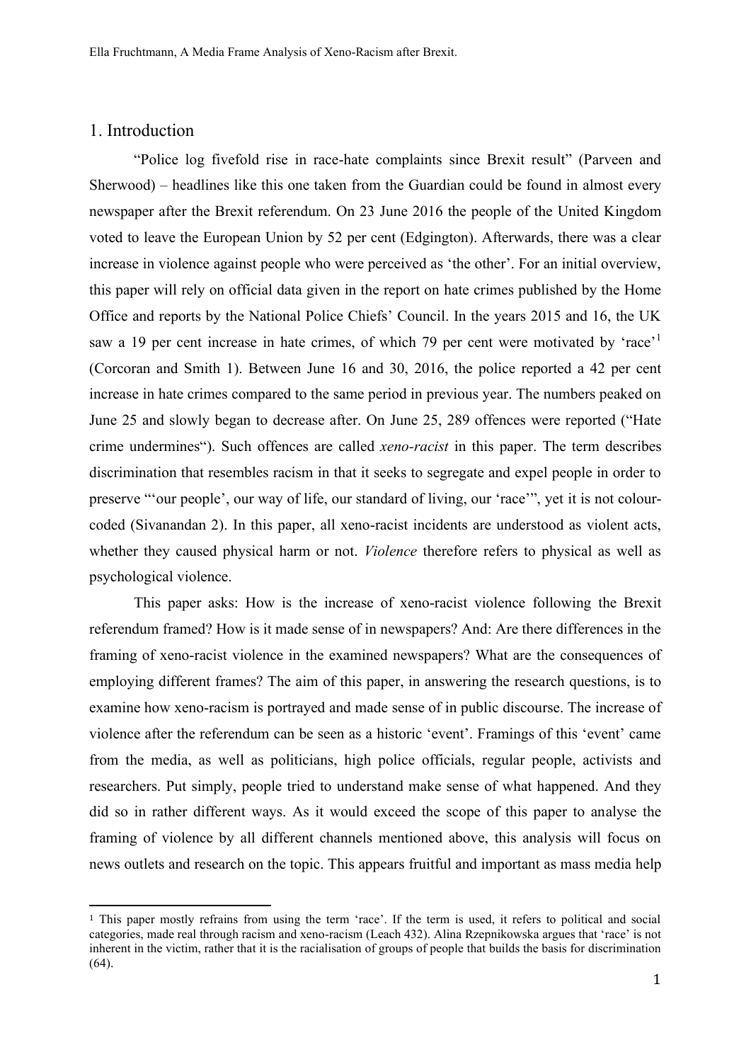## 1. Introduction

"Police log fivefold rise in race-hate complaints since Brexit result" (Parveen and Sherwood) – headlines like this one taken from the Guardian could be found in almost every newspaper after the Brexit referendum. On 23 June 2016 the people of the United Kingdom voted to leave the European Union by 52 per cent (Edgington). Afterwards, there was a clear increase in violence against people who were perceived as 'the other'. For an initial overview, this paper will rely on official data given in the report on hate crimes published by the Home Office and reports by the National Police Chiefs' Council. In the years 2015 and 16, the UK saw a 19 per cent increase in hate crimes, of which 79 per cent were motivated by 'race'[1] (Corcoran and Smith 1). Between June 16 and 30, 2016, the police reported a 42 per cent increase in hate crimes compared to the same period in previous year. The numbers peaked on June 25 and slowly began to decrease after. On June 25, 289 offences were reported ("Hate crime undermines"). Such offences are called *xeno-racist* in this paper. The term describes discrimination that resembles racism in that it seeks to segregate and expel people in order to preserve "'our people', our way of life, our standard of living, our 'race'", yet it is not colour-coded (Sivanandan 2). In this paper, all xeno-racist incidents are understood as violent acts, whether they caused physical harm or not. *Violence* therefore refers to physical as well as psychological violence.

This paper asks: How is the increase of xeno-racist violence following the Brexit referendum framed? How is it made sense of in newspapers? And: Are there differences in the framing of xeno-racist violence in the examined newspapers? What are the consequences of employing different frames? The aim of this paper, in answering the research questions, is to examine how xeno-racism is portrayed and made sense of in public discourse. The increase of violence after the referendum can be seen as a historic 'event'. Framings of this 'event' came from the media, as well as politicians, high police officials, regular people, activists and researchers. Put simply, people tried to understand make sense of what happened. And they did so in rather different ways. As it would exceed the scope of this paper to analyse the framing of violence by all different channels mentioned above, this analysis will focus on news outlets and research on the topic. This appears fruitful and important as mass media help

[1] This paper mostly refrains from using the term 'race'. If the term is used, it refers to political and social categories, made real through racism and xeno-racism (Leach 432). Alina Rzepnikowska argues that 'race' is not inherent in the victim, rather that it is the racialisation of groups of people that builds the basis for discrimination (64).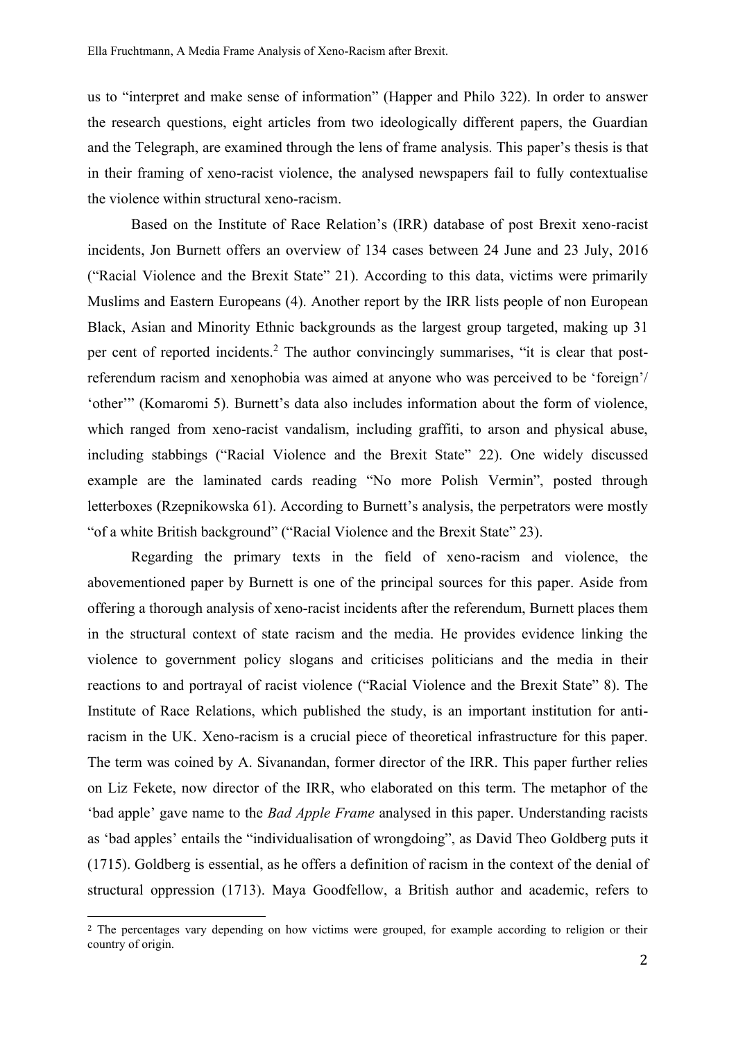us to "interpret and make sense of information" (Happer and Philo 322). In order to answer the research questions, eight articles from two ideologically different papers, the Guardian and the Telegraph, are examined through the lens of frame analysis. This paper's thesis is that in their framing of xeno-racist violence, the analysed newspapers fail to fully contextualise the violence within structural xeno-racism.

Based on the Institute of Race Relation's (IRR) database of post Brexit xeno-racist incidents, Jon Burnett offers an overview of 134 cases between 24 June and 23 July, 2016 ("Racial Violence and the Brexit State" 21). According to this data, victims were primarily Muslims and Eastern Europeans (4). Another report by the IRR lists people of non European Black, Asian and Minority Ethnic backgrounds as the largest group targeted, making up 31 per cent of reported incidents.[2] The author convincingly summarises, "it is clear that post-referendum racism and xenophobia was aimed at anyone who was perceived to be 'foreign'/ 'other'" (Komaromi 5). Burnett's data also includes information about the form of violence, which ranged from xeno-racist vandalism, including graffiti, to arson and physical abuse, including stabbings ("Racial Violence and the Brexit State" 22). One widely discussed example are the laminated cards reading "No more Polish Vermin", posted through letterboxes (Rzepnikowska 61). According to Burnett's analysis, the perpetrators were mostly "of a white British background" ("Racial Violence and the Brexit State" 23).

Regarding the primary texts in the field of xeno-racism and violence, the abovementioned paper by Burnett is one of the principal sources for this paper. Aside from offering a thorough analysis of xeno-racist incidents after the referendum, Burnett places them in the structural context of state racism and the media. He provides evidence linking the violence to government policy slogans and criticises politicians and the media in their reactions to and portrayal of racist violence ("Racial Violence and the Brexit State" 8). The Institute of Race Relations, which published the study, is an important institution for anti-racism in the UK. Xeno-racism is a crucial piece of theoretical infrastructure for this paper. The term was coined by A. Sivanandan, former director of the IRR. This paper further relies on Liz Fekete, now director of the IRR, who elaborated on this term. The metaphor of the 'bad apple' gave name to the *Bad Apple Frame* analysed in this paper. Understanding racists as 'bad apples' entails the "individualisation of wrongdoing", as David Theo Goldberg puts it (1715). Goldberg is essential, as he offers a definition of racism in the context of the denial of structural oppression (1713). Maya Goodfellow, a British author and academic, refers to

[2] The percentages vary depending on how victims were grouped, for example according to religion or their country of origin.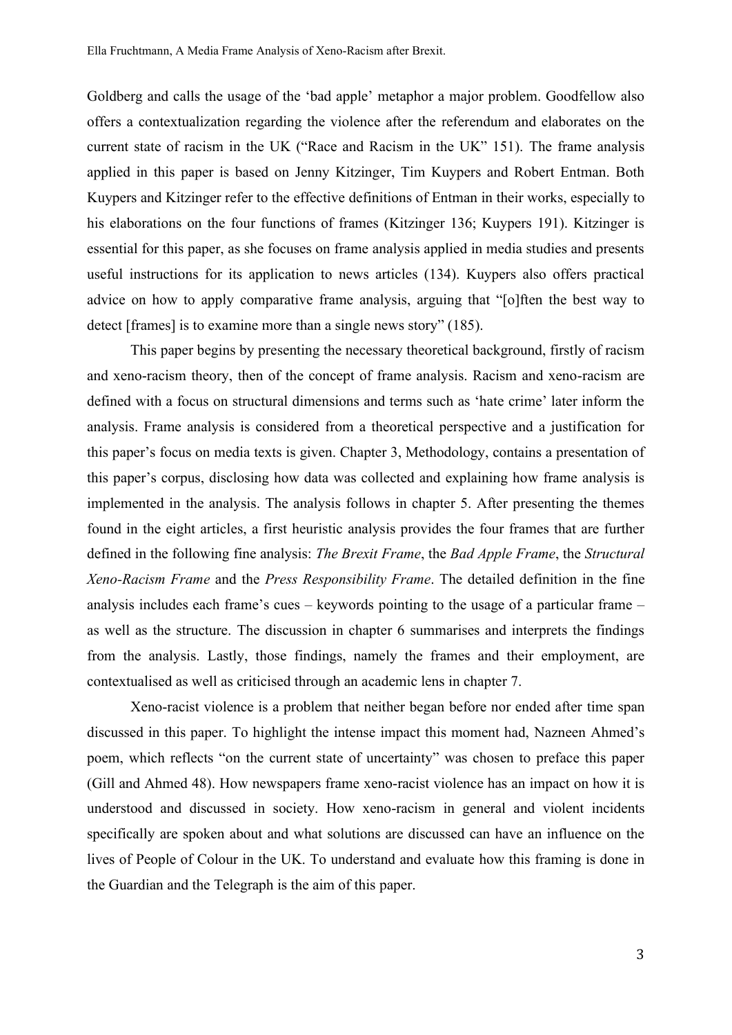Goldberg and calls the usage of the 'bad apple' metaphor a major problem. Goodfellow also offers a contextualization regarding the violence after the referendum and elaborates on the current state of racism in the UK ("Race and Racism in the UK" 151). The frame analysis applied in this paper is based on Jenny Kitzinger, Tim Kuypers and Robert Entman. Both Kuypers and Kitzinger refer to the effective definitions of Entman in their works, especially to his elaborations on the four functions of frames (Kitzinger 136; Kuypers 191). Kitzinger is essential for this paper, as she focuses on frame analysis applied in media studies and presents useful instructions for its application to news articles (134). Kuypers also offers practical advice on how to apply comparative frame analysis, arguing that "[o]ften the best way to detect [frames] is to examine more than a single news story" (185).

This paper begins by presenting the necessary theoretical background, firstly of racism and xeno-racism theory, then of the concept of frame analysis. Racism and xeno-racism are defined with a focus on structural dimensions and terms such as 'hate crime' later inform the analysis. Frame analysis is considered from a theoretical perspective and a justification for this paper's focus on media texts is given. Chapter 3, Methodology, contains a presentation of this paper's corpus, disclosing how data was collected and explaining how frame analysis is implemented in the analysis. The analysis follows in chapter 5. After presenting the themes found in the eight articles, a first heuristic analysis provides the four frames that are further defined in the following fine analysis: *The Brexit Frame*, the *Bad Apple Frame*, the *Structural Xeno-Racism Frame* and the *Press Responsibility Frame*. The detailed definition in the fine analysis includes each frame's cues – keywords pointing to the usage of a particular frame – as well as the structure. The discussion in chapter 6 summarises and interprets the findings from the analysis. Lastly, those findings, namely the frames and their employment, are contextualised as well as criticised through an academic lens in chapter 7.

Xeno-racist violence is a problem that neither began before nor ended after time span discussed in this paper. To highlight the intense impact this moment had, Nazneen Ahmed's poem, which reflects "on the current state of uncertainty" was chosen to preface this paper (Gill and Ahmed 48). How newspapers frame xeno-racist violence has an impact on how it is understood and discussed in society. How xeno-racism in general and violent incidents specifically are spoken about and what solutions are discussed can have an influence on the lives of People of Colour in the UK. To understand and evaluate how this framing is done in the Guardian and the Telegraph is the aim of this paper.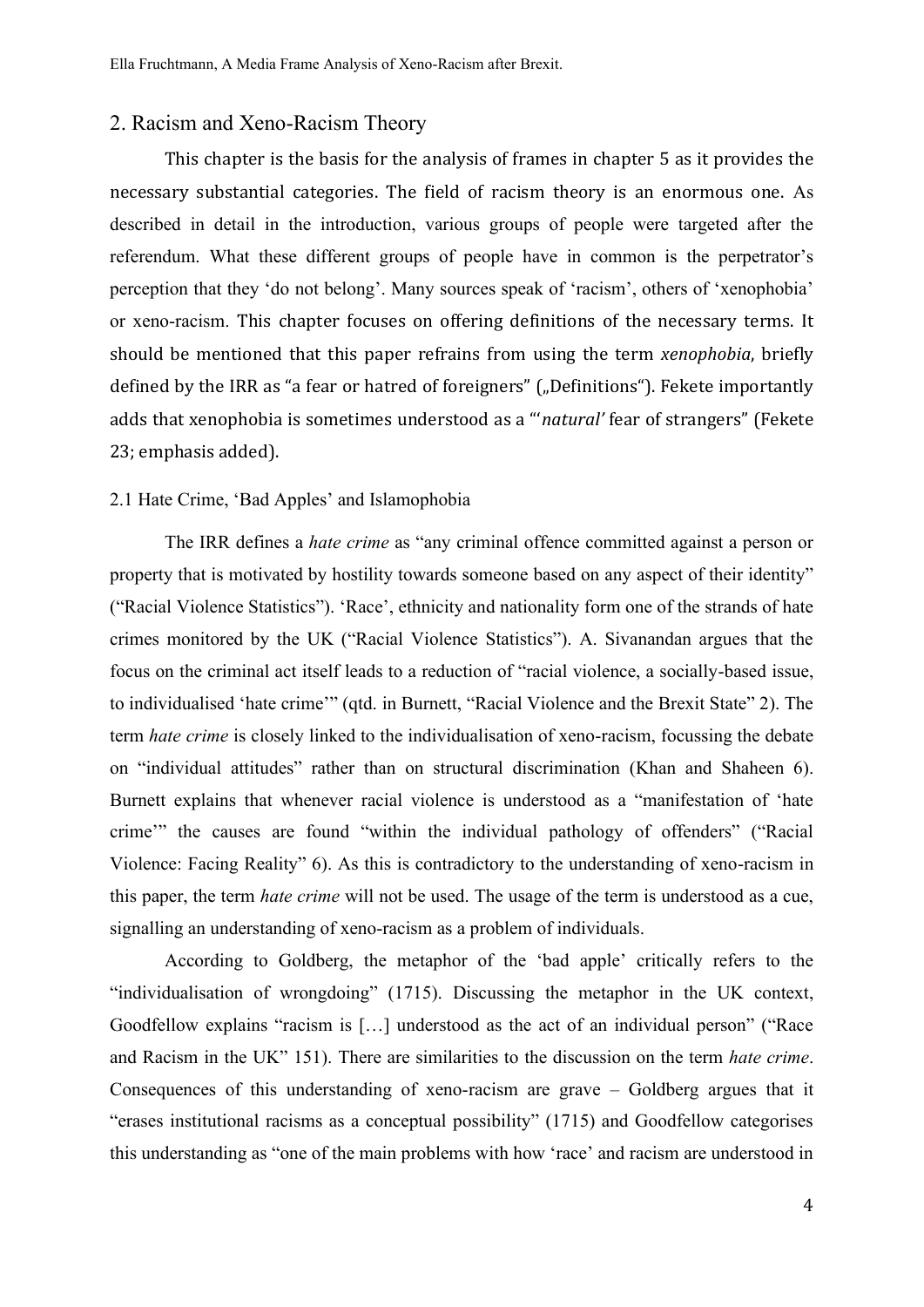## 2. Racism and Xeno-Racism Theory

This chapter is the basis for the analysis of frames in chapter 5 as it provides the necessary substantial categories. The field of racism theory is an enormous one. As described in detail in the introduction, various groups of people were targeted after the referendum. What these different groups of people have in common is the perpetrator's perception that they 'do not belong'. Many sources speak of 'racism', others of 'xenophobia' or xeno-racism. This chapter focuses on offering definitions of the necessary terms. It should be mentioned that this paper refrains from using the term *xenophobia*, briefly defined by the IRR as "a fear or hatred of foreigners" („Definitions"). Fekete importantly adds that xenophobia is sometimes understood as a "'*natural'* fear of strangers" (Fekete 23; emphasis added).

### 2.1 Hate Crime, 'Bad Apples' and Islamophobia

The IRR defines a *hate crime* as "any criminal offence committed against a person or property that is motivated by hostility towards someone based on any aspect of their identity" ("Racial Violence Statistics"). 'Race', ethnicity and nationality form one of the strands of hate crimes monitored by the UK ("Racial Violence Statistics"). A. Sivanandan argues that the focus on the criminal act itself leads to a reduction of "racial violence, a socially-based issue, to individualised 'hate crime'" (qtd. in Burnett, "Racial Violence and the Brexit State" 2). The term *hate crime* is closely linked to the individualisation of xeno-racism, focussing the debate on "individual attitudes" rather than on structural discrimination (Khan and Shaheen 6). Burnett explains that whenever racial violence is understood as a "manifestation of 'hate crime'" the causes are found "within the individual pathology of offenders" ("Racial Violence: Facing Reality" 6). As this is contradictory to the understanding of xeno-racism in this paper, the term *hate crime* will not be used. The usage of the term is understood as a cue, signalling an understanding of xeno-racism as a problem of individuals.

According to Goldberg, the metaphor of the 'bad apple' critically refers to the "individualisation of wrongdoing" (1715). Discussing the metaphor in the UK context, Goodfellow explains "racism is […] understood as the act of an individual person" ("Race and Racism in the UK" 151). There are similarities to the discussion on the term *hate crime*. Consequences of this understanding of xeno-racism are grave – Goldberg argues that it "erases institutional racisms as a conceptual possibility" (1715) and Goodfellow categorises this understanding as "one of the main problems with how 'race' and racism are understood in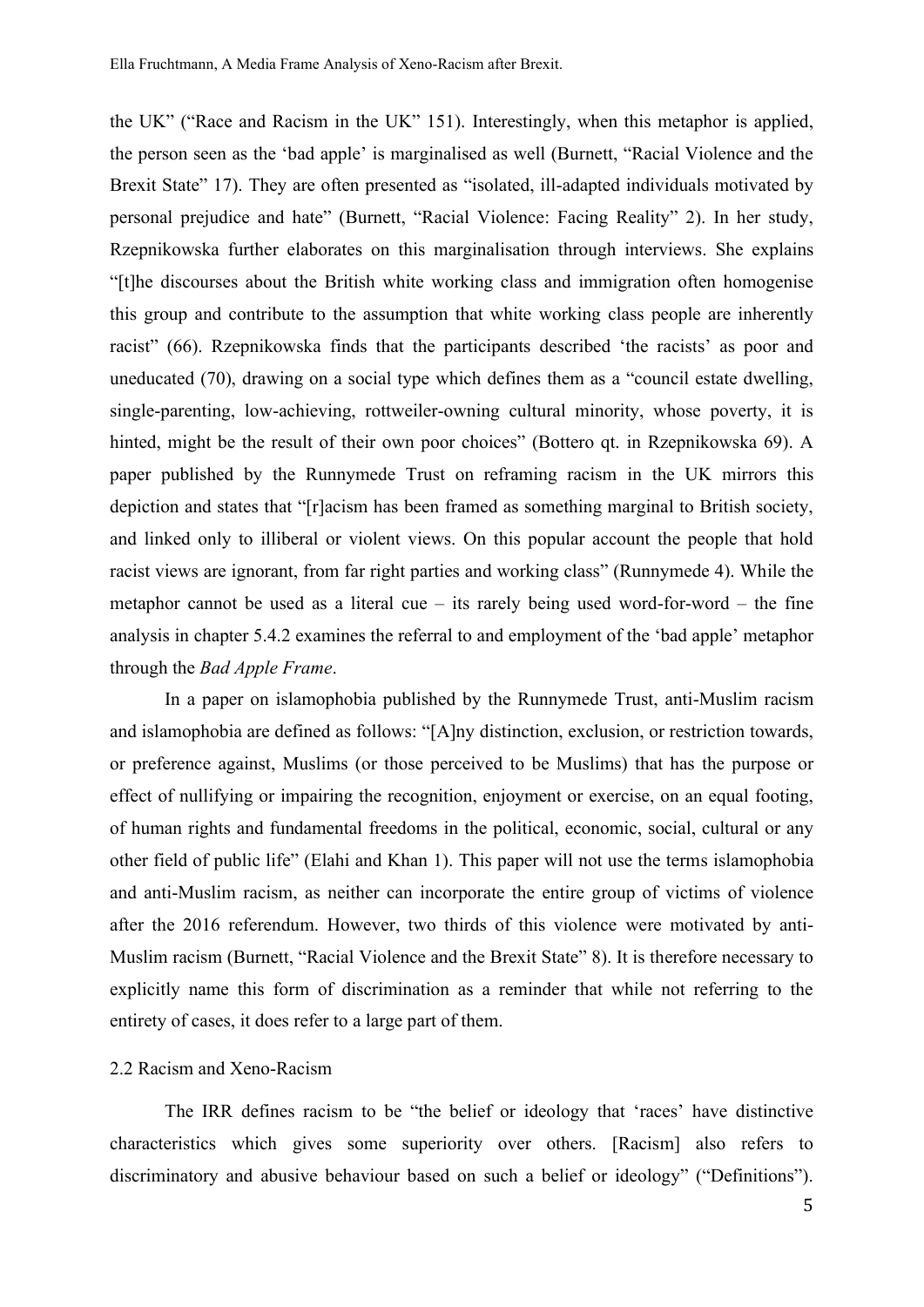the UK" ("Race and Racism in the UK" 151). Interestingly, when this metaphor is applied, the person seen as the 'bad apple' is marginalised as well (Burnett, "Racial Violence and the Brexit State" 17). They are often presented as "isolated, ill-adapted individuals motivated by personal prejudice and hate" (Burnett, "Racial Violence: Facing Reality" 2). In her study, Rzepnikowska further elaborates on this marginalisation through interviews. She explains "[t]he discourses about the British white working class and immigration often homogenise this group and contribute to the assumption that white working class people are inherently racist" (66). Rzepnikowska finds that the participants described 'the racists' as poor and uneducated (70), drawing on a social type which defines them as a "council estate dwelling, single-parenting, low-achieving, rottweiler-owning cultural minority, whose poverty, it is hinted, might be the result of their own poor choices" (Bottero qt. in Rzepnikowska 69). A paper published by the Runnymede Trust on reframing racism in the UK mirrors this depiction and states that "[r]acism has been framed as something marginal to British society, and linked only to illiberal or violent views. On this popular account the people that hold racist views are ignorant, from far right parties and working class" (Runnymede 4). While the metaphor cannot be used as a literal cue – its rarely being used word-for-word – the fine analysis in chapter 5.4.2 examines the referral to and employment of the 'bad apple' metaphor through the *Bad Apple Frame*.

In a paper on islamophobia published by the Runnymede Trust, anti-Muslim racism and islamophobia are defined as follows: "[A]ny distinction, exclusion, or restriction towards, or preference against, Muslims (or those perceived to be Muslims) that has the purpose or effect of nullifying or impairing the recognition, enjoyment or exercise, on an equal footing, of human rights and fundamental freedoms in the political, economic, social, cultural or any other field of public life" (Elahi and Khan 1). This paper will not use the terms islamophobia and anti-Muslim racism, as neither can incorporate the entire group of victims of violence after the 2016 referendum. However, two thirds of this violence were motivated by anti-Muslim racism (Burnett, "Racial Violence and the Brexit State" 8). It is therefore necessary to explicitly name this form of discrimination as a reminder that while not referring to the entirety of cases, it does refer to a large part of them.

## 2.2 Racism and Xeno-Racism

The IRR defines racism to be "the belief or ideology that 'races' have distinctive characteristics which gives some superiority over others. [Racism] also refers to discriminatory and abusive behaviour based on such a belief or ideology" ("Definitions").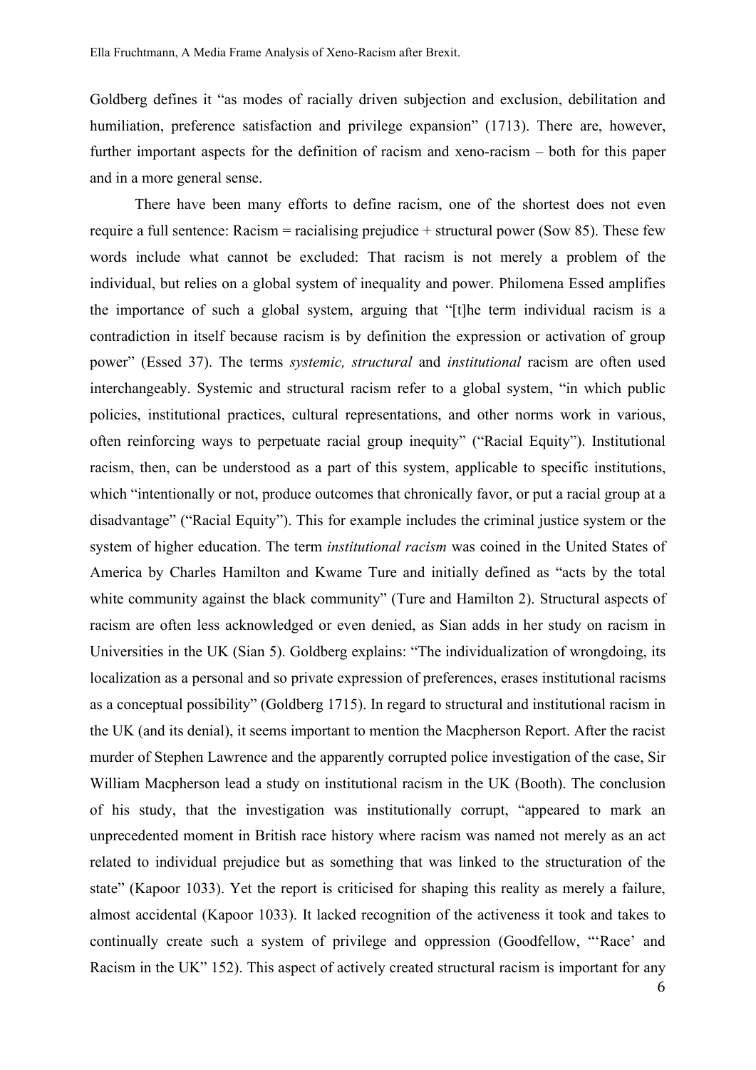Goldberg defines it "as modes of racially driven subjection and exclusion, debilitation and humiliation, preference satisfaction and privilege expansion" (1713). There are, however, further important aspects for the definition of racism and xeno-racism – both for this paper and in a more general sense.

There have been many efforts to define racism, one of the shortest does not even require a full sentence: Racism = racialising prejudice + structural power (Sow 85). These few words include what cannot be excluded: That racism is not merely a problem of the individual, but relies on a global system of inequality and power. Philomena Essed amplifies the importance of such a global system, arguing that "[t]he term individual racism is a contradiction in itself because racism is by definition the expression or activation of group power" (Essed 37). The terms *systemic, structural* and *institutional* racism are often used interchangeably. Systemic and structural racism refer to a global system, "in which public policies, institutional practices, cultural representations, and other norms work in various, often reinforcing ways to perpetuate racial group inequity" ("Racial Equity"). Institutional racism, then, can be understood as a part of this system, applicable to specific institutions, which "intentionally or not, produce outcomes that chronically favor, or put a racial group at a disadvantage" ("Racial Equity"). This for example includes the criminal justice system or the system of higher education. The term *institutional racism* was coined in the United States of America by Charles Hamilton and Kwame Ture and initially defined as "acts by the total white community against the black community" (Ture and Hamilton 2). Structural aspects of racism are often less acknowledged or even denied, as Sian adds in her study on racism in Universities in the UK (Sian 5). Goldberg explains: "The individualization of wrongdoing, its localization as a personal and so private expression of preferences, erases institutional racisms as a conceptual possibility" (Goldberg 1715). In regard to structural and institutional racism in the UK (and its denial), it seems important to mention the Macpherson Report. After the racist murder of Stephen Lawrence and the apparently corrupted police investigation of the case, Sir William Macpherson lead a study on institutional racism in the UK (Booth). The conclusion of his study, that the investigation was institutionally corrupt, "appeared to mark an unprecedented moment in British race history where racism was named not merely as an act related to individual prejudice but as something that was linked to the structuration of the state" (Kapoor 1033). Yet the report is criticised for shaping this reality as merely a failure, almost accidental (Kapoor 1033). It lacked recognition of the activeness it took and takes to continually create such a system of privilege and oppression (Goodfellow, "'Race' and Racism in the UK" 152). This aspect of actively created structural racism is important for any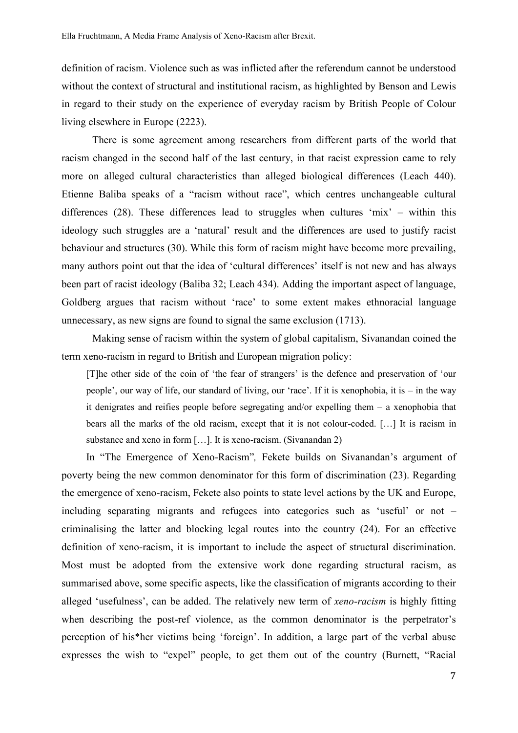definition of racism. Violence such as was inflicted after the referendum cannot be understood without the context of structural and institutional racism, as highlighted by Benson and Lewis in regard to their study on the experience of everyday racism by British People of Colour living elsewhere in Europe (2223).

There is some agreement among researchers from different parts of the world that racism changed in the second half of the last century, in that racist expression came to rely more on alleged cultural characteristics than alleged biological differences (Leach 440). Etienne Baliba speaks of a "racism without race", which centres unchangeable cultural differences (28). These differences lead to struggles when cultures 'mix' – within this ideology such struggles are a 'natural' result and the differences are used to justify racist behaviour and structures (30). While this form of racism might have become more prevailing, many authors point out that the idea of 'cultural differences' itself is not new and has always been part of racist ideology (Baliba 32; Leach 434). Adding the important aspect of language, Goldberg argues that racism without 'race' to some extent makes ethnoracial language unnecessary, as new signs are found to signal the same exclusion (1713).

Making sense of racism within the system of global capitalism, Sivanandan coined the term xeno-racism in regard to British and European migration policy:

> [T]he other side of the coin of 'the fear of strangers' is the defence and preservation of 'our people', our way of life, our standard of living, our 'race'. If it is xenophobia, it is – in the way it denigrates and reifies people before segregating and/or expelling them – a xenophobia that bears all the marks of the old racism, except that it is not colour-coded. […] It is racism in substance and xeno in form […]. It is xeno-racism. (Sivanandan 2)

In "The Emergence of Xeno-Racism"*,* Fekete builds on Sivanandan's argument of poverty being the new common denominator for this form of discrimination (23). Regarding the emergence of xeno-racism, Fekete also points to state level actions by the UK and Europe, including separating migrants and refugees into categories such as 'useful' or not – criminalising the latter and blocking legal routes into the country (24). For an effective definition of xeno-racism, it is important to include the aspect of structural discrimination. Most must be adopted from the extensive work done regarding structural racism, as summarised above, some specific aspects, like the classification of migrants according to their alleged 'usefulness', can be added. The relatively new term of *xeno-racism* is highly fitting when describing the post-ref violence, as the common denominator is the perpetrator's perception of his*her victims being 'foreign'. In addition, a large part of the verbal abuse expresses the wish to "expel" people, to get them out of the country (Burnett, "Racial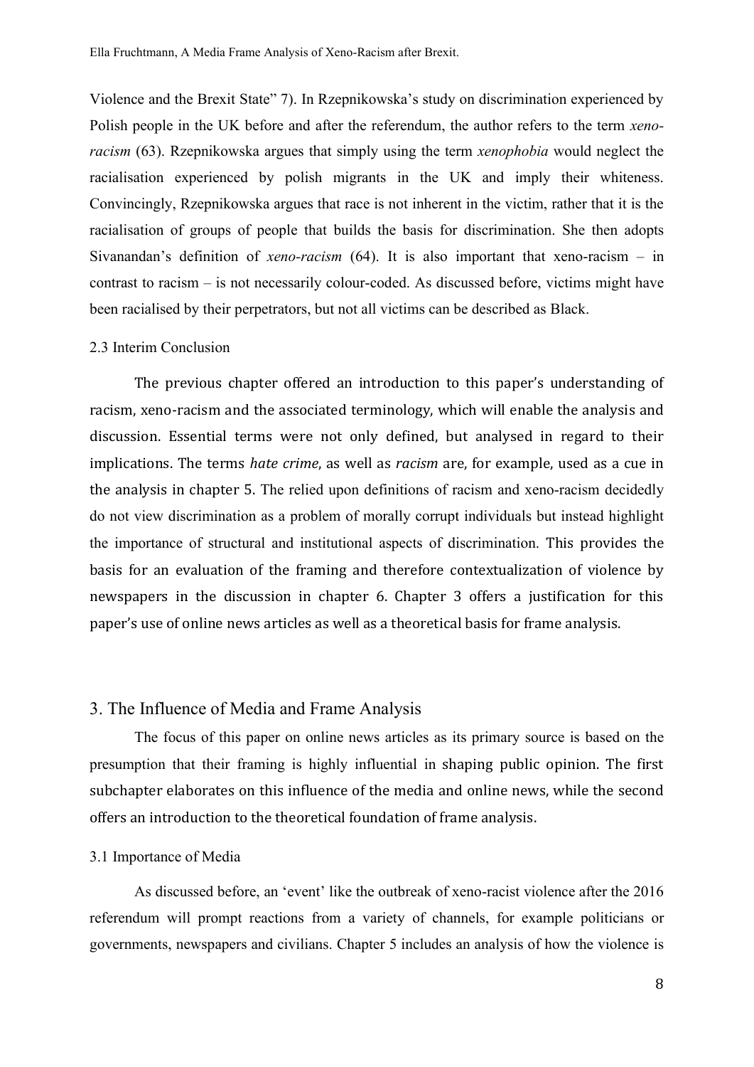Violence and the Brexit State" 7). In Rzepnikowska's study on discrimination experienced by Polish people in the UK before and after the referendum, the author refers to the term *xeno-racism* (63). Rzepnikowska argues that simply using the term *xenophobia* would neglect the racialisation experienced by polish migrants in the UK and imply their whiteness. Convincingly, Rzepnikowska argues that race is not inherent in the victim, rather that it is the racialisation of groups of people that builds the basis for discrimination. She then adopts Sivanandan's definition of *xeno-racism* (64). It is also important that xeno-racism – in contrast to racism – is not necessarily colour-coded. As discussed before, victims might have been racialised by their perpetrators, but not all victims can be described as Black.

### 2.3 Interim Conclusion

The previous chapter offered an introduction to this paper's understanding of racism, xeno-racism and the associated terminology, which will enable the analysis and discussion. Essential terms were not only defined, but analysed in regard to their implications. The terms *hate crime*, as well as *racism* are, for example, used as a cue in the analysis in chapter 5. The relied upon definitions of racism and xeno-racism decidedly do not view discrimination as a problem of morally corrupt individuals but instead highlight the importance of structural and institutional aspects of discrimination. This provides the basis for an evaluation of the framing and therefore contextualization of violence by newspapers in the discussion in chapter 6. Chapter 3 offers a justification for this paper's use of online news articles as well as a theoretical basis for frame analysis.

## 3. The Influence of Media and Frame Analysis

The focus of this paper on online news articles as its primary source is based on the presumption that their framing is highly influential in shaping public opinion. The first subchapter elaborates on this influence of the media and online news, while the second offers an introduction to the theoretical foundation of frame analysis.

### 3.1 Importance of Media

As discussed before, an 'event' like the outbreak of xeno-racist violence after the 2016 referendum will prompt reactions from a variety of channels, for example politicians or governments, newspapers and civilians. Chapter 5 includes an analysis of how the violence is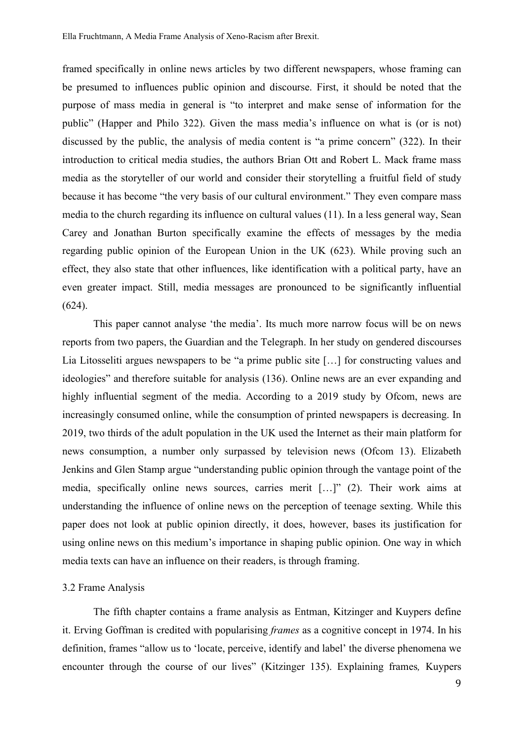framed specifically in online news articles by two different newspapers, whose framing can be presumed to influences public opinion and discourse. First, it should be noted that the purpose of mass media in general is "to interpret and make sense of information for the public" (Happer and Philo 322). Given the mass media's influence on what is (or is not) discussed by the public, the analysis of media content is "a prime concern" (322). In their introduction to critical media studies, the authors Brian Ott and Robert L. Mack frame mass media as the storyteller of our world and consider their storytelling a fruitful field of study because it has become "the very basis of our cultural environment." They even compare mass media to the church regarding its influence on cultural values (11). In a less general way, Sean Carey and Jonathan Burton specifically examine the effects of messages by the media regarding public opinion of the European Union in the UK (623). While proving such an effect, they also state that other influences, like identification with a political party, have an even greater impact. Still, media messages are pronounced to be significantly influential (624).

This paper cannot analyse 'the media'. Its much more narrow focus will be on news reports from two papers, the Guardian and the Telegraph. In her study on gendered discourses Lia Litosseliti argues newspapers to be "a prime public site […] for constructing values and ideologies" and therefore suitable for analysis (136). Online news are an ever expanding and highly influential segment of the media. According to a 2019 study by Ofcom, news are increasingly consumed online, while the consumption of printed newspapers is decreasing. In 2019, two thirds of the adult population in the UK used the Internet as their main platform for news consumption, a number only surpassed by television news (Ofcom 13). Elizabeth Jenkins and Glen Stamp argue "understanding public opinion through the vantage point of the media, specifically online news sources, carries merit […]" (2). Their work aims at understanding the influence of online news on the perception of teenage sexting. While this paper does not look at public opinion directly, it does, however, bases its justification for using online news on this medium's importance in shaping public opinion. One way in which media texts can have an influence on their readers, is through framing.

### 3.2 Frame Analysis

The fifth chapter contains a frame analysis as Entman, Kitzinger and Kuypers define it. Erving Goffman is credited with popularising *frames* as a cognitive concept in 1974. In his definition, frames "allow us to 'locate, perceive, identify and label' the diverse phenomena we encounter through the course of our lives" (Kitzinger 135). Explaining frames*,* Kuypers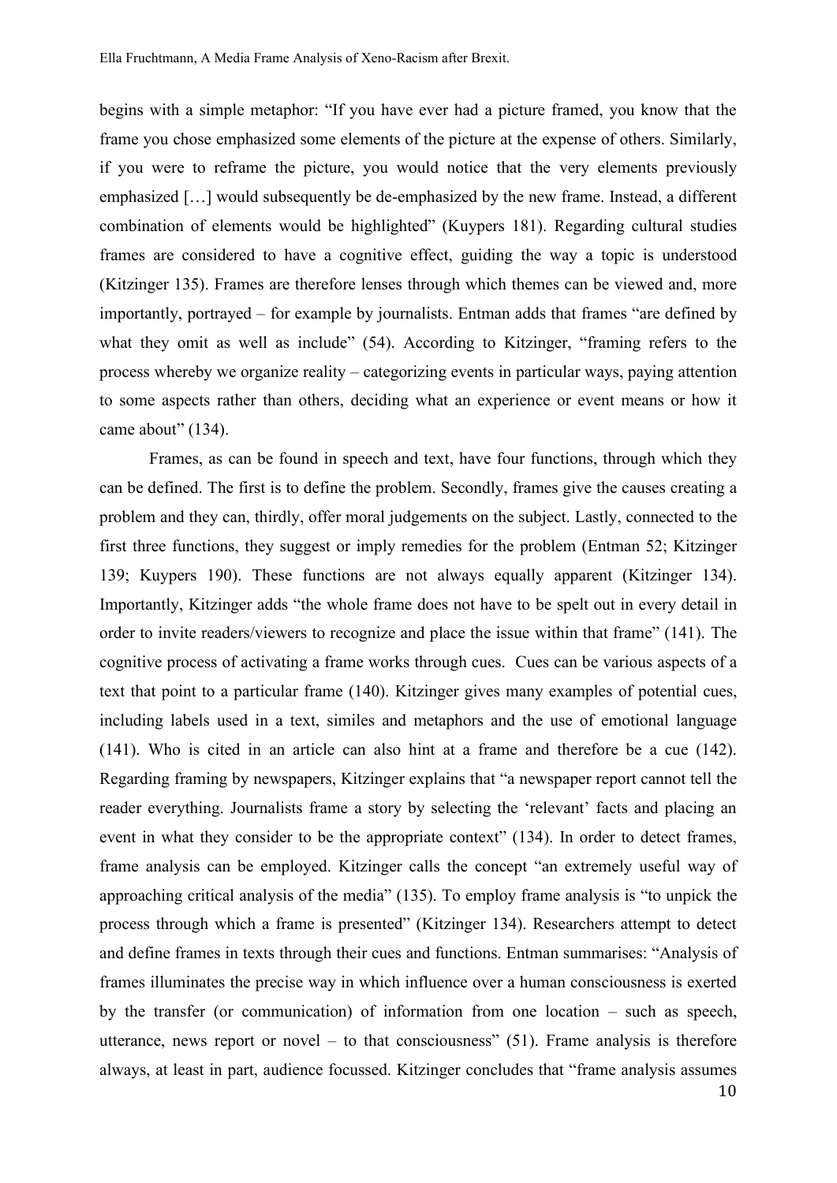begins with a simple metaphor: "If you have ever had a picture framed, you know that the frame you chose emphasized some elements of the picture at the expense of others. Similarly, if you were to reframe the picture, you would notice that the very elements previously emphasized […] would subsequently be de-emphasized by the new frame. Instead, a different combination of elements would be highlighted" (Kuypers 181). Regarding cultural studies frames are considered to have a cognitive effect, guiding the way a topic is understood (Kitzinger 135). Frames are therefore lenses through which themes can be viewed and, more importantly, portrayed – for example by journalists. Entman adds that frames "are defined by what they omit as well as include" (54). According to Kitzinger, "framing refers to the process whereby we organize reality – categorizing events in particular ways, paying attention to some aspects rather than others, deciding what an experience or event means or how it came about" (134).

Frames, as can be found in speech and text, have four functions, through which they can be defined. The first is to define the problem. Secondly, frames give the causes creating a problem and they can, thirdly, offer moral judgements on the subject. Lastly, connected to the first three functions, they suggest or imply remedies for the problem (Entman 52; Kitzinger 139; Kuypers 190). These functions are not always equally apparent (Kitzinger 134). Importantly, Kitzinger adds "the whole frame does not have to be spelt out in every detail in order to invite readers/viewers to recognize and place the issue within that frame" (141). The cognitive process of activating a frame works through cues. Cues can be various aspects of a text that point to a particular frame (140). Kitzinger gives many examples of potential cues, including labels used in a text, similes and metaphors and the use of emotional language (141). Who is cited in an article can also hint at a frame and therefore be a cue (142). Regarding framing by newspapers, Kitzinger explains that "a newspaper report cannot tell the reader everything. Journalists frame a story by selecting the 'relevant' facts and placing an event in what they consider to be the appropriate context" (134). In order to detect frames, frame analysis can be employed. Kitzinger calls the concept "an extremely useful way of approaching critical analysis of the media" (135). To employ frame analysis is "to unpick the process through which a frame is presented" (Kitzinger 134). Researchers attempt to detect and define frames in texts through their cues and functions. Entman summarises: "Analysis of frames illuminates the precise way in which influence over a human consciousness is exerted by the transfer (or communication) of information from one location – such as speech, utterance, news report or novel – to that consciousness" (51). Frame analysis is therefore always, at least in part, audience focussed. Kitzinger concludes that "frame analysis assumes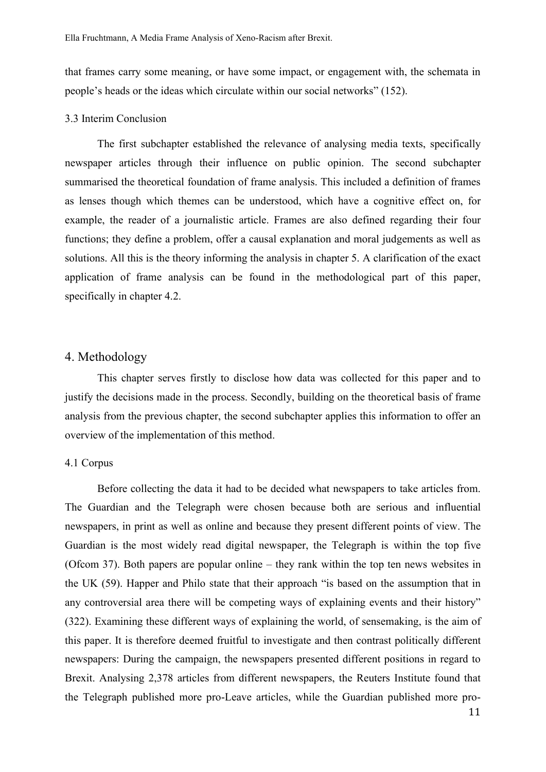that frames carry some meaning, or have some impact, or engagement with, the schemata in people's heads or the ideas which circulate within our social networks" (152).

### 3.3 Interim Conclusion

The first subchapter established the relevance of analysing media texts, specifically newspaper articles through their influence on public opinion. The second subchapter summarised the theoretical foundation of frame analysis. This included a definition of frames as lenses though which themes can be understood, which have a cognitive effect on, for example, the reader of a journalistic article. Frames are also defined regarding their four functions; they define a problem, offer a causal explanation and moral judgements as well as solutions. All this is the theory informing the analysis in chapter 5. A clarification of the exact application of frame analysis can be found in the methodological part of this paper, specifically in chapter 4.2.

## 4. Methodology

This chapter serves firstly to disclose how data was collected for this paper and to justify the decisions made in the process. Secondly, building on the theoretical basis of frame analysis from the previous chapter, the second subchapter applies this information to offer an overview of the implementation of this method.

### 4.1 Corpus

Before collecting the data it had to be decided what newspapers to take articles from. The Guardian and the Telegraph were chosen because both are serious and influential newspapers, in print as well as online and because they present different points of view. The Guardian is the most widely read digital newspaper, the Telegraph is within the top five (Ofcom 37). Both papers are popular online – they rank within the top ten news websites in the UK (59). Happer and Philo state that their approach "is based on the assumption that in any controversial area there will be competing ways of explaining events and their history" (322). Examining these different ways of explaining the world, of sensemaking, is the aim of this paper. It is therefore deemed fruitful to investigate and then contrast politically different newspapers: During the campaign, the newspapers presented different positions in regard to Brexit. Analysing 2,378 articles from different newspapers, the Reuters Institute found that the Telegraph published more pro-Leave articles, while the Guardian published more pro-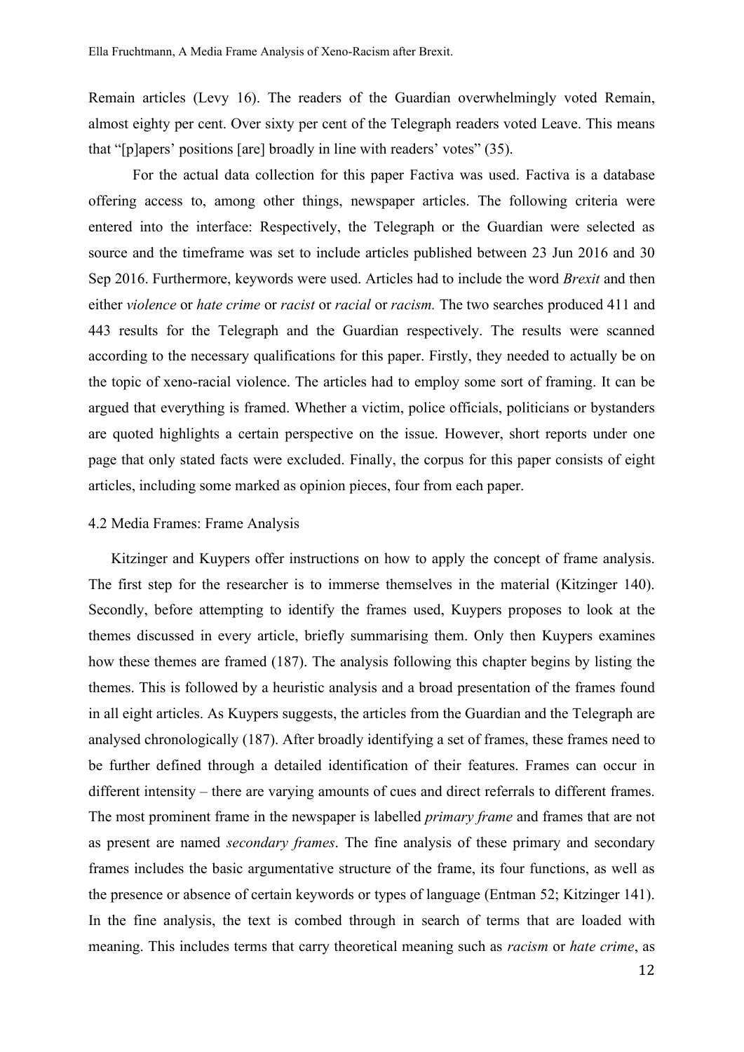Remain articles (Levy 16). The readers of the Guardian overwhelmingly voted Remain, almost eighty per cent. Over sixty per cent of the Telegraph readers voted Leave. This means that "[p]apers' positions [are] broadly in line with readers' votes" (35).

For the actual data collection for this paper Factiva was used. Factiva is a database offering access to, among other things, newspaper articles. The following criteria were entered into the interface: Respectively, the Telegraph or the Guardian were selected as source and the timeframe was set to include articles published between 23 Jun 2016 and 30 Sep 2016. Furthermore, keywords were used. Articles had to include the word *Brexit* and then either *violence* or *hate crime* or *racist* or *racial* or *racism.* The two searches produced 411 and 443 results for the Telegraph and the Guardian respectively. The results were scanned according to the necessary qualifications for this paper. Firstly, they needed to actually be on the topic of xeno-racial violence. The articles had to employ some sort of framing. It can be argued that everything is framed. Whether a victim, police officials, politicians or bystanders are quoted highlights a certain perspective on the issue. However, short reports under one page that only stated facts were excluded. Finally, the corpus for this paper consists of eight articles, including some marked as opinion pieces, four from each paper.

### 4.2 Media Frames: Frame Analysis

Kitzinger and Kuypers offer instructions on how to apply the concept of frame analysis. The first step for the researcher is to immerse themselves in the material (Kitzinger 140). Secondly, before attempting to identify the frames used, Kuypers proposes to look at the themes discussed in every article, briefly summarising them. Only then Kuypers examines how these themes are framed (187). The analysis following this chapter begins by listing the themes. This is followed by a heuristic analysis and a broad presentation of the frames found in all eight articles. As Kuypers suggests, the articles from the Guardian and the Telegraph are analysed chronologically (187). After broadly identifying a set of frames, these frames need to be further defined through a detailed identification of their features. Frames can occur in different intensity – there are varying amounts of cues and direct referrals to different frames. The most prominent frame in the newspaper is labelled *primary frame* and frames that are not as present are named *secondary frames*. The fine analysis of these primary and secondary frames includes the basic argumentative structure of the frame, its four functions, as well as the presence or absence of certain keywords or types of language (Entman 52; Kitzinger 141). In the fine analysis, the text is combed through in search of terms that are loaded with meaning. This includes terms that carry theoretical meaning such as *racism* or *hate crime*, as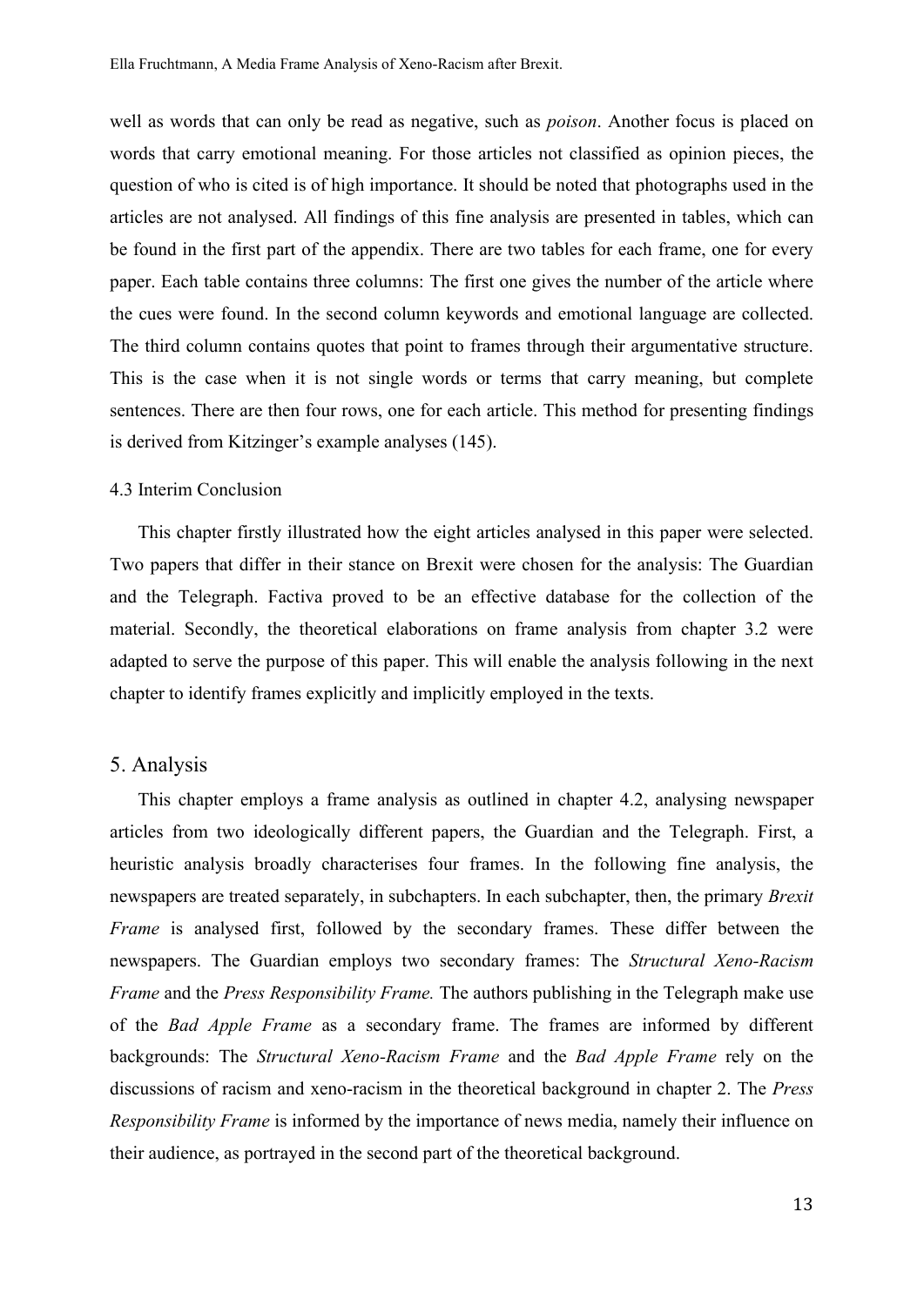well as words that can only be read as negative, such as *poison*. Another focus is placed on words that carry emotional meaning. For those articles not classified as opinion pieces, the question of who is cited is of high importance. It should be noted that photographs used in the articles are not analysed. All findings of this fine analysis are presented in tables, which can be found in the first part of the appendix. There are two tables for each frame, one for every paper. Each table contains three columns: The first one gives the number of the article where the cues were found. In the second column keywords and emotional language are collected. The third column contains quotes that point to frames through their argumentative structure. This is the case when it is not single words or terms that carry meaning, but complete sentences. There are then four rows, one for each article. This method for presenting findings is derived from Kitzinger's example analyses (145).

### 4.3 Interim Conclusion

This chapter firstly illustrated how the eight articles analysed in this paper were selected. Two papers that differ in their stance on Brexit were chosen for the analysis: The Guardian and the Telegraph. Factiva proved to be an effective database for the collection of the material. Secondly, the theoretical elaborations on frame analysis from chapter 3.2 were adapted to serve the purpose of this paper. This will enable the analysis following in the next chapter to identify frames explicitly and implicitly employed in the texts.

## 5. Analysis

This chapter employs a frame analysis as outlined in chapter 4.2, analysing newspaper articles from two ideologically different papers, the Guardian and the Telegraph. First, a heuristic analysis broadly characterises four frames. In the following fine analysis, the newspapers are treated separately, in subchapters. In each subchapter, then, the primary *Brexit Frame* is analysed first, followed by the secondary frames. These differ between the newspapers. The Guardian employs two secondary frames: The *Structural Xeno-Racism Frame* and the *Press Responsibility Frame.* The authors publishing in the Telegraph make use of the *Bad Apple Frame* as a secondary frame. The frames are informed by different backgrounds: The *Structural Xeno-Racism Frame* and the *Bad Apple Frame* rely on the discussions of racism and xeno-racism in the theoretical background in chapter 2. The *Press Responsibility Frame* is informed by the importance of news media, namely their influence on their audience, as portrayed in the second part of the theoretical background.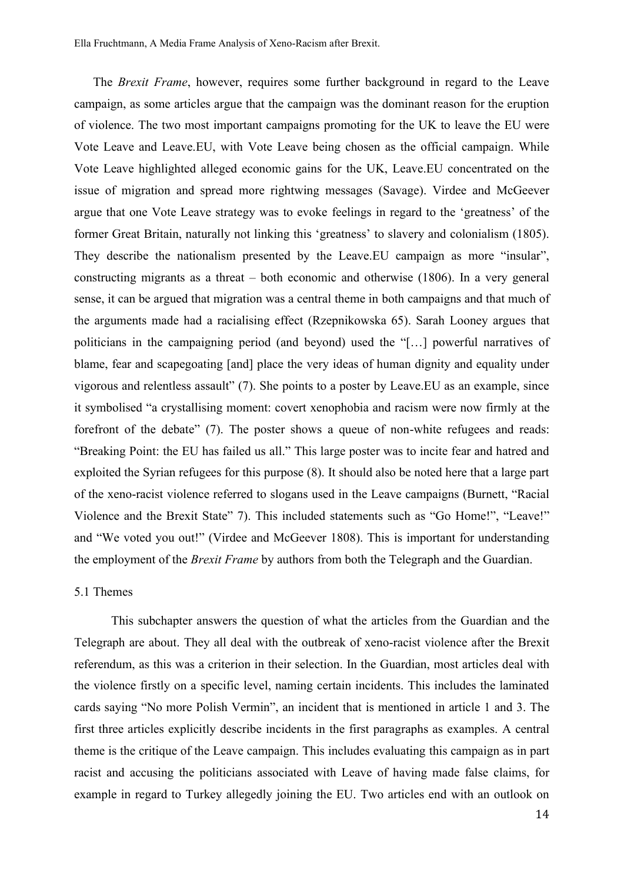The *Brexit Frame*, however, requires some further background in regard to the Leave campaign, as some articles argue that the campaign was the dominant reason for the eruption of violence. The two most important campaigns promoting for the UK to leave the EU were Vote Leave and Leave.EU, with Vote Leave being chosen as the official campaign. While Vote Leave highlighted alleged economic gains for the UK, Leave.EU concentrated on the issue of migration and spread more rightwing messages (Savage). Virdee and McGeever argue that one Vote Leave strategy was to evoke feelings in regard to the 'greatness' of the former Great Britain, naturally not linking this 'greatness' to slavery and colonialism (1805). They describe the nationalism presented by the Leave.EU campaign as more "insular", constructing migrants as a threat – both economic and otherwise (1806). In a very general sense, it can be argued that migration was a central theme in both campaigns and that much of the arguments made had a racialising effect (Rzepnikowska 65). Sarah Looney argues that politicians in the campaigning period (and beyond) used the "[…] powerful narratives of blame, fear and scapegoating [and] place the very ideas of human dignity and equality under vigorous and relentless assault" (7). She points to a poster by Leave.EU as an example, since it symbolised "a crystallising moment: covert xenophobia and racism were now firmly at the forefront of the debate" (7). The poster shows a queue of non-white refugees and reads: "Breaking Point: the EU has failed us all." This large poster was to incite fear and hatred and exploited the Syrian refugees for this purpose (8). It should also be noted here that a large part of the xeno-racist violence referred to slogans used in the Leave campaigns (Burnett, "Racial Violence and the Brexit State" 7). This included statements such as "Go Home!", "Leave!" and "We voted you out!" (Virdee and McGeever 1808). This is important for understanding the employment of the *Brexit Frame* by authors from both the Telegraph and the Guardian.

## 5.1 Themes

This subchapter answers the question of what the articles from the Guardian and the Telegraph are about. They all deal with the outbreak of xeno-racist violence after the Brexit referendum, as this was a criterion in their selection. In the Guardian, most articles deal with the violence firstly on a specific level, naming certain incidents. This includes the laminated cards saying "No more Polish Vermin", an incident that is mentioned in article 1 and 3. The first three articles explicitly describe incidents in the first paragraphs as examples. A central theme is the critique of the Leave campaign. This includes evaluating this campaign as in part racist and accusing the politicians associated with Leave of having made false claims, for example in regard to Turkey allegedly joining the EU. Two articles end with an outlook on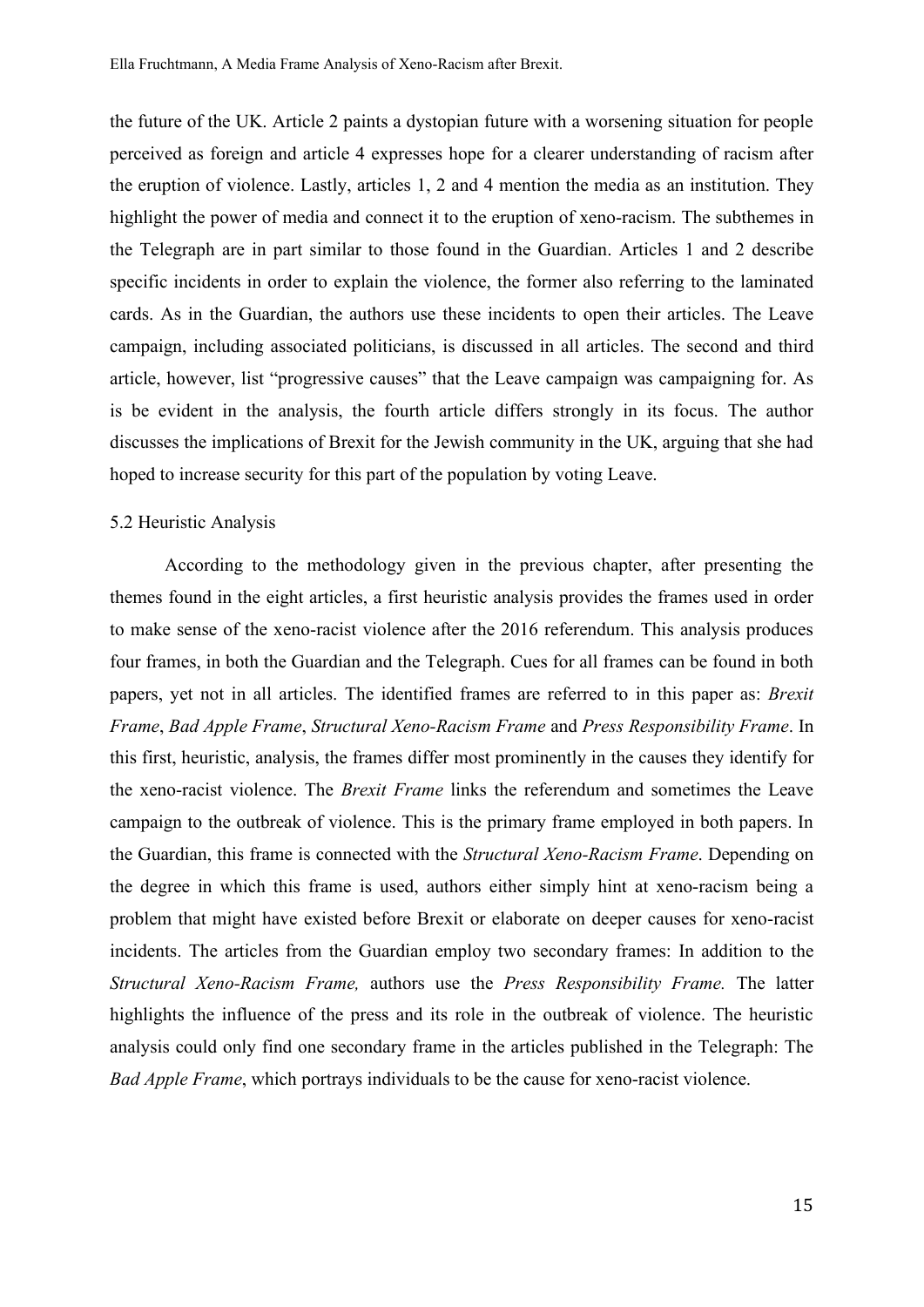the future of the UK. Article 2 paints a dystopian future with a worsening situation for people perceived as foreign and article 4 expresses hope for a clearer understanding of racism after the eruption of violence. Lastly, articles 1, 2 and 4 mention the media as an institution. They highlight the power of media and connect it to the eruption of xeno-racism. The subthemes in the Telegraph are in part similar to those found in the Guardian. Articles 1 and 2 describe specific incidents in order to explain the violence, the former also referring to the laminated cards. As in the Guardian, the authors use these incidents to open their articles. The Leave campaign, including associated politicians, is discussed in all articles. The second and third article, however, list "progressive causes" that the Leave campaign was campaigning for. As is be evident in the analysis, the fourth article differs strongly in its focus. The author discusses the implications of Brexit for the Jewish community in the UK, arguing that she had hoped to increase security for this part of the population by voting Leave.

### 5.2 Heuristic Analysis

According to the methodology given in the previous chapter, after presenting the themes found in the eight articles, a first heuristic analysis provides the frames used in order to make sense of the xeno-racist violence after the 2016 referendum. This analysis produces four frames, in both the Guardian and the Telegraph. Cues for all frames can be found in both papers, yet not in all articles. The identified frames are referred to in this paper as: *Brexit Frame*, *Bad Apple Frame*, *Structural Xeno-Racism Frame* and *Press Responsibility Frame*. In this first, heuristic, analysis, the frames differ most prominently in the causes they identify for the xeno-racist violence. The *Brexit Frame* links the referendum and sometimes the Leave campaign to the outbreak of violence. This is the primary frame employed in both papers. In the Guardian, this frame is connected with the *Structural Xeno-Racism Frame*. Depending on the degree in which this frame is used, authors either simply hint at xeno-racism being a problem that might have existed before Brexit or elaborate on deeper causes for xeno-racist incidents. The articles from the Guardian employ two secondary frames: In addition to the *Structural Xeno-Racism Frame,* authors use the *Press Responsibility Frame.* The latter highlights the influence of the press and its role in the outbreak of violence. The heuristic analysis could only find one secondary frame in the articles published in the Telegraph: The *Bad Apple Frame*, which portrays individuals to be the cause for xeno-racist violence.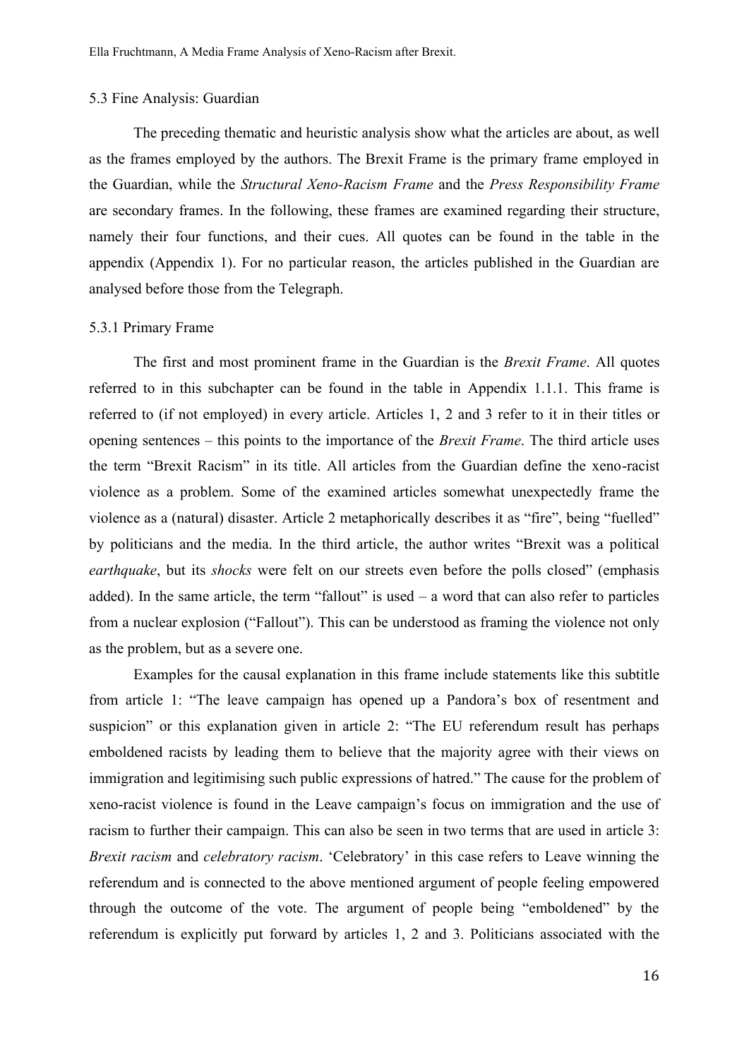### 5.3 Fine Analysis: Guardian

The preceding thematic and heuristic analysis show what the articles are about, as well as the frames employed by the authors. The Brexit Frame is the primary frame employed in the Guardian, while the *Structural Xeno-Racism Frame* and the *Press Responsibility Frame* are secondary frames. In the following, these frames are examined regarding their structure, namely their four functions, and their cues. All quotes can be found in the table in the appendix (Appendix 1). For no particular reason, the articles published in the Guardian are analysed before those from the Telegraph.

#### 5.3.1 Primary Frame

The first and most prominent frame in the Guardian is the *Brexit Frame*. All quotes referred to in this subchapter can be found in the table in Appendix 1.1.1. This frame is referred to (if not employed) in every article. Articles 1, 2 and 3 refer to it in their titles or opening sentences – this points to the importance of the *Brexit Frame*. The third article uses the term "Brexit Racism" in its title. All articles from the Guardian define the xeno-racist violence as a problem. Some of the examined articles somewhat unexpectedly frame the violence as a (natural) disaster. Article 2 metaphorically describes it as "fire", being "fuelled" by politicians and the media. In the third article, the author writes "Brexit was a political *earthquake*, but its *shocks* were felt on our streets even before the polls closed" (emphasis added). In the same article, the term "fallout" is used – a word that can also refer to particles from a nuclear explosion ("Fallout"). This can be understood as framing the violence not only as the problem, but as a severe one.

Examples for the causal explanation in this frame include statements like this subtitle from article 1: "The leave campaign has opened up a Pandora's box of resentment and suspicion" or this explanation given in article 2: "The EU referendum result has perhaps emboldened racists by leading them to believe that the majority agree with their views on immigration and legitimising such public expressions of hatred." The cause for the problem of xeno-racist violence is found in the Leave campaign's focus on immigration and the use of racism to further their campaign. This can also be seen in two terms that are used in article 3: *Brexit racism* and *celebratory racism*. 'Celebratory' in this case refers to Leave winning the referendum and is connected to the above mentioned argument of people feeling empowered through the outcome of the vote. The argument of people being "emboldened" by the referendum is explicitly put forward by articles 1, 2 and 3. Politicians associated with the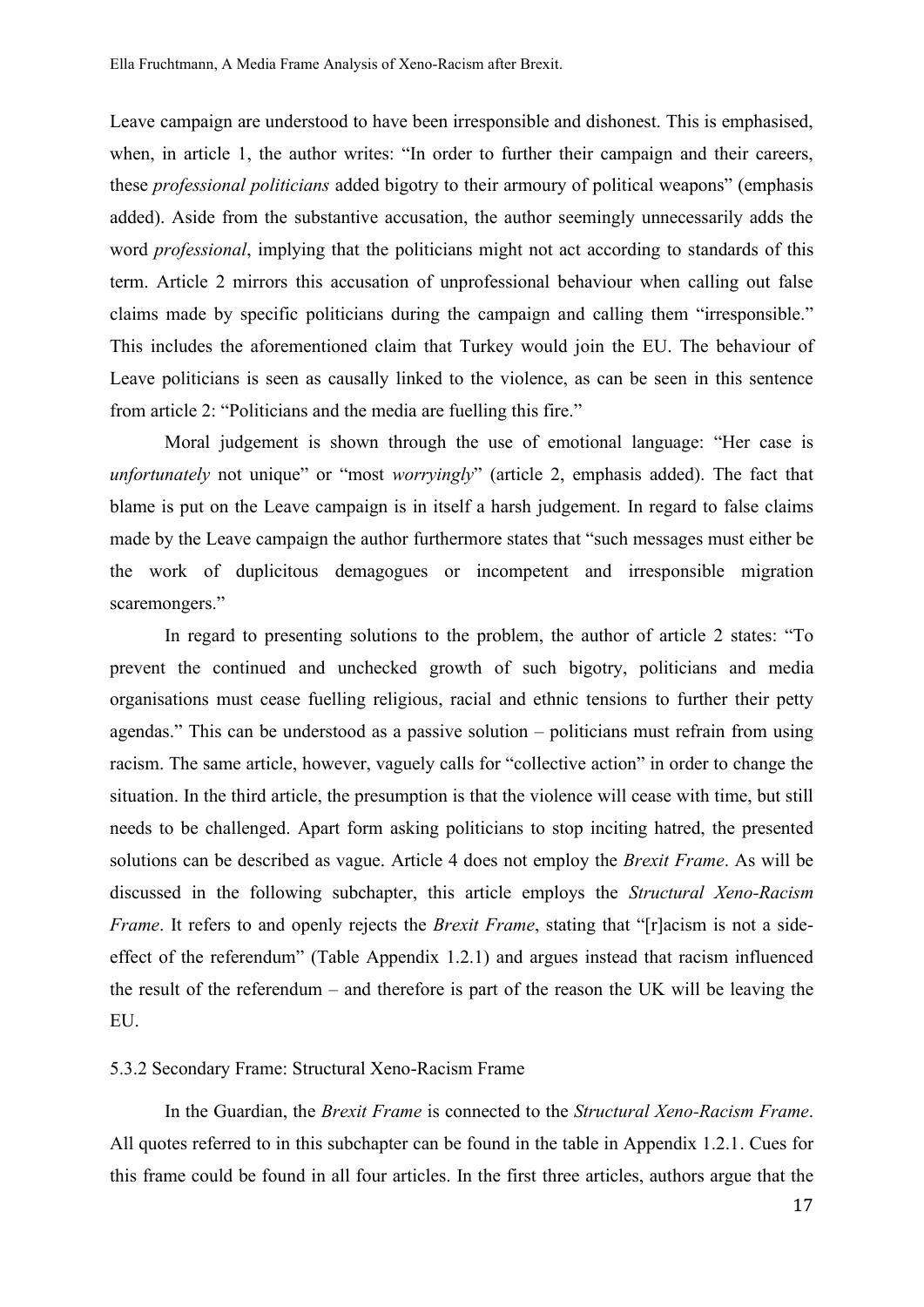Leave campaign are understood to have been irresponsible and dishonest. This is emphasised, when, in article 1, the author writes: "In order to further their campaign and their careers, these *professional politicians* added bigotry to their armoury of political weapons" (emphasis added). Aside from the substantive accusation, the author seemingly unnecessarily adds the word *professional*, implying that the politicians might not act according to standards of this term. Article 2 mirrors this accusation of unprofessional behaviour when calling out false claims made by specific politicians during the campaign and calling them "irresponsible." This includes the aforementioned claim that Turkey would join the EU. The behaviour of Leave politicians is seen as causally linked to the violence, as can be seen in this sentence from article 2: "Politicians and the media are fuelling this fire."

Moral judgement is shown through the use of emotional language: "Her case is *unfortunately* not unique" or "most *worryingly*" (article 2, emphasis added). The fact that blame is put on the Leave campaign is in itself a harsh judgement. In regard to false claims made by the Leave campaign the author furthermore states that "such messages must either be the work of duplicitous demagogues or incompetent and irresponsible migration scaremongers."

In regard to presenting solutions to the problem, the author of article 2 states: "To prevent the continued and unchecked growth of such bigotry, politicians and media organisations must cease fuelling religious, racial and ethnic tensions to further their petty agendas." This can be understood as a passive solution – politicians must refrain from using racism. The same article, however, vaguely calls for "collective action" in order to change the situation. In the third article, the presumption is that the violence will cease with time, but still needs to be challenged. Apart form asking politicians to stop inciting hatred, the presented solutions can be described as vague. Article 4 does not employ the *Brexit Frame*. As will be discussed in the following subchapter, this article employs the *Structural Xeno-Racism Frame*. It refers to and openly rejects the *Brexit Frame*, stating that "[r]acism is not a side-effect of the referendum" (Table Appendix 1.2.1) and argues instead that racism influenced the result of the referendum – and therefore is part of the reason the UK will be leaving the EU.

### 5.3.2 Secondary Frame: Structural Xeno-Racism Frame

In the Guardian, the *Brexit Frame* is connected to the *Structural Xeno-Racism Frame*. All quotes referred to in this subchapter can be found in the table in Appendix 1.2.1. Cues for this frame could be found in all four articles. In the first three articles, authors argue that the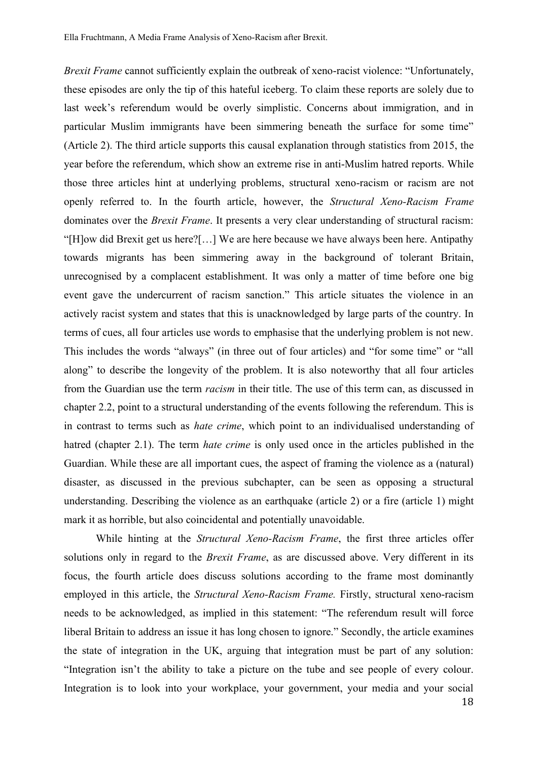*Brexit Frame* cannot sufficiently explain the outbreak of xeno-racist violence: “Unfortunately, these episodes are only the tip of this hateful iceberg. To claim these reports are solely due to last week’s referendum would be overly simplistic. Concerns about immigration, and in particular Muslim immigrants have been simmering beneath the surface for some time” (Article 2). The third article supports this causal explanation through statistics from 2015, the year before the referendum, which show an extreme rise in anti-Muslim hatred reports. While those three articles hint at underlying problems, structural xeno-racism or racism are not openly referred to. In the fourth article, however, the *Structural Xeno-Racism Frame* dominates over the *Brexit Frame*. It presents a very clear understanding of structural racism: “[H]ow did Brexit get us here?[…] We are here because we have always been here. Antipathy towards migrants has been simmering away in the background of tolerant Britain, unrecognised by a complacent establishment. It was only a matter of time before one big event gave the undercurrent of racism sanction.” This article situates the violence in an actively racist system and states that this is unacknowledged by large parts of the country. In terms of cues, all four articles use words to emphasise that the underlying problem is not new. This includes the words “always” (in three out of four articles) and “for some time” or “all along” to describe the longevity of the problem. It is also noteworthy that all four articles from the Guardian use the term *racism* in their title. The use of this term can, as discussed in chapter 2.2, point to a structural understanding of the events following the referendum. This is in contrast to terms such as *hate crime*, which point to an individualised understanding of hatred (chapter 2.1). The term *hate crime* is only used once in the articles published in the Guardian. While these are all important cues, the aspect of framing the violence as a (natural) disaster, as discussed in the previous subchapter, can be seen as opposing a structural understanding. Describing the violence as an earthquake (article 2) or a fire (article 1) might mark it as horrible, but also coincidental and potentially unavoidable.

While hinting at the *Structural Xeno-Racism Frame*, the first three articles offer solutions only in regard to the *Brexit Frame*, as are discussed above. Very different in its focus, the fourth article does discuss solutions according to the frame most dominantly employed in this article, the *Structural Xeno-Racism Frame.* Firstly, structural xeno-racism needs to be acknowledged, as implied in this statement: “The referendum result will force liberal Britain to address an issue it has long chosen to ignore.” Secondly, the article examines the state of integration in the UK, arguing that integration must be part of any solution: “Integration isn’t the ability to take a picture on the tube and see people of every colour. Integration is to look into your workplace, your government, your media and your social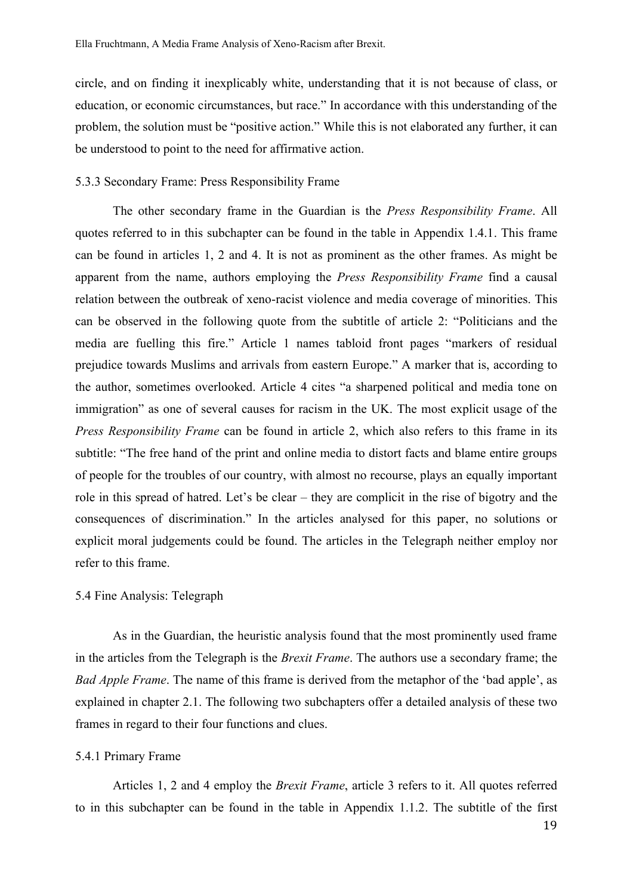circle, and on finding it inexplicably white, understanding that it is not because of class, or education, or economic circumstances, but race." In accordance with this understanding of the problem, the solution must be "positive action." While this is not elaborated any further, it can be understood to point to the need for affirmative action.

### 5.3.3 Secondary Frame: Press Responsibility Frame

The other secondary frame in the Guardian is the *Press Responsibility Frame*. All quotes referred to in this subchapter can be found in the table in Appendix 1.4.1. This frame can be found in articles 1, 2 and 4. It is not as prominent as the other frames. As might be apparent from the name, authors employing the *Press Responsibility Frame* find a causal relation between the outbreak of xeno-racist violence and media coverage of minorities. This can be observed in the following quote from the subtitle of article 2: "Politicians and the media are fuelling this fire." Article 1 names tabloid front pages "markers of residual prejudice towards Muslims and arrivals from eastern Europe." A marker that is, according to the author, sometimes overlooked. Article 4 cites "a sharpened political and media tone on immigration" as one of several causes for racism in the UK. The most explicit usage of the *Press Responsibility Frame* can be found in article 2, which also refers to this frame in its subtitle: "The free hand of the print and online media to distort facts and blame entire groups of people for the troubles of our country, with almost no recourse, plays an equally important role in this spread of hatred. Let's be clear – they are complicit in the rise of bigotry and the consequences of discrimination." In the articles analysed for this paper, no solutions or explicit moral judgements could be found. The articles in the Telegraph neither employ nor refer to this frame.

## 5.4 Fine Analysis: Telegraph

As in the Guardian, the heuristic analysis found that the most prominently used frame in the articles from the Telegraph is the *Brexit Frame*. The authors use a secondary frame; the *Bad Apple Frame*. The name of this frame is derived from the metaphor of the 'bad apple', as explained in chapter 2.1. The following two subchapters offer a detailed analysis of these two frames in regard to their four functions and clues.

### 5.4.1 Primary Frame

Articles 1, 2 and 4 employ the *Brexit Frame*, article 3 refers to it. All quotes referred to in this subchapter can be found in the table in Appendix 1.1.2. The subtitle of the first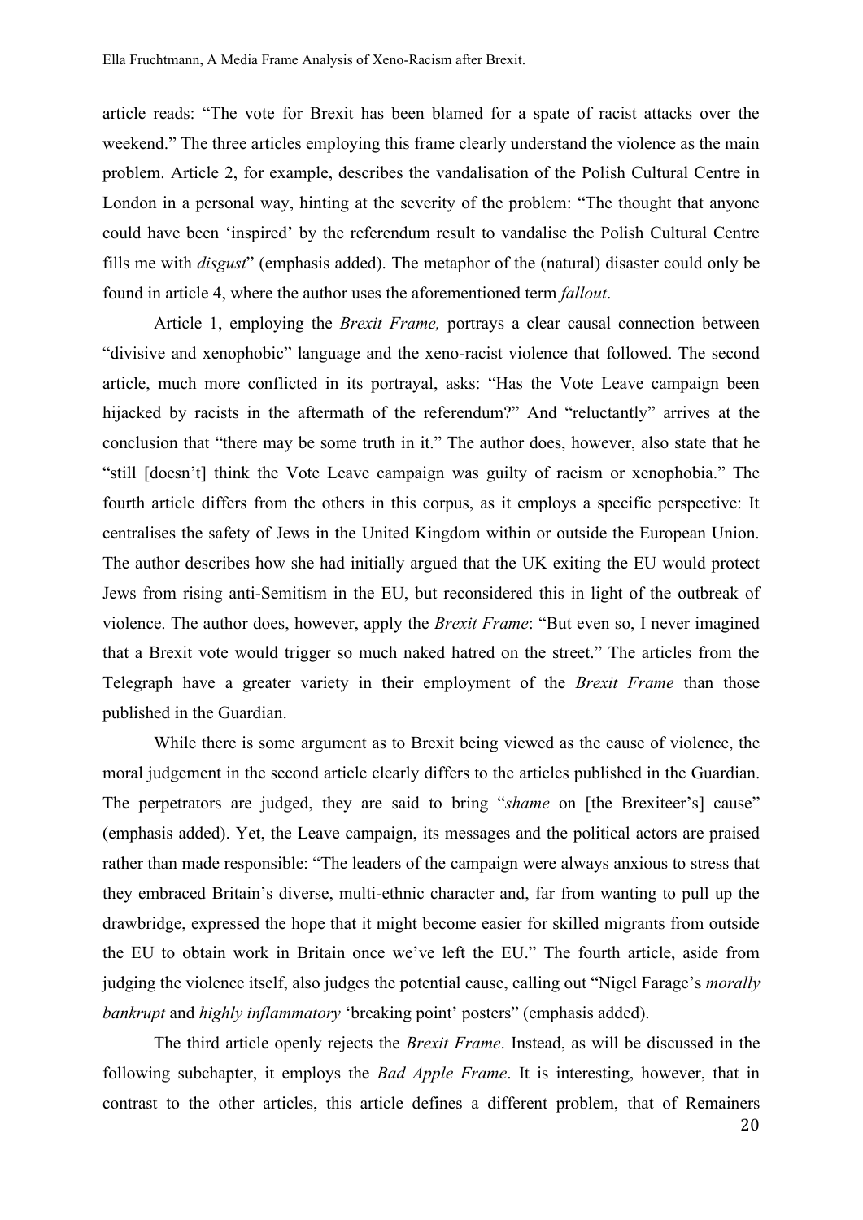article reads: "The vote for Brexit has been blamed for a spate of racist attacks over the weekend." The three articles employing this frame clearly understand the violence as the main problem. Article 2, for example, describes the vandalisation of the Polish Cultural Centre in London in a personal way, hinting at the severity of the problem: "The thought that anyone could have been 'inspired' by the referendum result to vandalise the Polish Cultural Centre fills me with *disgust*" (emphasis added). The metaphor of the (natural) disaster could only be found in article 4, where the author uses the aforementioned term *fallout*.

Article 1, employing the *Brexit Frame,* portrays a clear causal connection between "divisive and xenophobic" language and the xeno-racist violence that followed. The second article, much more conflicted in its portrayal, asks: "Has the Vote Leave campaign been hijacked by racists in the aftermath of the referendum?" And "reluctantly" arrives at the conclusion that "there may be some truth in it." The author does, however, also state that he "still [doesn't] think the Vote Leave campaign was guilty of racism or xenophobia." The fourth article differs from the others in this corpus, as it employs a specific perspective: It centralises the safety of Jews in the United Kingdom within or outside the European Union. The author describes how she had initially argued that the UK exiting the EU would protect Jews from rising anti-Semitism in the EU, but reconsidered this in light of the outbreak of violence. The author does, however, apply the *Brexit Frame*: "But even so, I never imagined that a Brexit vote would trigger so much naked hatred on the street." The articles from the Telegraph have a greater variety in their employment of the *Brexit Frame* than those published in the Guardian.

While there is some argument as to Brexit being viewed as the cause of violence, the moral judgement in the second article clearly differs to the articles published in the Guardian. The perpetrators are judged, they are said to bring "*shame* on [the Brexiteer's] cause" (emphasis added). Yet, the Leave campaign, its messages and the political actors are praised rather than made responsible: "The leaders of the campaign were always anxious to stress that they embraced Britain's diverse, multi-ethnic character and, far from wanting to pull up the drawbridge, expressed the hope that it might become easier for skilled migrants from outside the EU to obtain work in Britain once we've left the EU." The fourth article, aside from judging the violence itself, also judges the potential cause, calling out "Nigel Farage's *morally bankrupt* and *highly inflammatory* 'breaking point' posters" (emphasis added).

The third article openly rejects the *Brexit Frame*. Instead, as will be discussed in the following subchapter, it employs the *Bad Apple Frame*. It is interesting, however, that in contrast to the other articles, this article defines a different problem, that of Remainers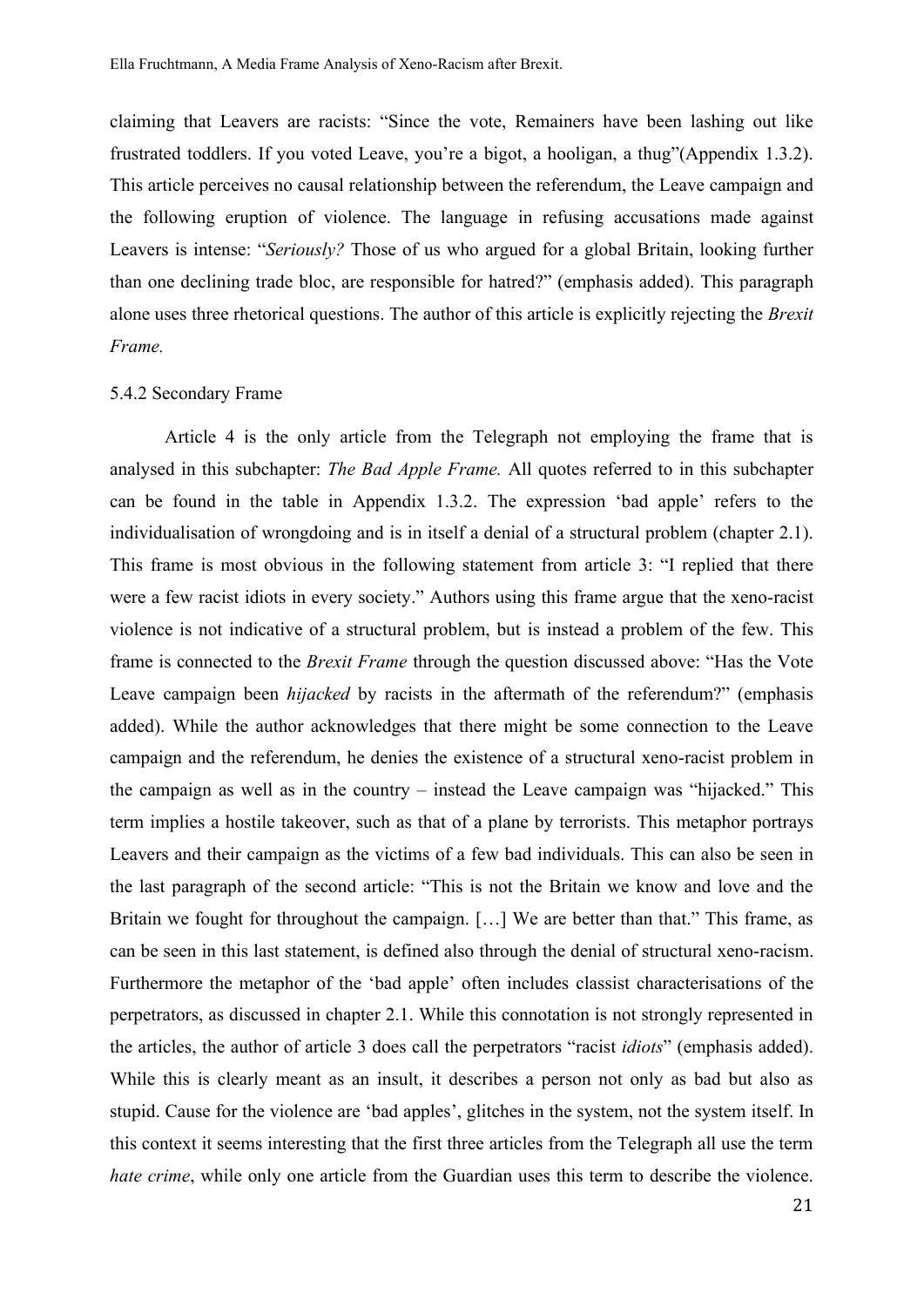claiming that Leavers are racists: "Since the vote, Remainers have been lashing out like frustrated toddlers. If you voted Leave, you're a bigot, a hooligan, a thug"(Appendix 1.3.2). This article perceives no causal relationship between the referendum, the Leave campaign and the following eruption of violence. The language in refusing accusations made against Leavers is intense: "*Seriously?* Those of us who argued for a global Britain, looking further than one declining trade bloc, are responsible for hatred?" (emphasis added). This paragraph alone uses three rhetorical questions. The author of this article is explicitly rejecting the *Brexit Frame.*

### 5.4.2 Secondary Frame

Article 4 is the only article from the Telegraph not employing the frame that is analysed in this subchapter: *The Bad Apple Frame.* All quotes referred to in this subchapter can be found in the table in Appendix 1.3.2. The expression 'bad apple' refers to the individualisation of wrongdoing and is in itself a denial of a structural problem (chapter 2.1). This frame is most obvious in the following statement from article 3: "I replied that there were a few racist idiots in every society." Authors using this frame argue that the xeno-racist violence is not indicative of a structural problem, but is instead a problem of the few. This frame is connected to the *Brexit Frame* through the question discussed above: "Has the Vote Leave campaign been *hijacked* by racists in the aftermath of the referendum?" (emphasis added). While the author acknowledges that there might be some connection to the Leave campaign and the referendum, he denies the existence of a structural xeno-racist problem in the campaign as well as in the country – instead the Leave campaign was "hijacked." This term implies a hostile takeover, such as that of a plane by terrorists. This metaphor portrays Leavers and their campaign as the victims of a few bad individuals. This can also be seen in the last paragraph of the second article: "This is not the Britain we know and love and the Britain we fought for throughout the campaign. […] We are better than that." This frame, as can be seen in this last statement, is defined also through the denial of structural xeno-racism. Furthermore the metaphor of the 'bad apple' often includes classist characterisations of the perpetrators, as discussed in chapter 2.1. While this connotation is not strongly represented in the articles, the author of article 3 does call the perpetrators "racist *idiots*" (emphasis added). While this is clearly meant as an insult, it describes a person not only as bad but also as stupid. Cause for the violence are 'bad apples', glitches in the system, not the system itself. In this context it seems interesting that the first three articles from the Telegraph all use the term *hate crime*, while only one article from the Guardian uses this term to describe the violence.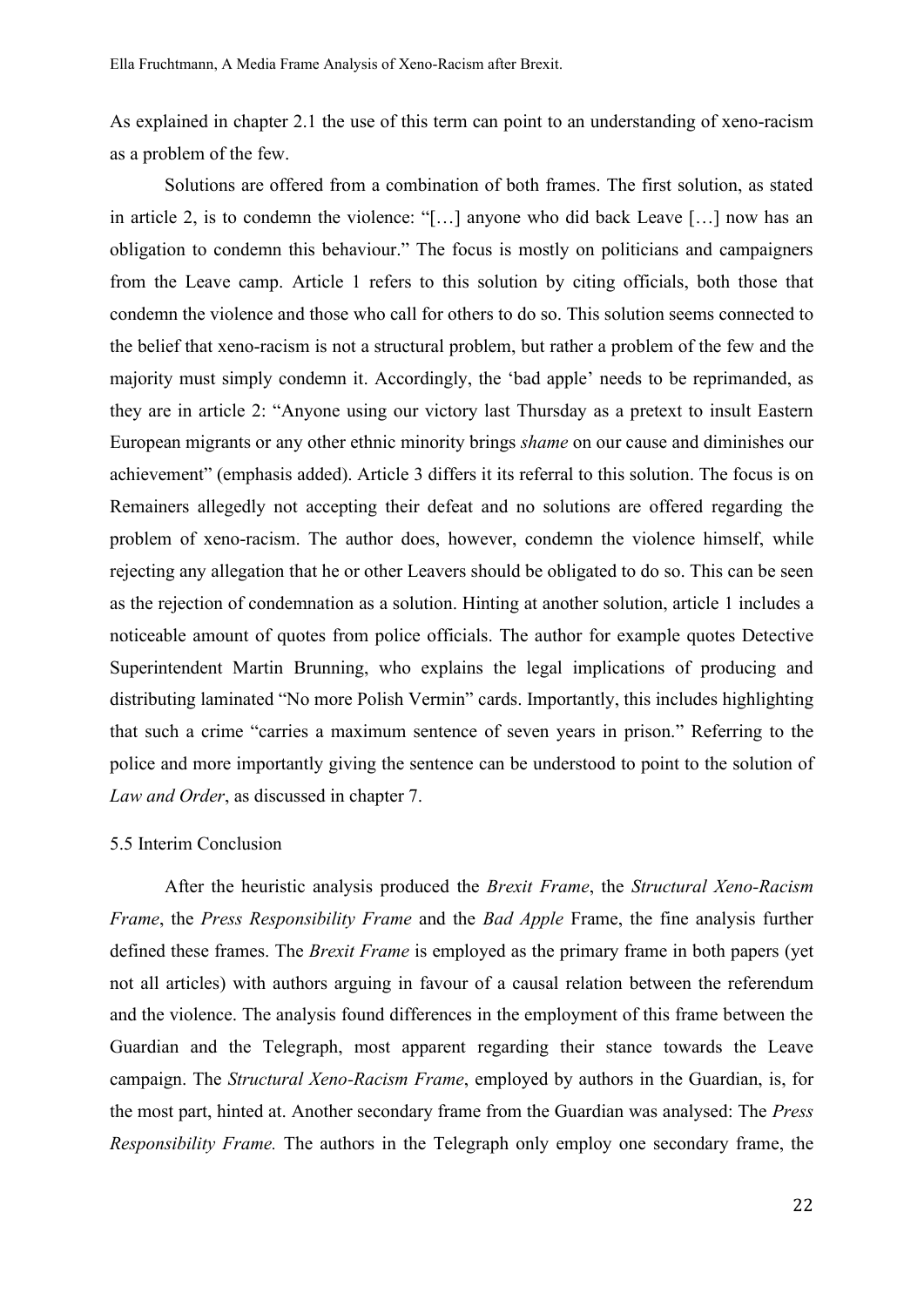As explained in chapter 2.1 the use of this term can point to an understanding of xeno-racism as a problem of the few.

Solutions are offered from a combination of both frames. The first solution, as stated in article 2, is to condemn the violence: "[…] anyone who did back Leave […] now has an obligation to condemn this behaviour." The focus is mostly on politicians and campaigners from the Leave camp. Article 1 refers to this solution by citing officials, both those that condemn the violence and those who call for others to do so. This solution seems connected to the belief that xeno-racism is not a structural problem, but rather a problem of the few and the majority must simply condemn it. Accordingly, the 'bad apple' needs to be reprimanded, as they are in article 2: "Anyone using our victory last Thursday as a pretext to insult Eastern European migrants or any other ethnic minority brings *shame* on our cause and diminishes our achievement" (emphasis added). Article 3 differs it its referral to this solution. The focus is on Remainers allegedly not accepting their defeat and no solutions are offered regarding the problem of xeno-racism. The author does, however, condemn the violence himself, while rejecting any allegation that he or other Leavers should be obligated to do so. This can be seen as the rejection of condemnation as a solution. Hinting at another solution, article 1 includes a noticeable amount of quotes from police officials. The author for example quotes Detective Superintendent Martin Brunning, who explains the legal implications of producing and distributing laminated "No more Polish Vermin" cards. Importantly, this includes highlighting that such a crime "carries a maximum sentence of seven years in prison." Referring to the police and more importantly giving the sentence can be understood to point to the solution of *Law and Order*, as discussed in chapter 7.

### 5.5 Interim Conclusion

After the heuristic analysis produced the *Brexit Frame*, the *Structural Xeno-Racism Frame*, the *Press Responsibility Frame* and the *Bad Apple* Frame, the fine analysis further defined these frames. The *Brexit Frame* is employed as the primary frame in both papers (yet not all articles) with authors arguing in favour of a causal relation between the referendum and the violence. The analysis found differences in the employment of this frame between the Guardian and the Telegraph, most apparent regarding their stance towards the Leave campaign. The *Structural Xeno-Racism Frame*, employed by authors in the Guardian, is, for the most part, hinted at. Another secondary frame from the Guardian was analysed: The *Press Responsibility Frame.* The authors in the Telegraph only employ one secondary frame, the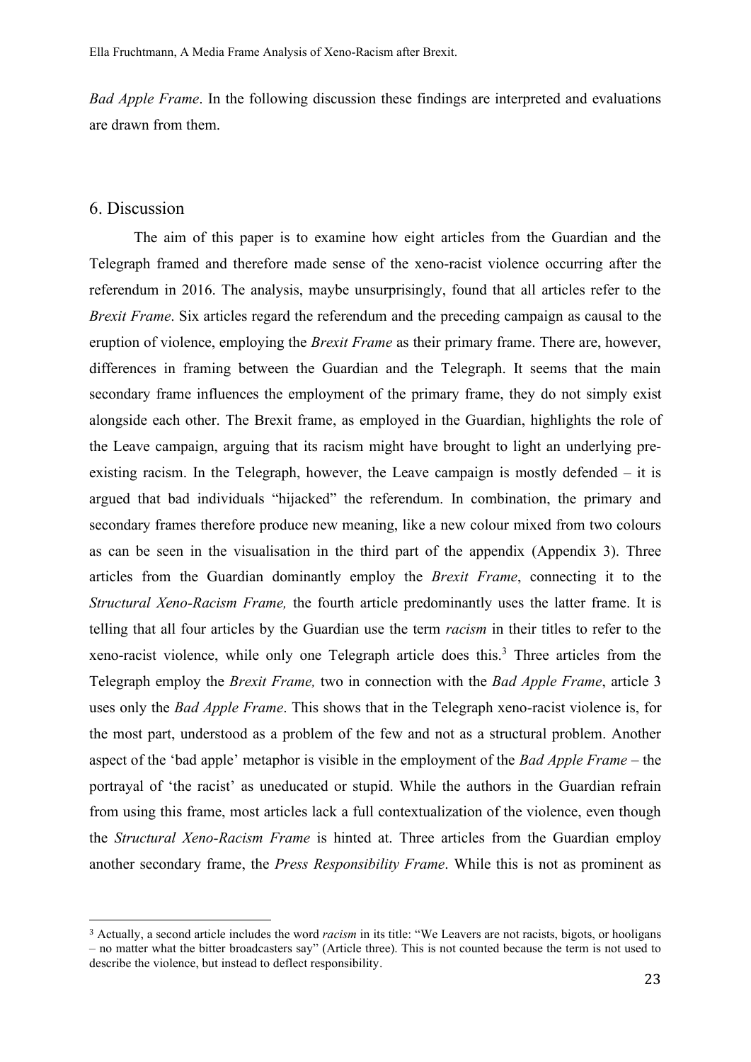*Bad Apple Frame*. In the following discussion these findings are interpreted and evaluations are drawn from them.

## 6. Discussion

The aim of this paper is to examine how eight articles from the Guardian and the Telegraph framed and therefore made sense of the xeno-racist violence occurring after the referendum in 2016. The analysis, maybe unsurprisingly, found that all articles refer to the *Brexit Frame*. Six articles regard the referendum and the preceding campaign as causal to the eruption of violence, employing the *Brexit Frame* as their primary frame. There are, however, differences in framing between the Guardian and the Telegraph. It seems that the main secondary frame influences the employment of the primary frame, they do not simply exist alongside each other. The Brexit frame, as employed in the Guardian, highlights the role of the Leave campaign, arguing that its racism might have brought to light an underlying pre-existing racism. In the Telegraph, however, the Leave campaign is mostly defended – it is argued that bad individuals "hijacked" the referendum. In combination, the primary and secondary frames therefore produce new meaning, like a new colour mixed from two colours as can be seen in the visualisation in the third part of the appendix (Appendix 3). Three articles from the Guardian dominantly employ the *Brexit Frame*, connecting it to the *Structural Xeno-Racism Frame,* the fourth article predominantly uses the latter frame. It is telling that all four articles by the Guardian use the term *racism* in their titles to refer to the xeno-racist violence, while only one Telegraph article does this.[3] Three articles from the Telegraph employ the *Brexit Frame,* two in connection with the *Bad Apple Frame*, article 3 uses only the *Bad Apple Frame*. This shows that in the Telegraph xeno-racist violence is, for the most part, understood as a problem of the few and not as a structural problem. Another aspect of the 'bad apple' metaphor is visible in the employment of the *Bad Apple Frame* – the portrayal of 'the racist' as uneducated or stupid. While the authors in the Guardian refrain from using this frame, most articles lack a full contextualization of the violence, even though the *Structural Xeno-Racism Frame* is hinted at. Three articles from the Guardian employ another secondary frame, the *Press Responsibility Frame*. While this is not as prominent as

---

[3] Actually, a second article includes the word *racism* in its title: "We Leavers are not racists, bigots, or hooligans – no matter what the bitter broadcasters say" (Article three). This is not counted because the term is not used to describe the violence, but instead to deflect responsibility.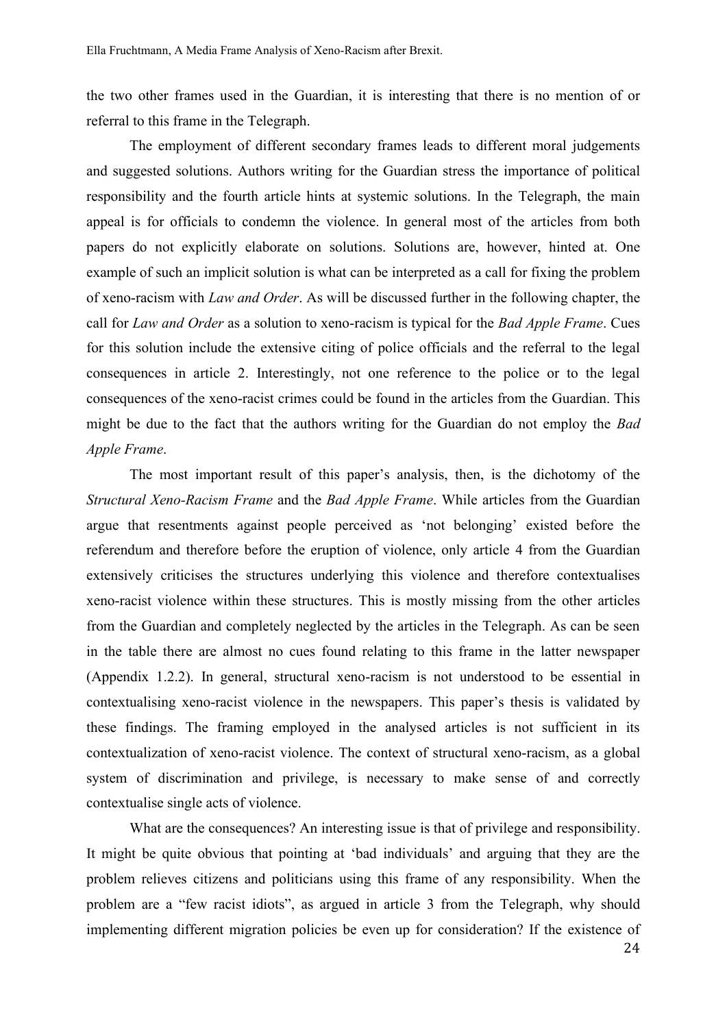the two other frames used in the Guardian, it is interesting that there is no mention of or referral to this frame in the Telegraph.

The employment of different secondary frames leads to different moral judgements and suggested solutions. Authors writing for the Guardian stress the importance of political responsibility and the fourth article hints at systemic solutions. In the Telegraph, the main appeal is for officials to condemn the violence. In general most of the articles from both papers do not explicitly elaborate on solutions. Solutions are, however, hinted at. One example of such an implicit solution is what can be interpreted as a call for fixing the problem of xeno-racism with *Law and Order*. As will be discussed further in the following chapter, the call for *Law and Order* as a solution to xeno-racism is typical for the *Bad Apple Frame*. Cues for this solution include the extensive citing of police officials and the referral to the legal consequences in article 2. Interestingly, not one reference to the police or to the legal consequences of the xeno-racist crimes could be found in the articles from the Guardian. This might be due to the fact that the authors writing for the Guardian do not employ the *Bad Apple Frame*.

The most important result of this paper's analysis, then, is the dichotomy of the *Structural Xeno-Racism Frame* and the *Bad Apple Frame*. While articles from the Guardian argue that resentments against people perceived as 'not belonging' existed before the referendum and therefore before the eruption of violence, only article 4 from the Guardian extensively criticises the structures underlying this violence and therefore contextualises xeno-racist violence within these structures. This is mostly missing from the other articles from the Guardian and completely neglected by the articles in the Telegraph. As can be seen in the table there are almost no cues found relating to this frame in the latter newspaper (Appendix 1.2.2). In general, structural xeno-racism is not understood to be essential in contextualising xeno-racist violence in the newspapers. This paper's thesis is validated by these findings. The framing employed in the analysed articles is not sufficient in its contextualization of xeno-racist violence. The context of structural xeno-racism, as a global system of discrimination and privilege, is necessary to make sense of and correctly contextualise single acts of violence.

What are the consequences? An interesting issue is that of privilege and responsibility. It might be quite obvious that pointing at 'bad individuals' and arguing that they are the problem relieves citizens and politicians using this frame of any responsibility. When the problem are a "few racist idiots", as argued in article 3 from the Telegraph, why should implementing different migration policies be even up for consideration? If the existence of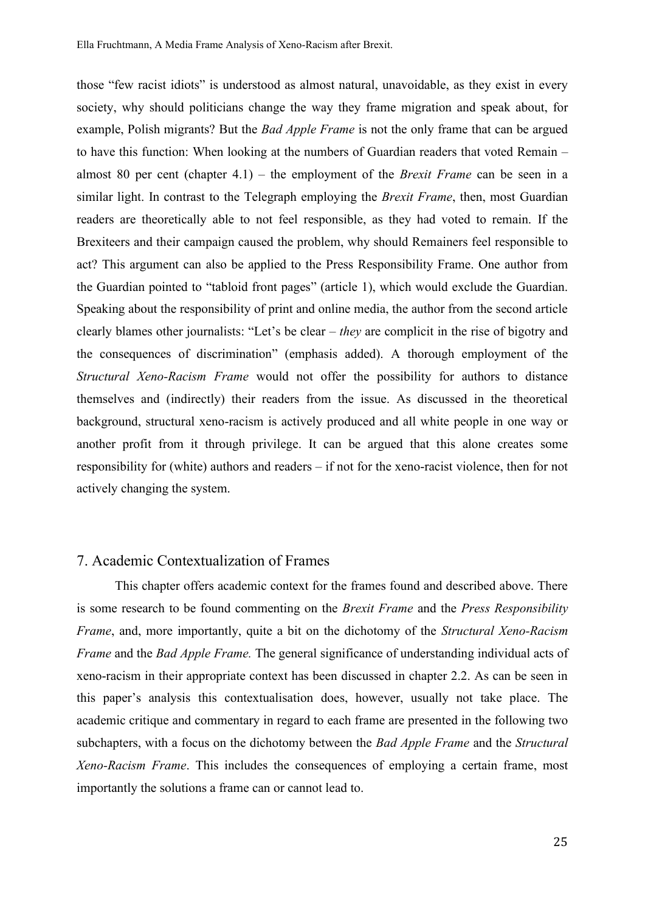those "few racist idiots" is understood as almost natural, unavoidable, as they exist in every society, why should politicians change the way they frame migration and speak about, for example, Polish migrants? But the *Bad Apple Frame* is not the only frame that can be argued to have this function: When looking at the numbers of Guardian readers that voted Remain – almost 80 per cent (chapter 4.1) – the employment of the *Brexit Frame* can be seen in a similar light. In contrast to the Telegraph employing the *Brexit Frame*, then, most Guardian readers are theoretically able to not feel responsible, as they had voted to remain. If the Brexiteers and their campaign caused the problem, why should Remainers feel responsible to act? This argument can also be applied to the Press Responsibility Frame. One author from the Guardian pointed to "tabloid front pages" (article 1), which would exclude the Guardian. Speaking about the responsibility of print and online media, the author from the second article clearly blames other journalists: "Let's be clear – *they* are complicit in the rise of bigotry and the consequences of discrimination" (emphasis added). A thorough employment of the *Structural Xeno-Racism Frame* would not offer the possibility for authors to distance themselves and (indirectly) their readers from the issue. As discussed in the theoretical background, structural xeno-racism is actively produced and all white people in one way or another profit from it through privilege. It can be argued that this alone creates some responsibility for (white) authors and readers – if not for the xeno-racist violence, then for not actively changing the system.

## 7. Academic Contextualization of Frames

This chapter offers academic context for the frames found and described above. There is some research to be found commenting on the *Brexit Frame* and the *Press Responsibility Frame*, and, more importantly, quite a bit on the dichotomy of the *Structural Xeno-Racism Frame* and the *Bad Apple Frame.* The general significance of understanding individual acts of xeno-racism in their appropriate context has been discussed in chapter 2.2. As can be seen in this paper's analysis this contextualisation does, however, usually not take place. The academic critique and commentary in regard to each frame are presented in the following two subchapters, with a focus on the dichotomy between the *Bad Apple Frame* and the *Structural Xeno-Racism Frame*. This includes the consequences of employing a certain frame, most importantly the solutions a frame can or cannot lead to.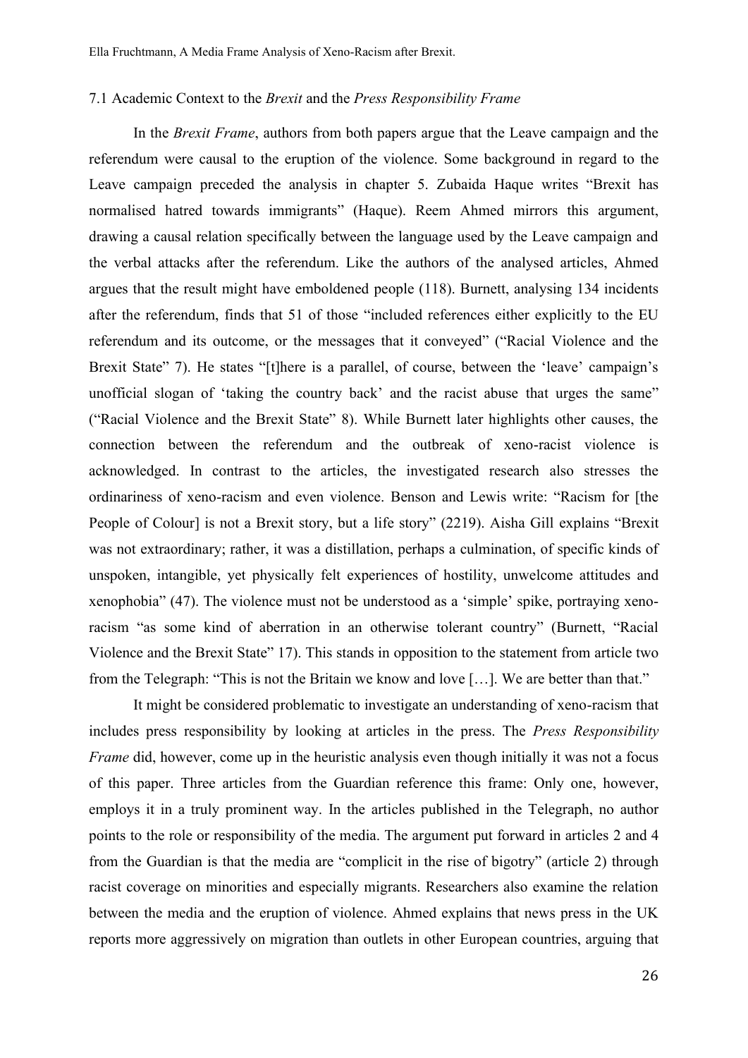### 7.1 Academic Context to the *Brexit* and the *Press Responsibility Frame*

In the *Brexit Frame*, authors from both papers argue that the Leave campaign and the referendum were causal to the eruption of the violence. Some background in regard to the Leave campaign preceded the analysis in chapter 5. Zubaida Haque writes "Brexit has normalised hatred towards immigrants" (Haque). Reem Ahmed mirrors this argument, drawing a causal relation specifically between the language used by the Leave campaign and the verbal attacks after the referendum. Like the authors of the analysed articles, Ahmed argues that the result might have emboldened people (118). Burnett, analysing 134 incidents after the referendum, finds that 51 of those "included references either explicitly to the EU referendum and its outcome, or the messages that it conveyed" ("Racial Violence and the Brexit State" 7). He states "[t]here is a parallel, of course, between the 'leave' campaign's unofficial slogan of 'taking the country back' and the racist abuse that urges the same" ("Racial Violence and the Brexit State" 8). While Burnett later highlights other causes, the connection between the referendum and the outbreak of xeno-racist violence is acknowledged. In contrast to the articles, the investigated research also stresses the ordinariness of xeno-racism and even violence. Benson and Lewis write: "Racism for [the People of Colour] is not a Brexit story, but a life story" (2219). Aisha Gill explains "Brexit was not extraordinary; rather, it was a distillation, perhaps a culmination, of specific kinds of unspoken, intangible, yet physically felt experiences of hostility, unwelcome attitudes and xenophobia" (47). The violence must not be understood as a 'simple' spike, portraying xeno-racism "as some kind of aberration in an otherwise tolerant country" (Burnett, "Racial Violence and the Brexit State" 17). This stands in opposition to the statement from article two from the Telegraph: "This is not the Britain we know and love […]. We are better than that."

It might be considered problematic to investigate an understanding of xeno-racism that includes press responsibility by looking at articles in the press. The *Press Responsibility Frame* did, however, come up in the heuristic analysis even though initially it was not a focus of this paper. Three articles from the Guardian reference this frame: Only one, however, employs it in a truly prominent way. In the articles published in the Telegraph, no author points to the role or responsibility of the media. The argument put forward in articles 2 and 4 from the Guardian is that the media are "complicit in the rise of bigotry" (article 2) through racist coverage on minorities and especially migrants. Researchers also examine the relation between the media and the eruption of violence. Ahmed explains that news press in the UK reports more aggressively on migration than outlets in other European countries, arguing that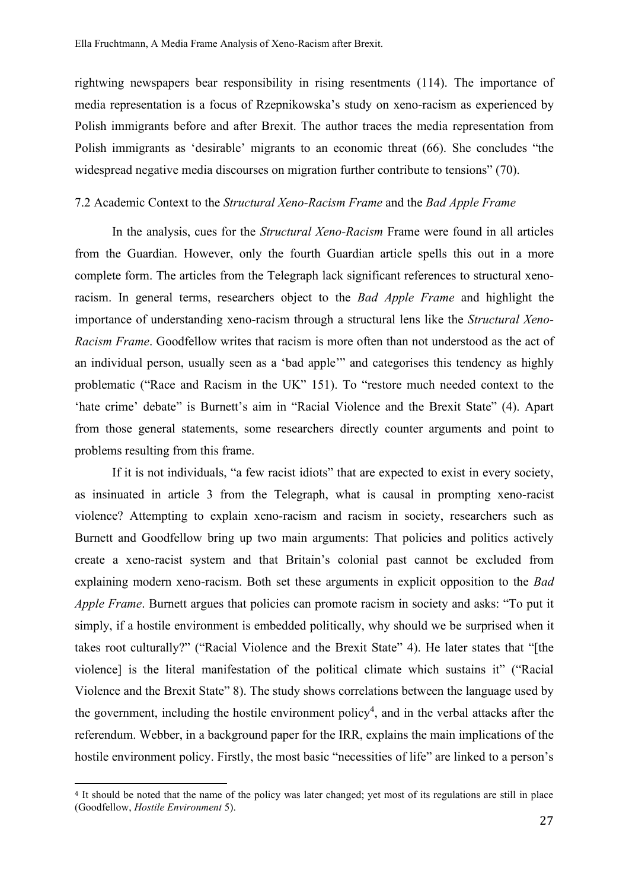rightwing newspapers bear responsibility in rising resentments (114). The importance of media representation is a focus of Rzepnikowska's study on xeno-racism as experienced by Polish immigrants before and after Brexit. The author traces the media representation from Polish immigrants as 'desirable' migrants to an economic threat (66). She concludes "the widespread negative media discourses on migration further contribute to tensions" (70).

## 7.2 Academic Context to the *Structural Xeno-Racism Frame* and the *Bad Apple Frame*

In the analysis, cues for the *Structural Xeno-Racism* Frame were found in all articles from the Guardian. However, only the fourth Guardian article spells this out in a more complete form. The articles from the Telegraph lack significant references to structural xeno-racism. In general terms, researchers object to the *Bad Apple Frame* and highlight the importance of understanding xeno-racism through a structural lens like the *Structural Xeno-Racism Frame*. Goodfellow writes that racism is more often than not understood as the act of an individual person, usually seen as a 'bad apple'" and categorises this tendency as highly problematic ("Race and Racism in the UK" 151). To "restore much needed context to the 'hate crime' debate" is Burnett's aim in "Racial Violence and the Brexit State" (4). Apart from those general statements, some researchers directly counter arguments and point to problems resulting from this frame.

If it is not individuals, "a few racist idiots" that are expected to exist in every society, as insinuated in article 3 from the Telegraph, what is causal in prompting xeno-racist violence? Attempting to explain xeno-racism and racism in society, researchers such as Burnett and Goodfellow bring up two main arguments: That policies and politics actively create a xeno-racist system and that Britain's colonial past cannot be excluded from explaining modern xeno-racism. Both set these arguments in explicit opposition to the *Bad Apple Frame*. Burnett argues that policies can promote racism in society and asks: "To put it simply, if a hostile environment is embedded politically, why should we be surprised when it takes root culturally?" ("Racial Violence and the Brexit State" 4). He later states that "[the violence] is the literal manifestation of the political climate which sustains it" ("Racial Violence and the Brexit State" 8). The study shows correlations between the language used by the government, including the hostile environment policy[4], and in the verbal attacks after the referendum. Webber, in a background paper for the IRR, explains the main implications of the hostile environment policy. Firstly, the most basic "necessities of life" are linked to a person's

[4] It should be noted that the name of the policy was later changed; yet most of its regulations are still in place (Goodfellow, *Hostile Environment* 5).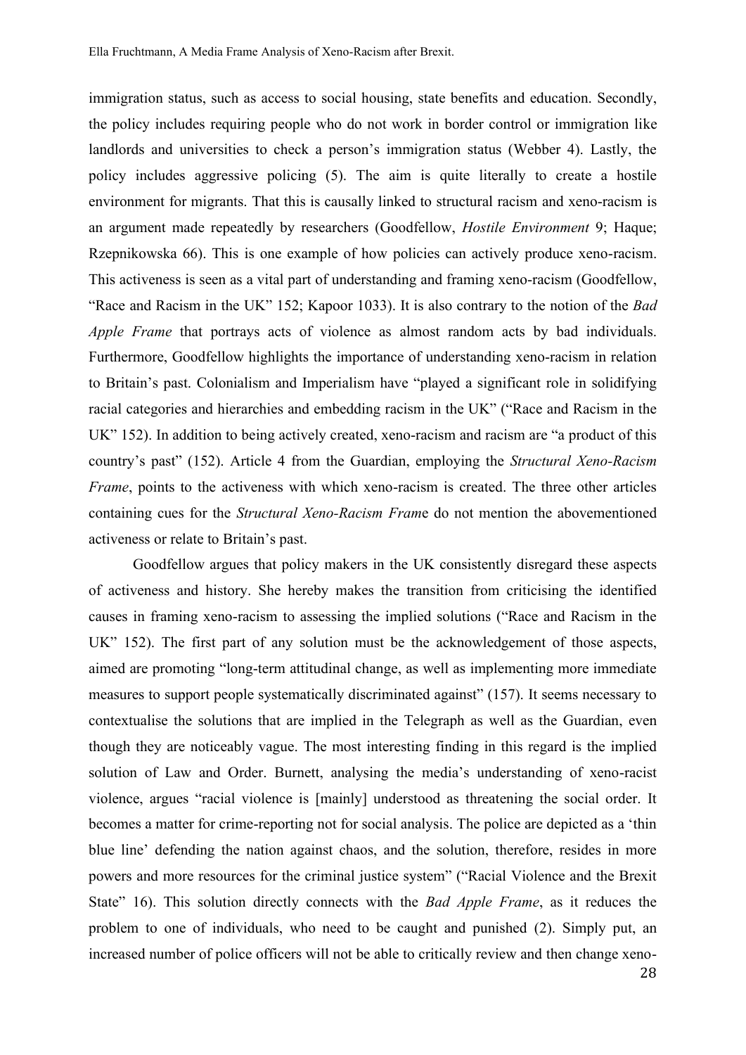immigration status, such as access to social housing, state benefits and education. Secondly, the policy includes requiring people who do not work in border control or immigration like landlords and universities to check a person's immigration status (Webber 4). Lastly, the policy includes aggressive policing (5). The aim is quite literally to create a hostile environment for migrants. That this is causally linked to structural racism and xeno-racism is an argument made repeatedly by researchers (Goodfellow, *Hostile Environment* 9; Haque; Rzepnikowska 66). This is one example of how policies can actively produce xeno-racism. This activeness is seen as a vital part of understanding and framing xeno-racism (Goodfellow, "Race and Racism in the UK" 152; Kapoor 1033). It is also contrary to the notion of the *Bad Apple Frame* that portrays acts of violence as almost random acts by bad individuals. Furthermore, Goodfellow highlights the importance of understanding xeno-racism in relation to Britain's past. Colonialism and Imperialism have "played a significant role in solidifying racial categories and hierarchies and embedding racism in the UK" ("Race and Racism in the UK" 152). In addition to being actively created, xeno-racism and racism are "a product of this country's past" (152). Article 4 from the Guardian, employing the *Structural Xeno-Racism Frame*, points to the activeness with which xeno-racism is created. The three other articles containing cues for the *Structural Xeno-Racism Frame* do not mention the abovementioned activeness or relate to Britain's past.

Goodfellow argues that policy makers in the UK consistently disregard these aspects of activeness and history. She hereby makes the transition from criticising the identified causes in framing xeno-racism to assessing the implied solutions ("Race and Racism in the UK" 152). The first part of any solution must be the acknowledgement of those aspects, aimed are promoting "long-term attitudinal change, as well as implementing more immediate measures to support people systematically discriminated against" (157). It seems necessary to contextualise the solutions that are implied in the Telegraph as well as the Guardian, even though they are noticeably vague. The most interesting finding in this regard is the implied solution of Law and Order. Burnett, analysing the media's understanding of xeno-racist violence, argues "racial violence is [mainly] understood as threatening the social order. It becomes a matter for crime-reporting not for social analysis. The police are depicted as a 'thin blue line' defending the nation against chaos, and the solution, therefore, resides in more powers and more resources for the criminal justice system" ("Racial Violence and the Brexit State" 16). This solution directly connects with the *Bad Apple Frame*, as it reduces the problem to one of individuals, who need to be caught and punished (2). Simply put, an increased number of police officers will not be able to critically review and then change xeno-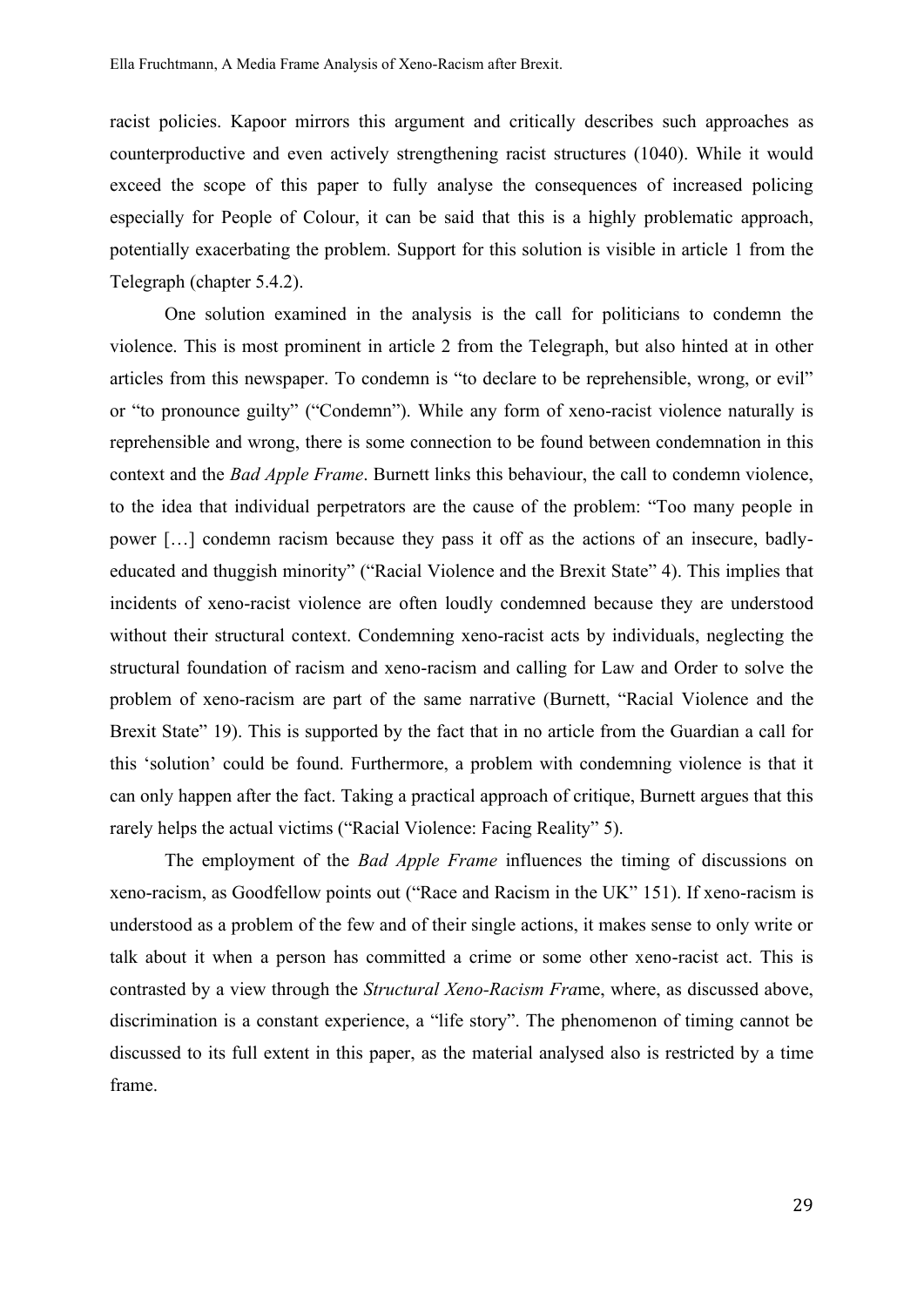racist policies. Kapoor mirrors this argument and critically describes such approaches as counterproductive and even actively strengthening racist structures (1040). While it would exceed the scope of this paper to fully analyse the consequences of increased policing especially for People of Colour, it can be said that this is a highly problematic approach, potentially exacerbating the problem. Support for this solution is visible in article 1 from the Telegraph (chapter 5.4.2).

One solution examined in the analysis is the call for politicians to condemn the violence. This is most prominent in article 2 from the Telegraph, but also hinted at in other articles from this newspaper. To condemn is "to declare to be reprehensible, wrong, or evil" or "to pronounce guilty" ("Condemn"). While any form of xeno-racist violence naturally is reprehensible and wrong, there is some connection to be found between condemnation in this context and the *Bad Apple Frame*. Burnett links this behaviour, the call to condemn violence, to the idea that individual perpetrators are the cause of the problem: "Too many people in power […] condemn racism because they pass it off as the actions of an insecure, badly-educated and thuggish minority" ("Racial Violence and the Brexit State" 4). This implies that incidents of xeno-racist violence are often loudly condemned because they are understood without their structural context. Condemning xeno-racist acts by individuals, neglecting the structural foundation of racism and xeno-racism and calling for Law and Order to solve the problem of xeno-racism are part of the same narrative (Burnett, "Racial Violence and the Brexit State" 19). This is supported by the fact that in no article from the Guardian a call for this 'solution' could be found. Furthermore, a problem with condemning violence is that it can only happen after the fact. Taking a practical approach of critique, Burnett argues that this rarely helps the actual victims ("Racial Violence: Facing Reality" 5).

The employment of the *Bad Apple Frame* influences the timing of discussions on xeno-racism, as Goodfellow points out ("Race and Racism in the UK" 151). If xeno-racism is understood as a problem of the few and of their single actions, it makes sense to only write or talk about it when a person has committed a crime or some other xeno-racist act. This is contrasted by a view through the *Structural Xeno-Racism Fra*me, where, as discussed above, discrimination is a constant experience, a "life story". The phenomenon of timing cannot be discussed to its full extent in this paper, as the material analysed also is restricted by a time frame.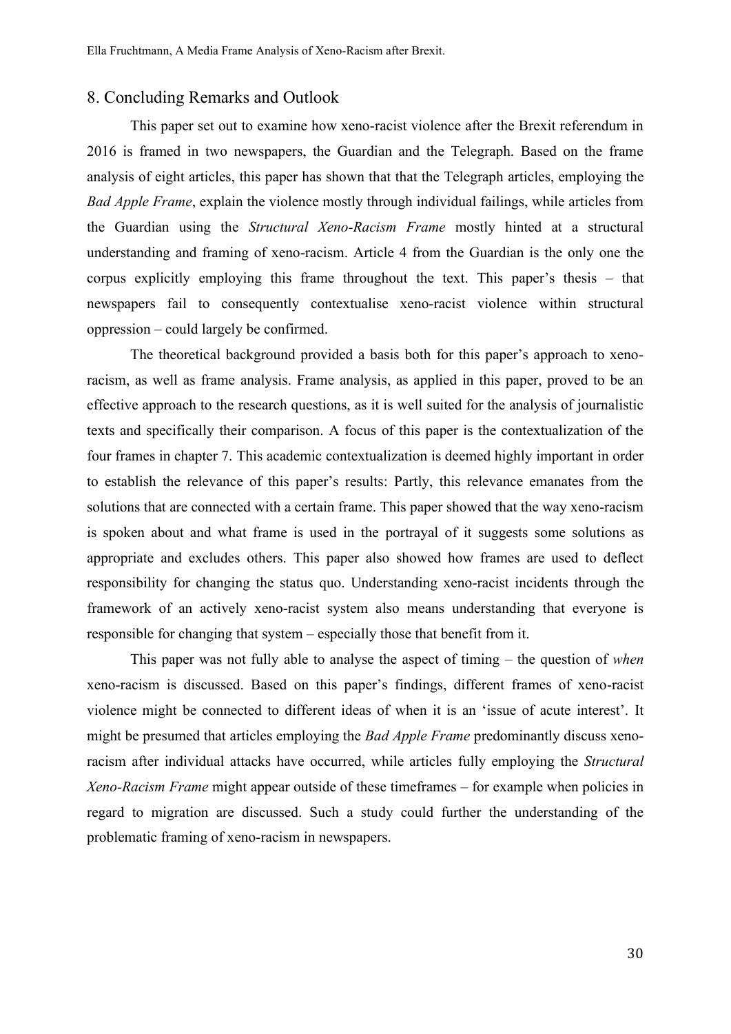## 8. Concluding Remarks and Outlook

This paper set out to examine how xeno-racist violence after the Brexit referendum in 2016 is framed in two newspapers, the Guardian and the Telegraph. Based on the frame analysis of eight articles, this paper has shown that that the Telegraph articles, employing the *Bad Apple Frame*, explain the violence mostly through individual failings, while articles from the Guardian using the *Structural Xeno-Racism Frame* mostly hinted at a structural understanding and framing of xeno-racism. Article 4 from the Guardian is the only one the corpus explicitly employing this frame throughout the text. This paper's thesis – that newspapers fail to consequently contextualise xeno-racist violence within structural oppression – could largely be confirmed.

The theoretical background provided a basis both for this paper's approach to xeno-racism, as well as frame analysis. Frame analysis, as applied in this paper, proved to be an effective approach to the research questions, as it is well suited for the analysis of journalistic texts and specifically their comparison. A focus of this paper is the contextualization of the four frames in chapter 7. This academic contextualization is deemed highly important in order to establish the relevance of this paper's results: Partly, this relevance emanates from the solutions that are connected with a certain frame. This paper showed that the way xeno-racism is spoken about and what frame is used in the portrayal of it suggests some solutions as appropriate and excludes others. This paper also showed how frames are used to deflect responsibility for changing the status quo. Understanding xeno-racist incidents through the framework of an actively xeno-racist system also means understanding that everyone is responsible for changing that system – especially those that benefit from it.

This paper was not fully able to analyse the aspect of timing – the question of *when* xeno-racism is discussed. Based on this paper's findings, different frames of xeno-racist violence might be connected to different ideas of when it is an 'issue of acute interest'. It might be presumed that articles employing the *Bad Apple Frame* predominantly discuss xeno-racism after individual attacks have occurred, while articles fully employing the *Structural Xeno-Racism Frame* might appear outside of these timeframes – for example when policies in regard to migration are discussed. Such a study could further the understanding of the problematic framing of xeno-racism in newspapers.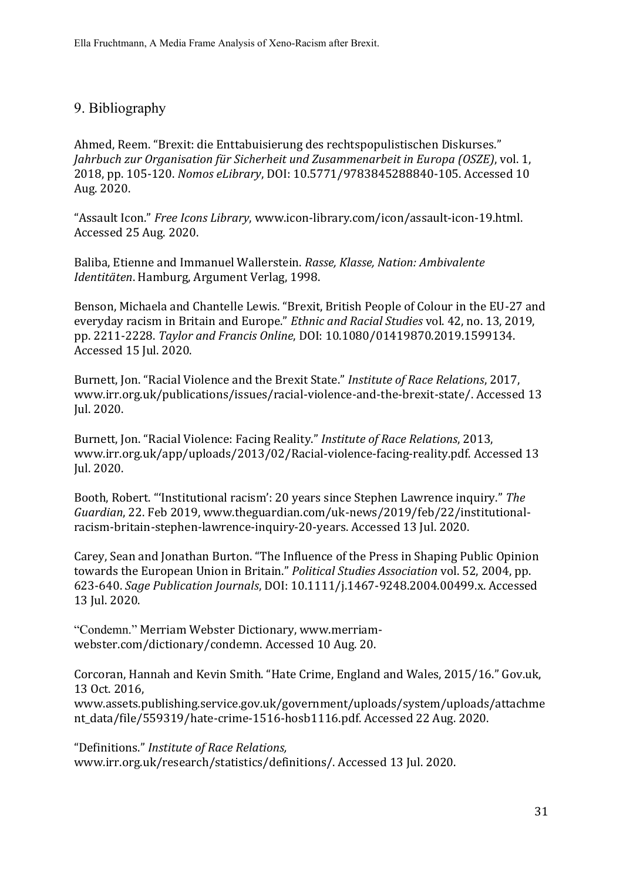## 9. Bibliography

Ahmed, Reem. "Brexit: die Enttabuisierung des rechtspopulistischen Diskurses." *Jahrbuch zur Organisation für Sicherheit und Zusammenarbeit in Europa (OSZE)*, vol. 1, 2018, pp. 105-120. *Nomos eLibrary*, DOI: 10.5771/9783845288840-105. Accessed 10 Aug. 2020.

"Assault Icon." *Free Icons Library*, www.icon-library.com/icon/assault-icon-19.html. Accessed 25 Aug. 2020.

Baliba, Etienne and Immanuel Wallerstein. *Rasse, Klasse, Nation: Ambivalente Identitäten*. Hamburg, Argument Verlag, 1998.

Benson, Michaela and Chantelle Lewis. "Brexit, British People of Colour in the EU-27 and everyday racism in Britain and Europe." *Ethnic and Racial Studies* vol. 42, no. 13, 2019, pp. 2211-2228. *Taylor and Francis Online*, DOI: 10.1080/01419870.2019.1599134. Accessed 15 Jul. 2020.

Burnett, Jon. "Racial Violence and the Brexit State." *Institute of Race Relations*, 2017, www.irr.org.uk/publications/issues/racial-violence-and-the-brexit-state/. Accessed 13 Jul. 2020.

Burnett, Jon. "Racial Violence: Facing Reality." *Institute of Race Relations*, 2013, www.irr.org.uk/app/uploads/2013/02/Racial-violence-facing-reality.pdf. Accessed 13 Jul. 2020.

Booth, Robert. "'Institutional racism': 20 years since Stephen Lawrence inquiry." *The Guardian*, 22. Feb 2019, www.theguardian.com/uk-news/2019/feb/22/institutional-racism-britain-stephen-lawrence-inquiry-20-years. Accessed 13 Jul. 2020.

Carey, Sean and Jonathan Burton. "The Influence of the Press in Shaping Public Opinion towards the European Union in Britain." *Political Studies Association* vol. 52, 2004, pp. 623-640. *Sage Publication Journals*, DOI: 10.1111/j.1467-9248.2004.00499.x. Accessed 13 Jul. 2020.

"Condemn." Merriam Webster Dictionary, www.merriam-webster.com/dictionary/condemn. Accessed 10 Aug. 20.

Corcoran, Hannah and Kevin Smith. "Hate Crime, England and Wales, 2015/16." Gov.uk, 13 Oct. 2016, www.assets.publishing.service.gov.uk/government/uploads/system/uploads/attachment_data/file/559319/hate-crime-1516-hosb1116.pdf. Accessed 22 Aug. 2020.

"Definitions." *Institute of Race Relations,* www.irr.org.uk/research/statistics/definitions/. Accessed 13 Jul. 2020.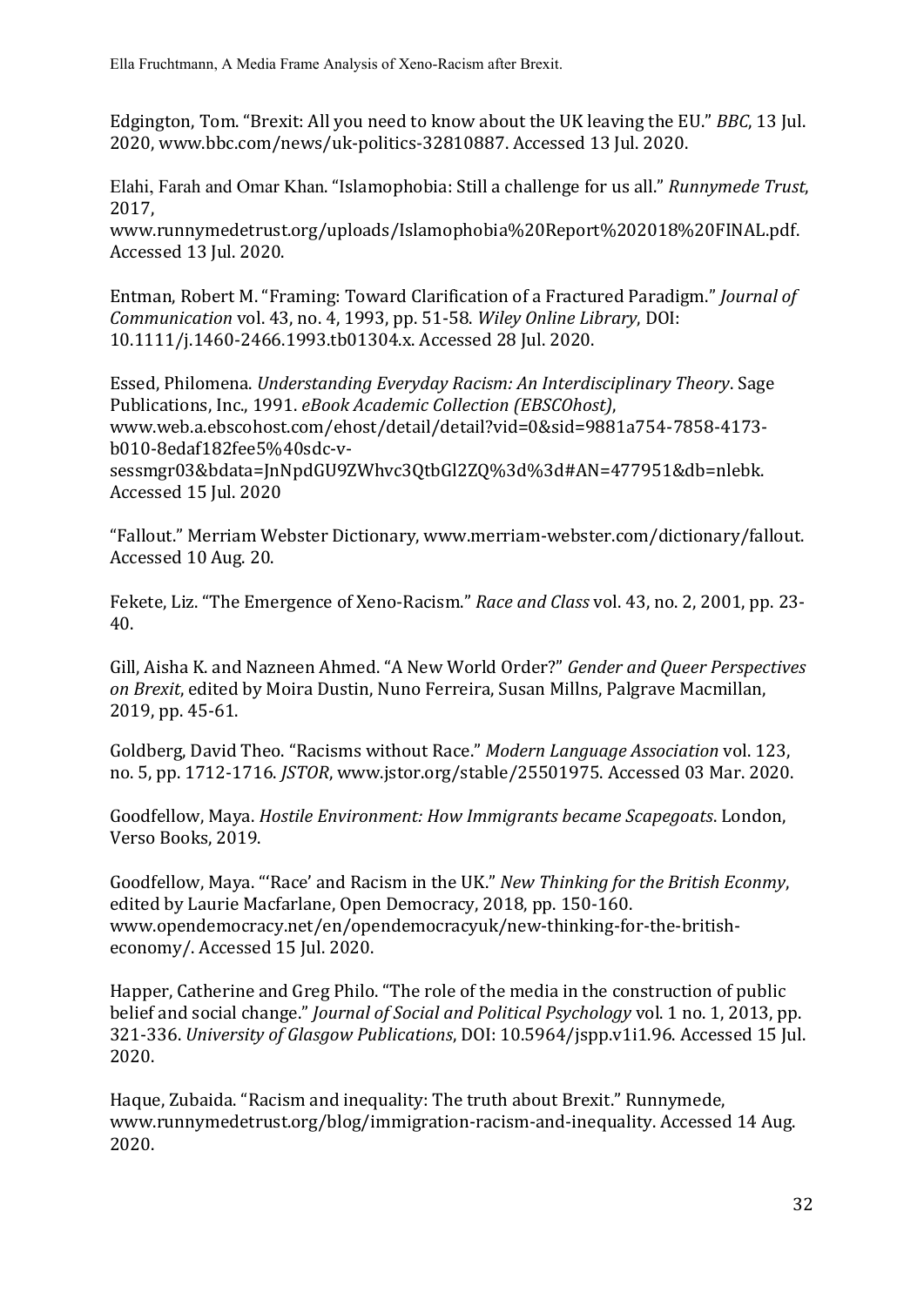Edgington, Tom. “Brexit: All you need to know about the UK leaving the EU.” *BBC*, 13 Jul. 2020, www.bbc.com/news/uk-politics-32810887. Accessed 13 Jul. 2020.

Elahi, Farah and Omar Khan. “Islamophobia: Still a challenge for us all.” *Runnymede Trust*, 2017, www.runnymedetrust.org/uploads/Islamophobia%20Report%202018%20FINAL.pdf. Accessed 13 Jul. 2020.

Entman, Robert M. “Framing: Toward Clarification of a Fractured Paradigm.” *Journal of Communication* vol. 43, no. 4, 1993, pp. 51-58. *Wiley Online Library*, DOI: 10.1111/j.1460-2466.1993.tb01304.x. Accessed 28 Jul. 2020.

Essed, Philomena. *Understanding Everyday Racism: An Interdisciplinary Theory*. Sage Publications, Inc., 1991. *eBook Academic Collection (EBSCOhost)*, www.web.a.ebscohost.com/ehost/detail/detail?vid=0&sid=9881a754-7858-4173-b010-8edaf182fee5%40sdc-v-sessmgr03&bdata=JnNpdGU9ZWhvc3QtbGl2ZQ%3d%3d#AN=477951&db=nlebk. Accessed 15 Jul. 2020

“Fallout.” Merriam Webster Dictionary, www.merriam-webster.com/dictionary/fallout. Accessed 10 Aug. 20.

Fekete, Liz. “The Emergence of Xeno-Racism.” *Race and Class* vol. 43, no. 2, 2001, pp. 23-40.

Gill, Aisha K. and Nazneen Ahmed. “A New World Order?” *Gender and Queer Perspectives on Brexit*, edited by Moira Dustin, Nuno Ferreira, Susan Millns, Palgrave Macmillan, 2019, pp. 45-61.

Goldberg, David Theo. “Racisms without Race.” *Modern Language Association* vol. 123, no. 5, pp. 1712-1716. *JSTOR*, www.jstor.org/stable/25501975. Accessed 03 Mar. 2020.

Goodfellow, Maya. *Hostile Environment: How Immigrants became Scapegoats*. London, Verso Books, 2019.

Goodfellow, Maya. “‘Race’ and Racism in the UK.” *New Thinking for the British Econmy*, edited by Laurie Macfarlane, Open Democracy, 2018, pp. 150-160. www.opendemocracy.net/en/opendemocracyuk/new-thinking-for-the-british-economy/. Accessed 15 Jul. 2020.

Happer, Catherine and Greg Philo. “The role of the media in the construction of public belief and social change.” *Journal of Social and Political Psychology* vol. 1 no. 1, 2013, pp. 321-336. *University of Glasgow Publications*, DOI: 10.5964/jspp.v1i1.96. Accessed 15 Jul. 2020.

Haque, Zubaida. “Racism and inequality: The truth about Brexit.” Runnymede, www.runnymedetrust.org/blog/immigration-racism-and-inequality. Accessed 14 Aug. 2020.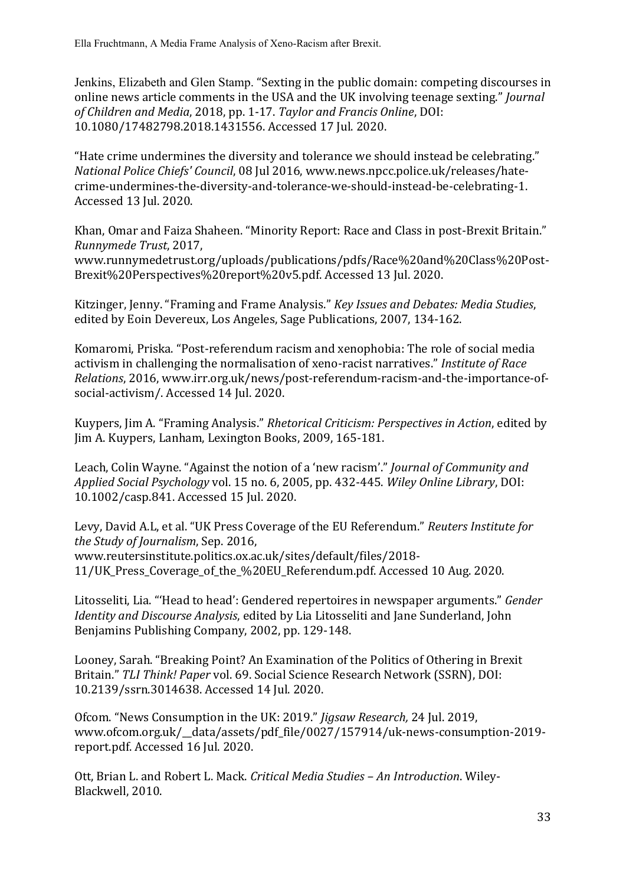Jenkins, Elizabeth and Glen Stamp. "Sexting in the public domain: competing discourses in online news article comments in the USA and the UK involving teenage sexting." *Journal of Children and Media*, 2018, pp. 1-17. *Taylor and Francis Online*, DOI: 10.1080/17482798.2018.1431556. Accessed 17 Jul. 2020.

"Hate crime undermines the diversity and tolerance we should instead be celebrating." *National Police Chiefs' Council*, 08 Jul 2016, www.news.npcc.police.uk/releases/hate-crime-undermines-the-diversity-and-tolerance-we-should-instead-be-celebrating-1. Accessed 13 Jul. 2020.

Khan, Omar and Faiza Shaheen. "Minority Report: Race and Class in post-Brexit Britain." *Runnymede Trust*, 2017, www.runnymedetrust.org/uploads/publications/pdfs/Race%20and%20Class%20Post-Brexit%20Perspectives%20report%20v5.pdf. Accessed 13 Jul. 2020.

Kitzinger, Jenny. "Framing and Frame Analysis." *Key Issues and Debates: Media Studies*, edited by Eoin Devereux, Los Angeles, Sage Publications, 2007, 134-162.

Komaromi, Priska. "Post-referendum racism and xenophobia: The role of social media activism in challenging the normalisation of xeno-racist narratives." *Institute of Race Relations*, 2016, www.irr.org.uk/news/post-referendum-racism-and-the-importance-of-social-activism/. Accessed 14 Jul. 2020.

Kuypers, Jim A. "Framing Analysis." *Rhetorical Criticism: Perspectives in Action*, edited by Jim A. Kuypers, Lanham, Lexington Books, 2009, 165-181.

Leach, Colin Wayne. "Against the notion of a 'new racism'." *Journal of Community and Applied Social Psychology* vol. 15 no. 6, 2005, pp. 432-445. *Wiley Online Library*, DOI: 10.1002/casp.841. Accessed 15 Jul. 2020.

Levy, David A.L, et al. "UK Press Coverage of the EU Referendum." *Reuters Institute for the Study of Journalism*, Sep. 2016, www.reutersinstitute.politics.ox.ac.uk/sites/default/files/2018-11/UK_Press_Coverage_of_the_%20EU_Referendum.pdf. Accessed 10 Aug. 2020.

Litosseliti, Lia. "'Head to head': Gendered repertoires in newspaper arguments." *Gender Identity and Discourse Analysis*, edited by Lia Litosseliti and Jane Sunderland, John Benjamins Publishing Company, 2002, pp. 129-148.

Looney, Sarah. "Breaking Point? An Examination of the Politics of Othering in Brexit Britain." *TLI Think! Paper* vol. 69. Social Science Research Network (SSRN), DOI: 10.2139/ssrn.3014638. Accessed 14 Jul. 2020.

Ofcom. "News Consumption in the UK: 2019." *Jigsaw Research,* 24 Jul. 2019, www.ofcom.org.uk/__data/assets/pdf_file/0027/157914/uk-news-consumption-2019-report.pdf. Accessed 16 Jul. 2020.

Ott, Brian L. and Robert L. Mack. *Critical Media Studies – An Introduction*. Wiley-Blackwell, 2010.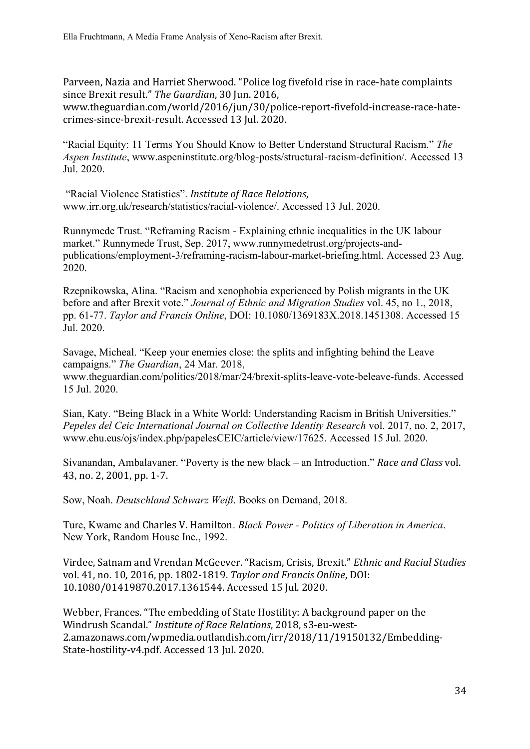Parveen, Nazia and Harriet Sherwood. "Police log fivefold rise in race-hate complaints since Brexit result." *The Guardian*, 30 Jun. 2016, www.theguardian.com/world/2016/jun/30/police-report-fivefold-increase-race-hate-crimes-since-brexit-result. Accessed 13 Jul. 2020.

"Racial Equity: 11 Terms You Should Know to Better Understand Structural Racism." *The Aspen Institute*, www.aspeninstitute.org/blog-posts/structural-racism-definition/. Accessed 13 Jul. 2020.

"Racial Violence Statistics". *Institute of Race Relations*, www.irr.org.uk/research/statistics/racial-violence/. Accessed 13 Jul. 2020.

Runnymede Trust. "Reframing Racism - Explaining ethnic inequalities in the UK labour market." Runnymede Trust, Sep. 2017, www.runnymedetrust.org/projects-and-publications/employment-3/reframing-racism-labour-market-briefing.html. Accessed 23 Aug. 2020.

Rzepnikowska, Alina. "Racism and xenophobia experienced by Polish migrants in the UK before and after Brexit vote." *Journal of Ethnic and Migration Studies* vol. 45, no 1., 2018, pp. 61-77. *Taylor and Francis Online*, DOI: 10.1080/1369183X.2018.1451308. Accessed 15 Jul. 2020.

Savage, Micheal. "Keep your enemies close: the splits and infighting behind the Leave campaigns." *The Guardian*, 24 Mar. 2018, www.theguardian.com/politics/2018/mar/24/brexit-splits-leave-vote-beleave-funds. Accessed 15 Jul. 2020.

Sian, Katy. "Being Black in a White World: Understanding Racism in British Universities." *Pepeles del Ceic International Journal on Collective Identity Research* vol. 2017, no. 2, 2017, www.ehu.eus/ojs/index.php/papelesCEIC/article/view/17625. Accessed 15 Jul. 2020.

Sivanandan, Ambalavaner. "Poverty is the new black – an Introduction." *Race and Class* vol. 43, no. 2, 2001, pp. 1-7.

Sow, Noah. *Deutschland Schwarz Weiß*. Books on Demand, 2018.

Ture, Kwame and Charles V. Hamilton. *Black Power - Politics of Liberation in America*. New York, Random House Inc., 1992.

Virdee, Satnam and Vrendan McGeever. "Racism, Crisis, Brexit." *Ethnic and Racial Studies* vol. 41, no. 10, 2016, pp. 1802-1819. *Taylor and Francis Online*, DOI: 10.1080/01419870.2017.1361544. Accessed 15 Jul. 2020.

Webber, Frances. "The embedding of State Hostility: A background paper on the Windrush Scandal." *Institute of Race Relations*, 2018, s3-eu-west-2.amazonaws.com/wpmedia.outlandish.com/irr/2018/11/19150132/Embedding-State-hostility-v4.pdf. Accessed 13 Jul. 2020.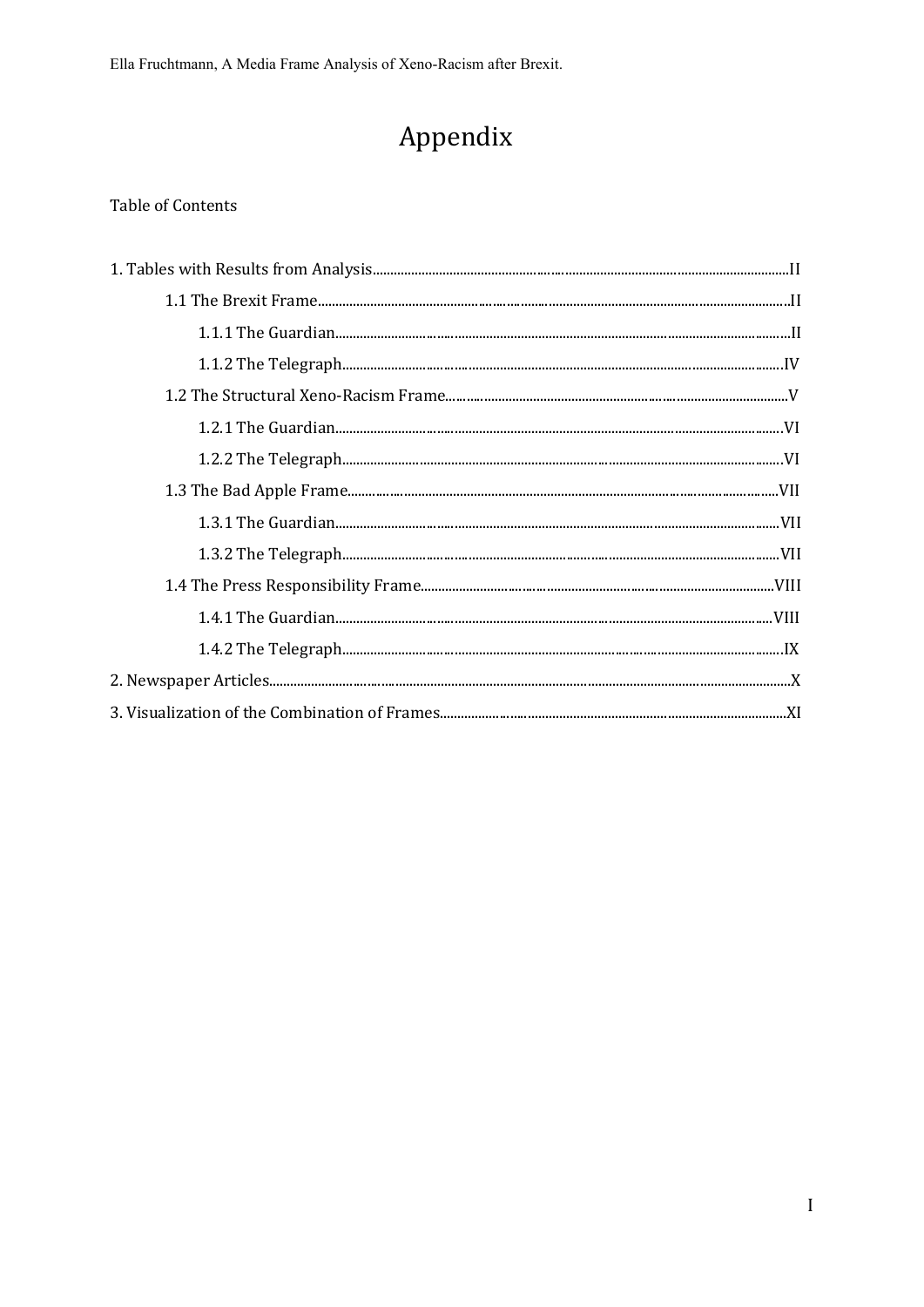# Appendix

Table of Contents

1. Tables with Results from Analysis ........................................ II
    - 1.1 The Brexit Frame ........................................ II
        - 1.1.1 The Guardian ........................................ II
        - 1.1.2 The Telegraph ........................................ IV
    - 1.2 The Structural Xeno-Racism Frame ........................................ V
        - 1.2.1 The Guardian ........................................ VI
        - 1.2.2 The Telegraph ........................................ VI
    - 1.3 The Bad Apple Frame ........................................ VII
        - 1.3.1 The Guardian ........................................ VII
        - 1.3.2 The Telegraph ........................................ VII
    - 1.4 The Press Responsibility Frame ........................................ VIII
        - 1.4.1 The Guardian ........................................ VIII
        - 1.4.2 The Telegraph ........................................ IX
2. Newspaper Articles ........................................ X
3. Visualization of the Combination of Frames ........................................ XI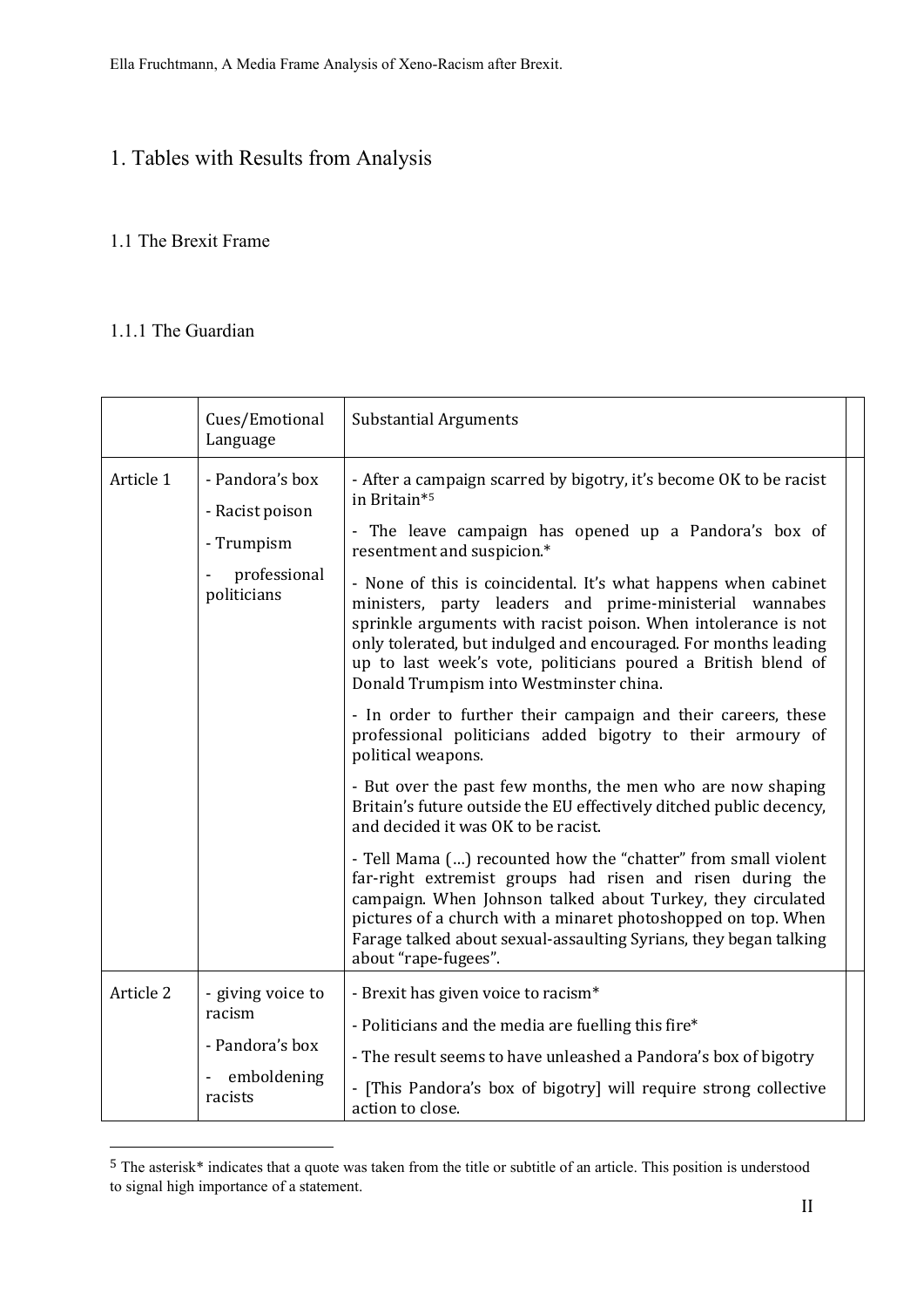# 1. Tables with Results from Analysis

## 1.1 The Brexit Frame

### 1.1.1 The Guardian

| | Cues/Emotional Language | Substantial Arguments |
|---|---|---|
| Article 1 | - Pandora's box<br>- Racist poison<br>- Trumpism<br>- professional politicians | - After a campaign scarred by bigotry, it's become OK to be racist in Britain*[5]<br>- The leave campaign has opened up a Pandora's box of resentment and suspicion.*<br>- None of this is coincidental. It's what happens when cabinet ministers, party leaders and prime-ministerial wannabes sprinkle arguments with racist poison. When intolerance is not only tolerated, but indulged and encouraged. For months leading up to last week's vote, politicians poured a British blend of Donald Trumpism into Westminster china.<br>- In order to further their campaign and their careers, these professional politicians added bigotry to their armoury of political weapons.<br>- But over the past few months, the men who are now shaping Britain's future outside the EU effectively ditched public decency, and decided it was OK to be racist.<br>- Tell Mama (…) recounted how the "chatter" from small violent far-right extremist groups had risen and risen during the campaign. When Johnson talked about Turkey, they circulated pictures of a church with a minaret photoshopped on top. When Farage talked about sexual-assaulting Syrians, they began talking about "rape-fugees". |
| Article 2 | - giving voice to racism<br>- Pandora's box<br>- emboldening racists | - Brexit has given voice to racism*<br>- Politicians and the media are fuelling this fire*<br>- The result seems to have unleashed a Pandora's box of bigotry<br>- [This Pandora's box of bigotry] will require strong collective action to close. |

[5] The asterisk* indicates that a quote was taken from the title or subtitle of an article. This position is understood to signal high importance of a statement.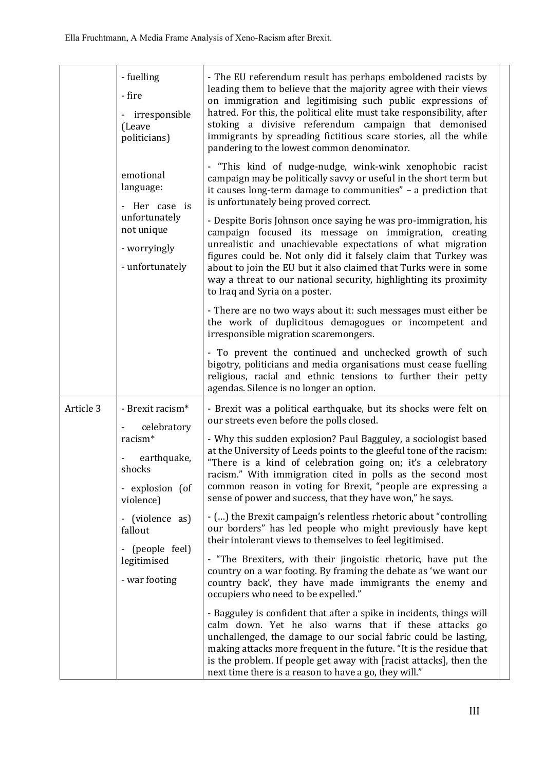| | | | |
|---|---|---|---|
| | - fuelling<br>- fire<br>- irresponsible (Leave politicians)<br><br>emotional language:<br>- Her case is unfortunately not unique<br>- worryingly<br>- unfortunately | - The EU referendum result has perhaps emboldened racists by leading them to believe that the majority agree with their views on immigration and legitimising such public expressions of hatred. For this, the political elite must take responsibility, after stoking a divisive referendum campaign that demonised immigrants by spreading fictitious scare stories, all the while pandering to the lowest common denominator.<br><br>- "This kind of nudge-nudge, wink-wink xenophobic racist campaign may be politically savvy or useful in the short term but it causes long-term damage to communities" – a prediction that is unfortunately being proved correct.<br><br>- Despite Boris Johnson once saying he was pro-immigration, his campaign focused its message on immigration, creating unrealistic and unachievable expectations of what migration figures could be. Not only did it falsely claim that Turkey was about to join the EU but it also claimed that Turks were in some way a threat to our national security, highlighting its proximity to Iraq and Syria on a poster.<br><br>- There are no two ways about it: such messages must either be the work of duplicitous demagogues or incompetent and irresponsible migration scaremongers.<br><br>- To prevent the continued and unchecked growth of such bigotry, politicians and media organisations must cease fuelling religious, racial and ethnic tensions to further their petty agendas. Silence is no longer an option. | |
| Article 3 | - Brexit racism*<br>- celebratory racism*<br>- earthquake, shocks<br>- explosion (of violence)<br>- (violence as) fallout<br>- (people feel) legitimised<br>- war footing | - Brexit was a political earthquake, but its shocks were felt on our streets even before the polls closed.<br><br>- Why this sudden explosion? Paul Bagguley, a sociologist based at the University of Leeds points to the gleeful tone of the racism: "There is a kind of celebration going on; it's a celebratory racism." With immigration cited in polls as the second most common reason in voting for Brexit, "people are expressing a sense of power and success, that they have won," he says.<br><br>- (…) the Brexit campaign's relentless rhetoric about "controlling our borders" has led people who might previously have kept their intolerant views to themselves to feel legitimised.<br><br>- "The Brexiters, with their jingoistic rhetoric, have put the country on a war footing. By framing the debate as 'we want our country back', they have made immigrants the enemy and occupiers who need to be expelled."<br><br>- Bagguley is confident that after a spike in incidents, things will calm down. Yet he also warns that if these attacks go unchallenged, the damage to our social fabric could be lasting, making attacks more frequent in the future. "It is the residue that is the problem. If people get away with [racist attacks], then the next time there is a reason to have a go, they will." | |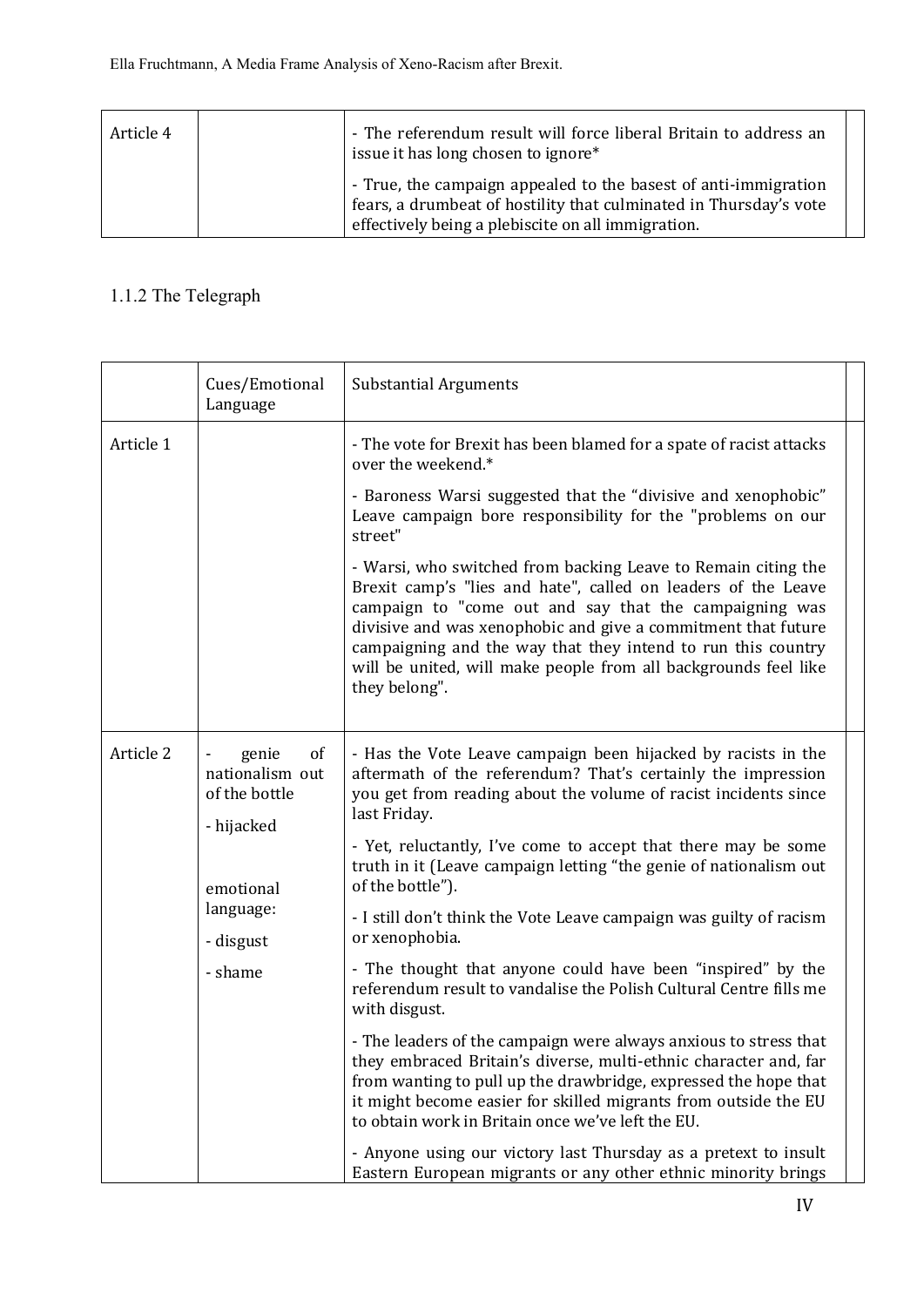| Article 4 | | - The referendum result will force liberal Britain to address an issue it has long chosen to ignore*<br><br>- True, the campaign appealed to the basest of anti-immigration fears, a drumbeat of hostility that culminated in Thursday's vote effectively being a plebiscite on all immigration. | |
|---|---|---|---|

### 1.1.2 The Telegraph

| | Cues/Emotional Language | Substantial Arguments | |
|---|---|---|---|
| Article 1 | | - The vote for Brexit has been blamed for a spate of racist attacks over the weekend.*<br><br>- Baroness Warsi suggested that the "divisive and xenophobic" Leave campaign bore responsibility for the "problems on our street"<br><br>- Warsi, who switched from backing Leave to Remain citing the Brexit camp's "lies and hate", called on leaders of the Leave campaign to "come out and say that the campaigning was divisive and was xenophobic and give a commitment that future campaigning and the way that they intend to run this country will be united, will make people from all backgrounds feel like they belong". | |
| Article 2 | - genie of nationalism out of the bottle<br><br>- hijacked<br><br>emotional language:<br><br>- disgust<br><br>- shame | - Has the Vote Leave campaign been hijacked by racists in the aftermath of the referendum? That's certainly the impression you get from reading about the volume of racist incidents since last Friday.<br><br>- Yet, reluctantly, I've come to accept that there may be some truth in it (Leave campaign letting "the genie of nationalism out of the bottle").<br><br>- I still don't think the Vote Leave campaign was guilty of racism or xenophobia.<br><br>- The thought that anyone could have been "inspired" by the referendum result to vandalise the Polish Cultural Centre fills me with disgust.<br><br>- The leaders of the campaign were always anxious to stress that they embraced Britain's diverse, multi-ethnic character and, far from wanting to pull up the drawbridge, expressed the hope that it might become easier for skilled migrants from outside the EU to obtain work in Britain once we've left the EU.<br><br>- Anyone using our victory last Thursday as a pretext to insult Eastern European migrants or any other ethnic minority brings | |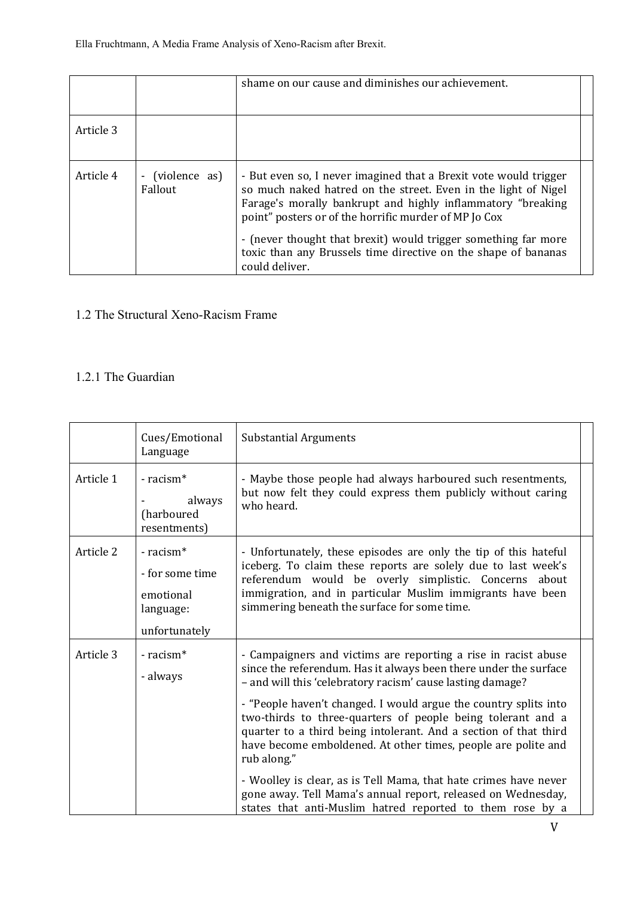|  |  | shame on our cause and diminishes our achievement. |  |
|---|---|---|---|
| Article 3 |  |  |  |
| Article 4 | - (violence as) Fallout | - But even so, I never imagined that a Brexit vote would trigger so much naked hatred on the street. Even in the light of Nigel Farage's morally bankrupt and highly inflammatory "breaking point" posters or of the horrific murder of MP Jo Cox<br><br>- (never thought that brexit) would trigger something far more toxic than any Brussels time directive on the shape of bananas could deliver. |  |

## 1.2 The Structural Xeno-Racism Frame

### 1.2.1 The Guardian

|  | Cues/Emotional Language | Substantial Arguments |  |
|---|---|---|---|
| Article 1 | - racism*<br><br>- always (harboured resentments) | - Maybe those people had always harboured such resentments, but now felt they could express them publicly without caring who heard. |  |
| Article 2 | - racism*<br><br>- for some time<br><br>emotional language:<br><br>unfortunately | - Unfortunately, these episodes are only the tip of this hateful iceberg. To claim these reports are solely due to last week's referendum would be overly simplistic. Concerns about immigration, and in particular Muslim immigrants have been simmering beneath the surface for some time. |  |
| Article 3 | - racism*<br><br>- always | - Campaigners and victims are reporting a rise in racist abuse since the referendum. Has it always been there under the surface – and will this 'celebratory racism' cause lasting damage?<br><br>- "People haven't changed. I would argue the country splits into two-thirds to three-quarters of people being tolerant and a quarter to a third being intolerant. And a section of that third have become emboldened. At other times, people are polite and rub along."<br><br>- Woolley is clear, as is Tell Mama, that hate crimes have never gone away. Tell Mama's annual report, released on Wednesday, states that anti-Muslim hatred reported to them rose by a |  |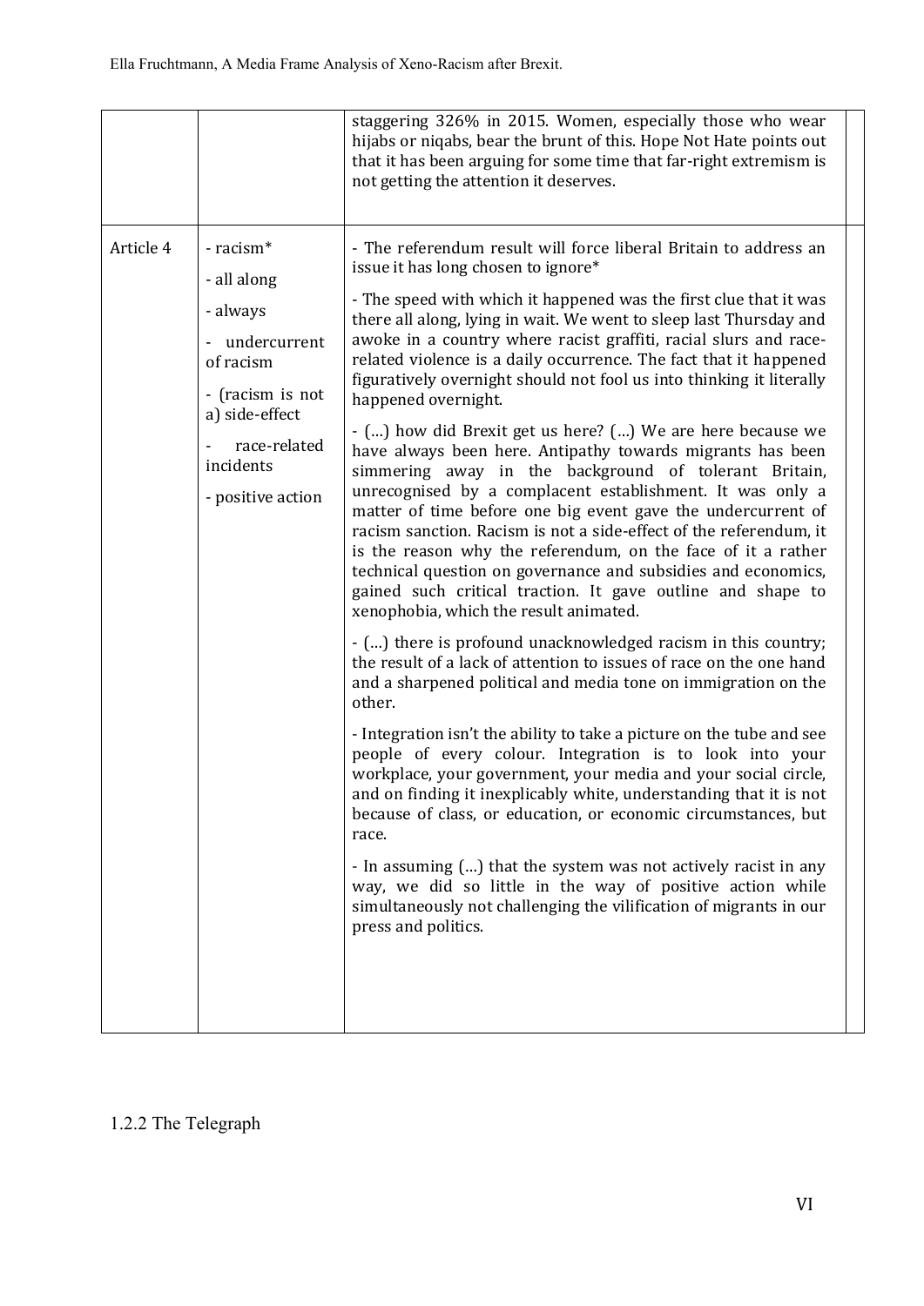| | | | |
|---|---|---|---|
| | | staggering 326% in 2015. Women, especially those who wear hijabs or niqabs, bear the brunt of this. Hope Not Hate points out that it has been arguing for some time that far-right extremism is not getting the attention it deserves. | |
| Article 4 | - racism*<br>- all along<br>- always<br>- undercurrent of racism<br>- (racism is not a) side-effect<br>- race-related incidents<br>- positive action | - The referendum result will force liberal Britain to address an issue it has long chosen to ignore*<br>- The speed with which it happened was the first clue that it was there all along, lying in wait. We went to sleep last Thursday and awoke in a country where racist graffiti, racial slurs and race-related violence is a daily occurrence. The fact that it happened figuratively overnight should not fool us into thinking it literally happened overnight.<br>- (...) how did Brexit get us here? (...) We are here because we have always been here. Antipathy towards migrants has been simmering away in the background of tolerant Britain, unrecognised by a complacent establishment. It was only a matter of time before one big event gave the undercurrent of racism sanction. Racism is not a side-effect of the referendum, it is the reason why the referendum, on the face of it a rather technical question on governance and subsidies and economics, gained such critical traction. It gave outline and shape to xenophobia, which the result animated.<br>- (...) there is profound unacknowledged racism in this country; the result of a lack of attention to issues of race on the one hand and a sharpened political and media tone on immigration on the other.<br>- Integration isn't the ability to take a picture on the tube and see people of every colour. Integration is to look into your workplace, your government, your media and your social circle, and on finding it inexplicably white, understanding that it is not because of class, or education, or economic circumstances, but race.<br>- In assuming (...) that the system was not actively racist in any way, we did so little in the way of positive action while simultaneously not challenging the vilification of migrants in our press and politics. | |

1.2.2 The Telegraph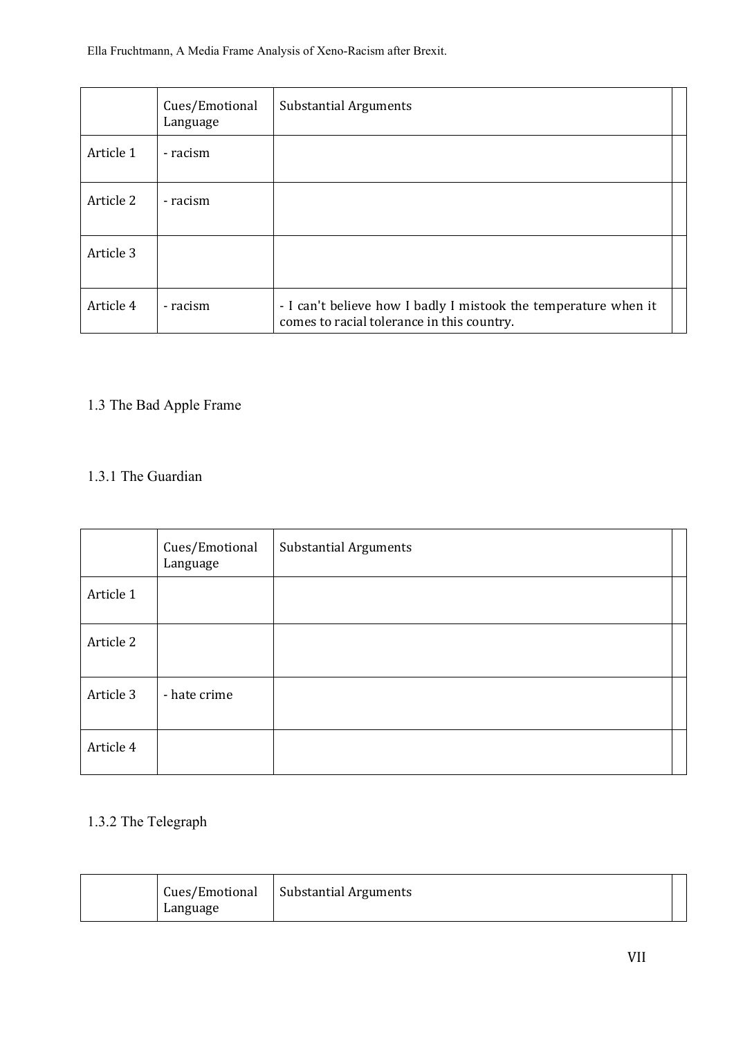| | Cues/Emotional Language | Substantial Arguments |
|---|---|---|
| Article 1 | - racism | |
| Article 2 | - racism | |
| Article 3 | | |
| Article 4 | - racism | - I can't believe how I badly I mistook the temperature when it comes to racial tolerance in this country. |

### 1.3 The Bad Apple Frame

#### 1.3.1 The Guardian

| | Cues/Emotional Language | Substantial Arguments |
|---|---|---|
| Article 1 | | |
| Article 2 | | |
| Article 3 | - hate crime | |
| Article 4 | | |

#### 1.3.2 The Telegraph

| | Cues/Emotional Language | Substantial Arguments |
|---|---|---|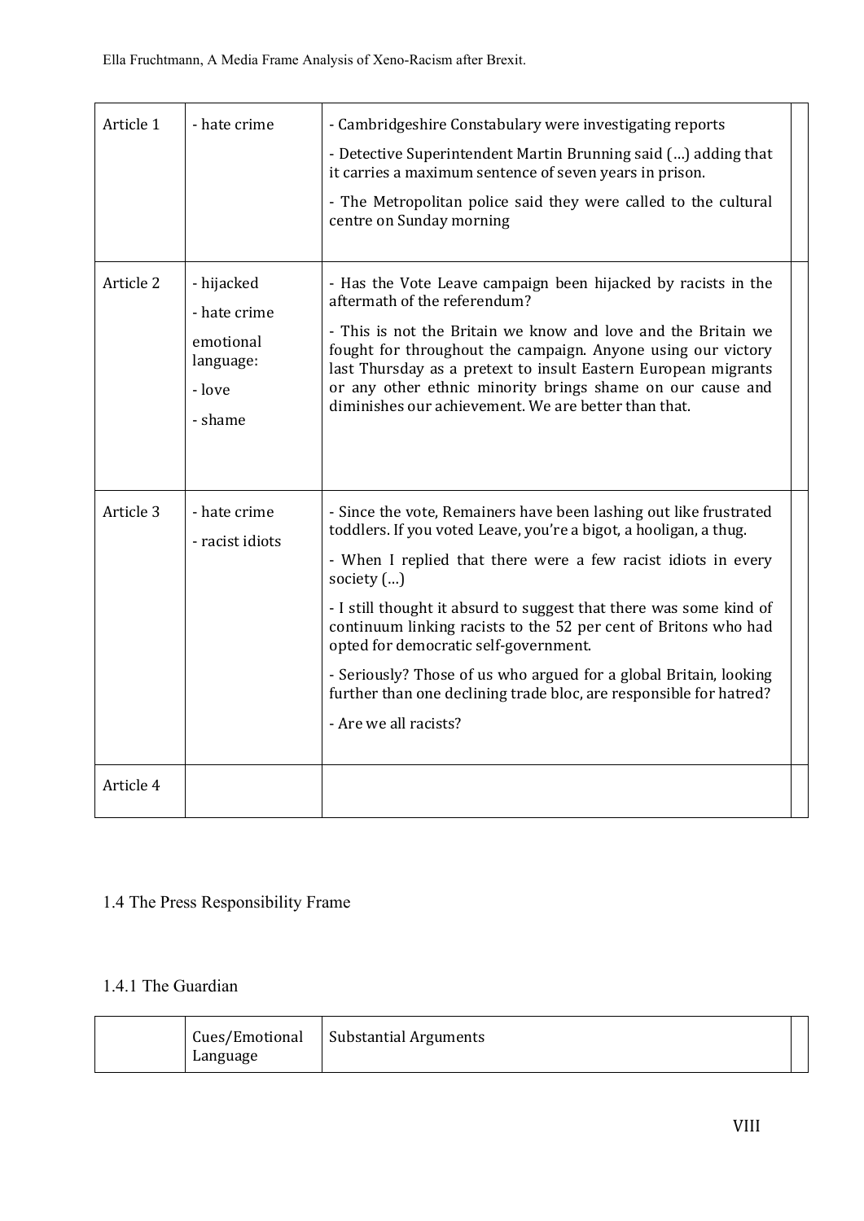| | | | |
|---|---|---|---|
| Article 1 | - hate crime | - Cambridgeshire Constabulary were investigating reports<br>- Detective Superintendent Martin Brunning said (…) adding that it carries a maximum sentence of seven years in prison.<br>- The Metropolitan police said they were called to the cultural centre on Sunday morning | |
| Article 2 | - hijacked<br>- hate crime<br>emotional language:<br>- love<br>- shame | - Has the Vote Leave campaign been hijacked by racists in the aftermath of the referendum?<br>- This is not the Britain we know and love and the Britain we fought for throughout the campaign. Anyone using our victory last Thursday as a pretext to insult Eastern European migrants or any other ethnic minority brings shame on our cause and diminishes our achievement. We are better than that. | |
| Article 3 | - hate crime<br>- racist idiots | - Since the vote, Remainers have been lashing out like frustrated toddlers. If you voted Leave, you're a bigot, a hooligan, a thug.<br>- When I replied that there were a few racist idiots in every society (…)<br>- I still thought it absurd to suggest that there was some kind of continuum linking racists to the 52 per cent of Britons who had opted for democratic self-government.<br>- Seriously? Those of us who argued for a global Britain, looking further than one declining trade bloc, are responsible for hatred?<br>- Are we all racists? | |
| Article 4 | | | |

## 1.4 The Press Responsibility Frame

### 1.4.1 The Guardian

| | Cues/Emotional Language | Substantial Arguments | |
|---|---|---|---|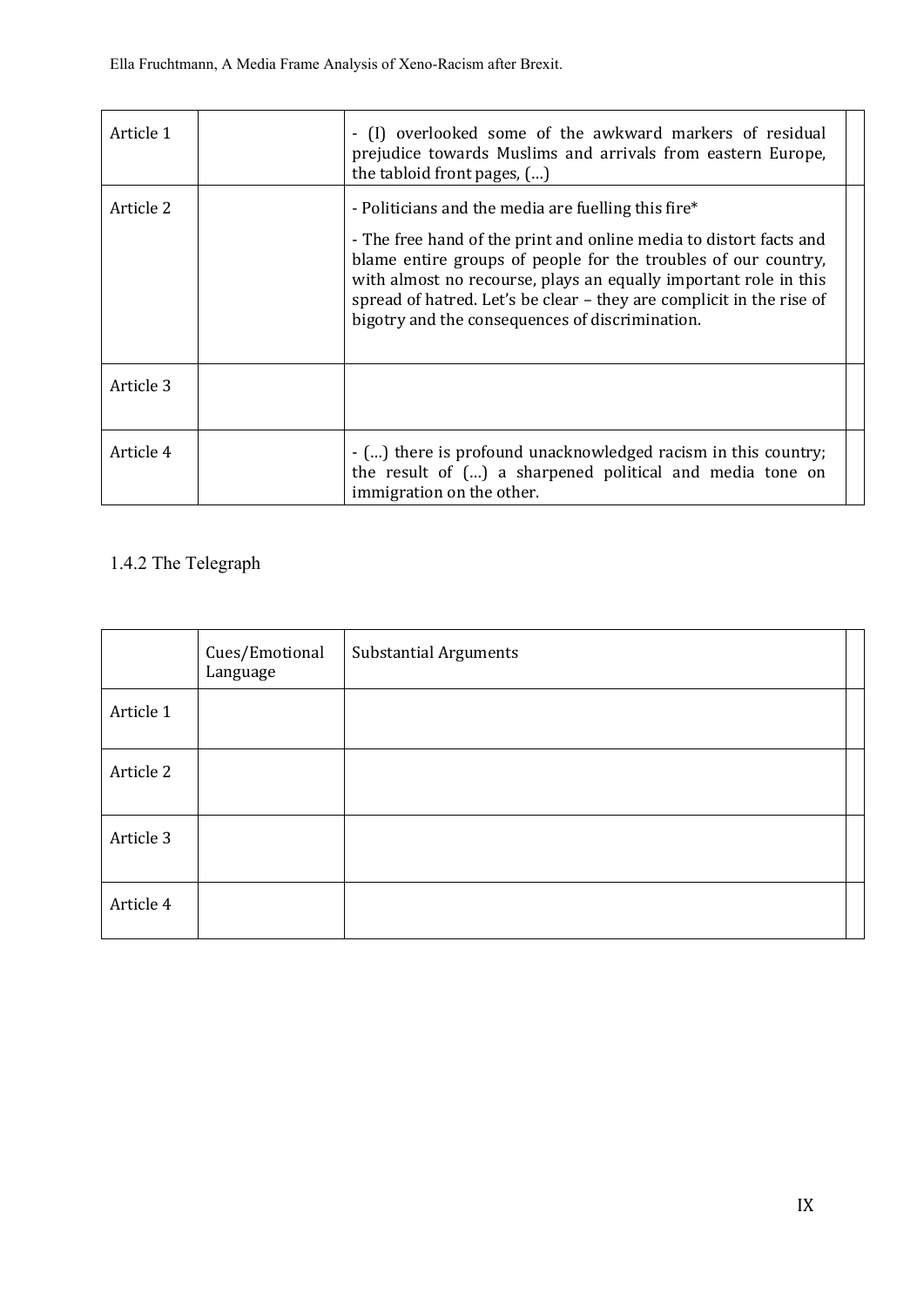| | | | |
|---|---|---|---|
| Article 1 | | - (I) overlooked some of the awkward markers of residual prejudice towards Muslims and arrivals from eastern Europe, the tabloid front pages, (…) | |
| Article 2 | | - Politicians and the media are fuelling this fire*<br>- The free hand of the print and online media to distort facts and blame entire groups of people for the troubles of our country, with almost no recourse, plays an equally important role in this spread of hatred. Let's be clear – they are complicit in the rise of bigotry and the consequences of discrimination. | |
| Article 3 | | | |
| Article 4 | | - (…) there is profound unacknowledged racism in this country; the result of (…) a sharpened political and media tone on immigration on the other. | |

### 1.4.2 The Telegraph

| | Cues/Emotional Language | Substantial Arguments | |
|---|---|---|---|
| Article 1 | | | |
| Article 2 | | | |
| Article 3 | | | |
| Article 4 | | | |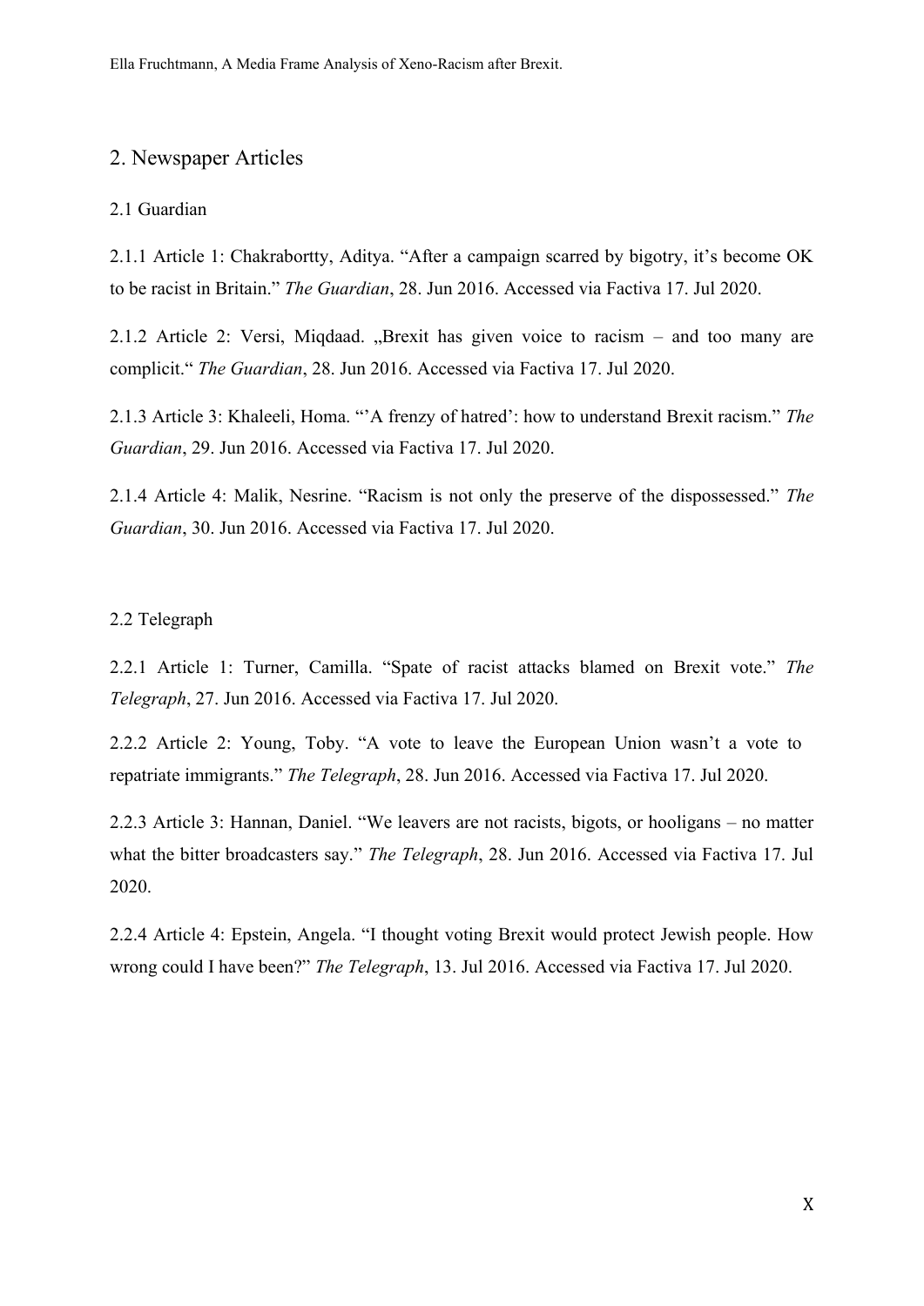## 2. Newspaper Articles

### 2.1 Guardian

2.1.1 Article 1: Chakrabortty, Aditya. “After a campaign scarred by bigotry, it’s become OK to be racist in Britain.” *The Guardian*, 28. Jun 2016. Accessed via Factiva 17. Jul 2020.

2.1.2 Article 2: Versi, Miqdaad. „Brexit has given voice to racism – and too many are complicit.“ *The Guardian*, 28. Jun 2016. Accessed via Factiva 17. Jul 2020.

2.1.3 Article 3: Khaleeli, Homa. “’A frenzy of hatred’: how to understand Brexit racism.” *The Guardian*, 29. Jun 2016. Accessed via Factiva 17. Jul 2020.

2.1.4 Article 4: Malik, Nesrine. “Racism is not only the preserve of the dispossessed.” *The Guardian*, 30. Jun 2016. Accessed via Factiva 17. Jul 2020.

### 2.2 Telegraph

2.2.1 Article 1: Turner, Camilla. “Spate of racist attacks blamed on Brexit vote.” *The Telegraph*, 27. Jun 2016. Accessed via Factiva 17. Jul 2020.

2.2.2 Article 2: Young, Toby. “A vote to leave the European Union wasn’t a vote to repatriate immigrants.” *The Telegraph*, 28. Jun 2016. Accessed via Factiva 17. Jul 2020.

2.2.3 Article 3: Hannan, Daniel. “We leavers are not racists, bigots, or hooligans – no matter what the bitter broadcasters say.” *The Telegraph*, 28. Jun 2016. Accessed via Factiva 17. Jul 2020.

2.2.4 Article 4: Epstein, Angela. “I thought voting Brexit would protect Jewish people. How wrong could I have been?” *The Telegraph*, 13. Jul 2016. Accessed via Factiva 17. Jul 2020.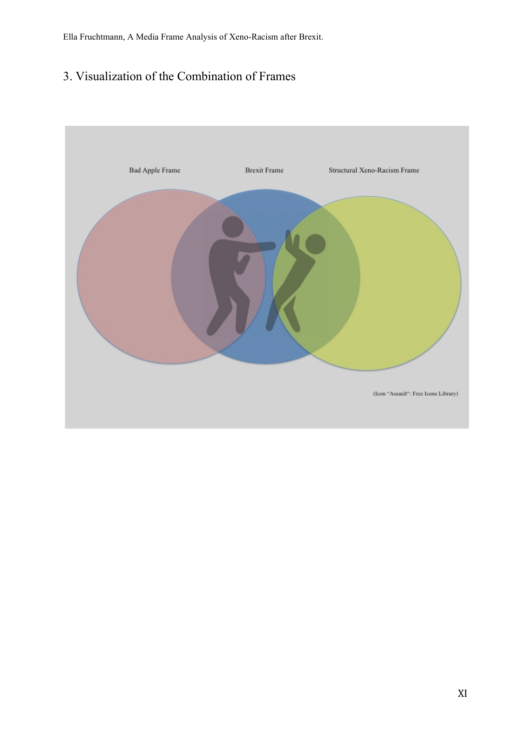## 3. Visualization of the Combination of Frames

Bad Apple Frame

Brexit Frame

Structural Xeno-Racism Frame

(Icon "Assault": Free Icons Library)